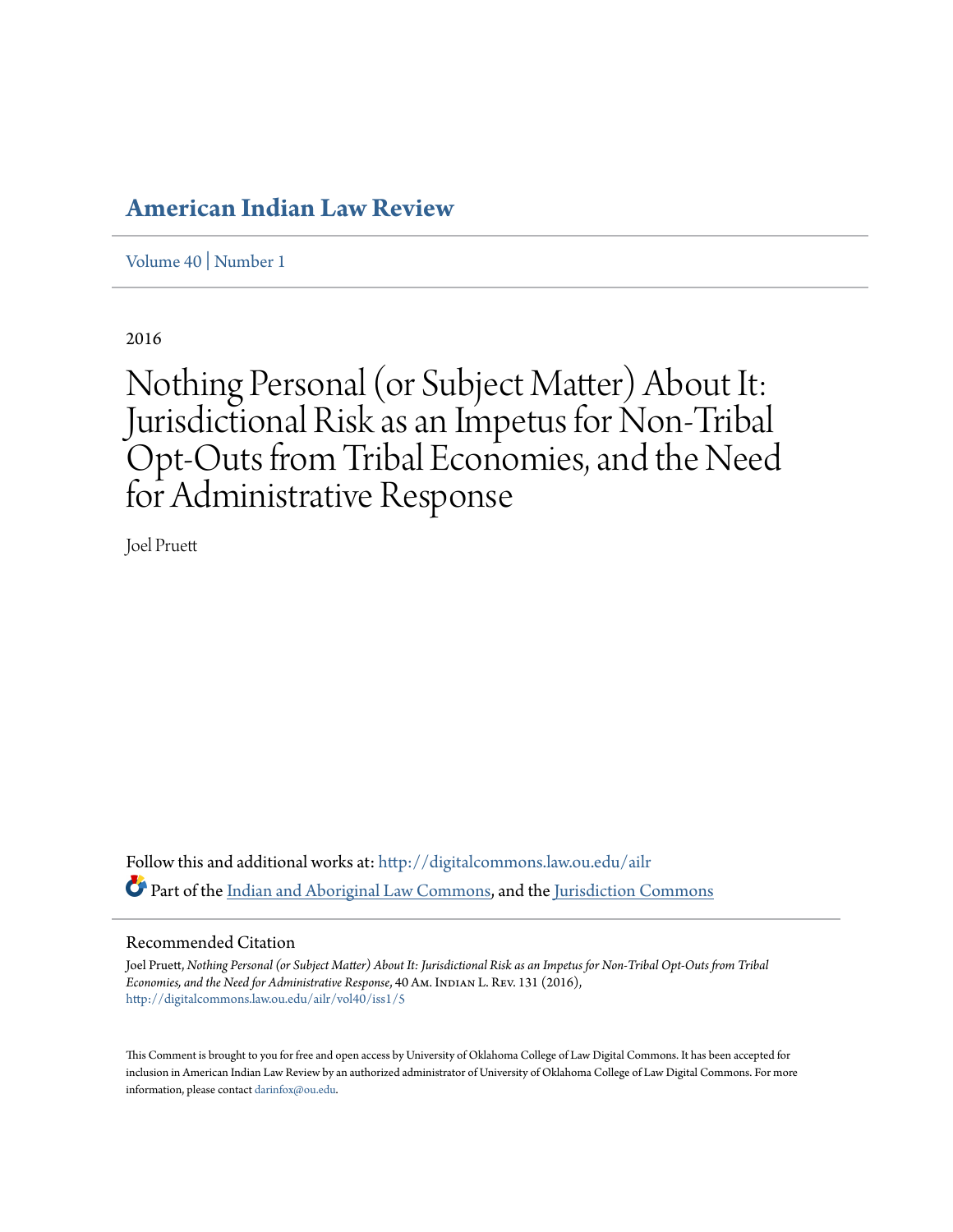# American Indian Law Review

Volume 40 | Number 1

2016

# Nothing Personal (or Subject Matter) About It: Jurisdictional Risk as an Impetus for Non-Tribal Opt-Outs from Tribal Economies, and the Need for Administrative Response

Joel Pruett

Follow this and additional works at: http://digitalcommons.law.ou.edu/ailr

Part of the Indian and Aboriginal Law Commons, and the Jurisdiction Commons

## Recommended Citation

Joel Pruett, *Nothing Personal (or Subject Matter) About It: Jurisdictional Risk as an Impetus for Non-Tribal Opt-Outs from Tribal Economies, and the Need for Administrative Response*, 40 Am. Indian L. Rev. 131 (2016), http://digitalcommons.law.ou.edu/ailr/vol40/iss1/5

This Comment is brought to you for free and open access by University of Oklahoma College of Law Digital Commons. It has been accepted for inclusion in American Indian Law Review by an authorized administrator of University of Oklahoma College of Law Digital Commons. For more information, please contact darinfox@ou.edu.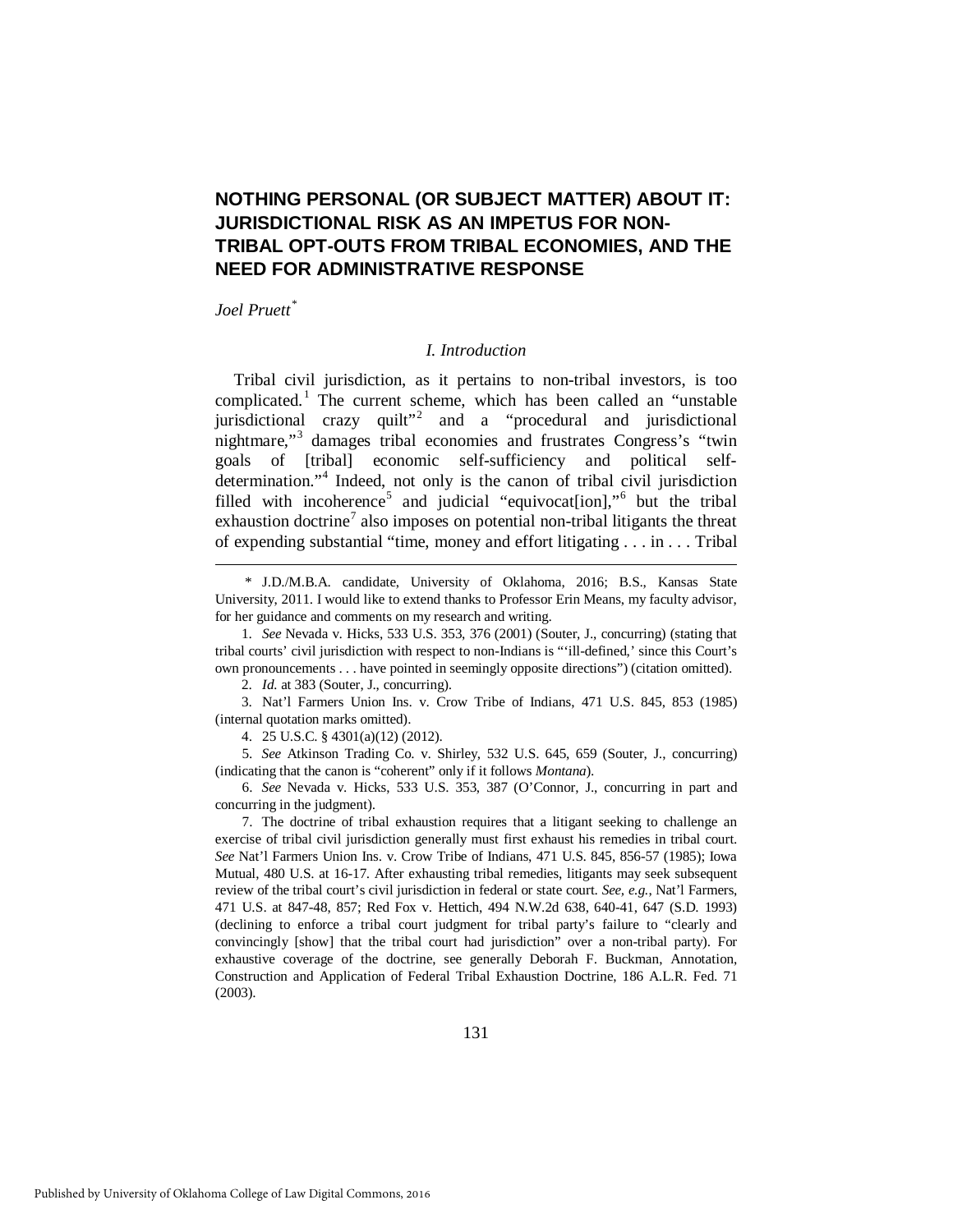# NOTHING PERSONAL (OR SUBJECT MATTER) ABOUT IT: JURISDICTIONAL RISK AS AN IMPETUS FOR NON-TRIBAL OPT-OUTS FROM TRIBAL ECONOMIES, AND THE NEED FOR ADMINISTRATIVE RESPONSE

*Joel Pruett*[*]

## *I. Introduction*

Tribal civil jurisdiction, as it pertains to non-tribal investors, is too complicated.[1] The current scheme, which has been called an "unstable jurisdictional crazy quilt"[2] and a "procedural and jurisdictional nightmare,"[3] damages tribal economies and frustrates Congress's "twin goals of [tribal] economic self-sufficiency and political self-determination."[4] Indeed, not only is the canon of tribal civil jurisdiction filled with incoherence[5] and judicial "equivocat[ion],"[6] but the tribal exhaustion doctrine[7] also imposes on potential non-tribal litigants the threat of expending substantial "time, money and effort litigating . . . in . . . Tribal

---

\* J.D./M.B.A. candidate, University of Oklahoma, 2016; B.S., Kansas State University, 2011. I would like to extend thanks to Professor Erin Means, my faculty advisor, for her guidance and comments on my research and writing.

1. *See* Nevada v. Hicks, 533 U.S. 353, 376 (2001) (Souter, J., concurring) (stating that tribal courts' civil jurisdiction with respect to non-Indians is "'ill-defined,' since this Court's own pronouncements . . . have pointed in seemingly opposite directions") (citation omitted).

2. *Id.* at 383 (Souter, J., concurring).

3. Nat'l Farmers Union Ins. v. Crow Tribe of Indians, 471 U.S. 845, 853 (1985) (internal quotation marks omitted).

4. 25 U.S.C. § 4301(a)(12) (2012).

5. *See* Atkinson Trading Co. v. Shirley, 532 U.S. 645, 659 (Souter, J., concurring) (indicating that the canon is "coherent" only if it follows *Montana*).

6. *See* Nevada v. Hicks, 533 U.S. 353, 387 (O'Connor, J., concurring in part and concurring in the judgment).

7. The doctrine of tribal exhaustion requires that a litigant seeking to challenge an exercise of tribal civil jurisdiction generally must first exhaust his remedies in tribal court. *See* Nat'l Farmers Union Ins. v. Crow Tribe of Indians, 471 U.S. 845, 856-57 (1985); Iowa Mutual, 480 U.S. at 16-17. After exhausting tribal remedies, litigants may seek subsequent review of the tribal court's civil jurisdiction in federal or state court. *See, e.g.*, Nat'l Farmers, 471 U.S. at 847-48, 857; Red Fox v. Hettich, 494 N.W.2d 638, 640-41, 647 (S.D. 1993) (declining to enforce a tribal court judgment for tribal party's failure to "clearly and convincingly [show] that the tribal court had jurisdiction" over a non-tribal party). For exhaustive coverage of the doctrine, see generally Deborah F. Buckman, Annotation, Construction and Application of Federal Tribal Exhaustion Doctrine, 186 A.L.R. Fed. 71 (2003).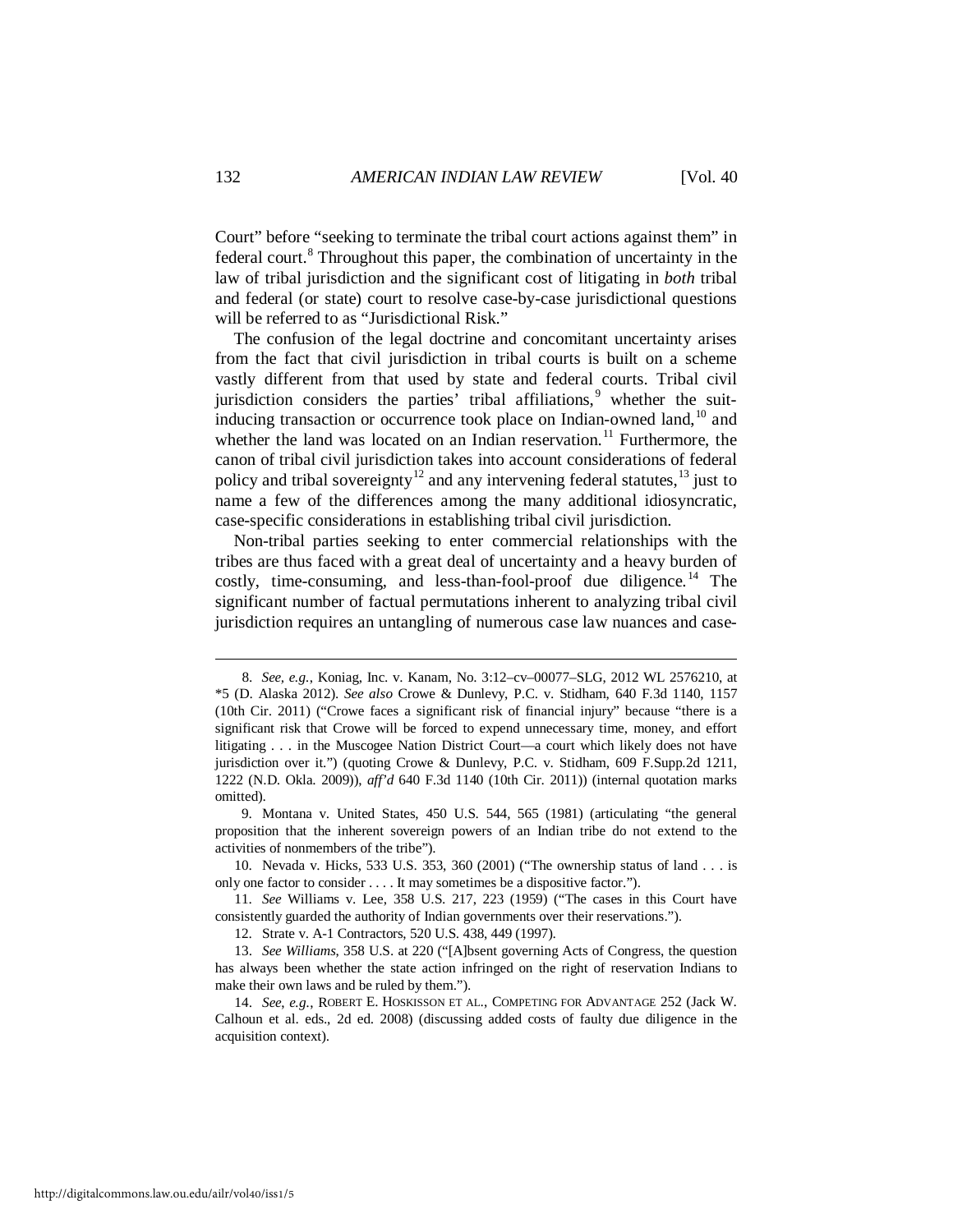Court" before "seeking to terminate the tribal court actions against them" in federal court.[8] Throughout this paper, the combination of uncertainty in the law of tribal jurisdiction and the significant cost of litigating in *both* tribal and federal (or state) court to resolve case-by-case jurisdictional questions will be referred to as "Jurisdictional Risk."

The confusion of the legal doctrine and concomitant uncertainty arises from the fact that civil jurisdiction in tribal courts is built on a scheme vastly different from that used by state and federal courts. Tribal civil jurisdiction considers the parties' tribal affiliations,[9] whether the suit-inducing transaction or occurrence took place on Indian-owned land,[10] and whether the land was located on an Indian reservation.[11] Furthermore, the canon of tribal civil jurisdiction takes into account considerations of federal policy and tribal sovereignty[12] and any intervening federal statutes,[13] just to name a few of the differences among the many additional idiosyncratic, case-specific considerations in establishing tribal civil jurisdiction.

Non-tribal parties seeking to enter commercial relationships with the tribes are thus faced with a great deal of uncertainty and a heavy burden of costly, time-consuming, and less-than-fool-proof due diligence.[14] The significant number of factual permutations inherent to analyzing tribal civil jurisdiction requires an untangling of numerous case law nuances and case-

---

8. *See, e.g.*, Koniag, Inc. v. Kanam, No. 3:12–cv–00077–SLG, 2012 WL 2576210, at *5 (D. Alaska 2012). *See also* Crowe & Dunlevy, P.C. v. Stidham, 640 F.3d 1140, 1157 (10th Cir. 2011) ("Crowe faces a significant risk of financial injury" because "there is a significant risk that Crowe will be forced to expend unnecessary time, money, and effort litigating . . . in the Muscogee Nation District Court—a court which likely does not have jurisdiction over it.") (quoting Crowe & Dunlevy, P.C. v. Stidham, 609 F.Supp.2d 1211, 1222 (N.D. Okla. 2009)), *aff'd* 640 F.3d 1140 (10th Cir. 2011)) (internal quotation marks omitted).

9. Montana v. United States, 450 U.S. 544, 565 (1981) (articulating "the general proposition that the inherent sovereign powers of an Indian tribe do not extend to the activities of nonmembers of the tribe").

10. Nevada v. Hicks, 533 U.S. 353, 360 (2001) ("The ownership status of land . . . is only one factor to consider . . . . It may sometimes be a dispositive factor.").

11. *See* Williams v. Lee, 358 U.S. 217, 223 (1959) ("The cases in this Court have consistently guarded the authority of Indian governments over their reservations.").

12. Strate v. A-1 Contractors, 520 U.S. 438, 449 (1997).

13. *See Williams*, 358 U.S. at 220 ("[A]bsent governing Acts of Congress, the question has always been whether the state action infringed on the right of reservation Indians to make their own laws and be ruled by them.").

14. *See, e.g.*, ROBERT E. HOSKISSON ET AL., COMPETING FOR ADVANTAGE 252 (Jack W. Calhoun et al. eds., 2d ed. 2008) (discussing added costs of faulty due diligence in the acquisition context).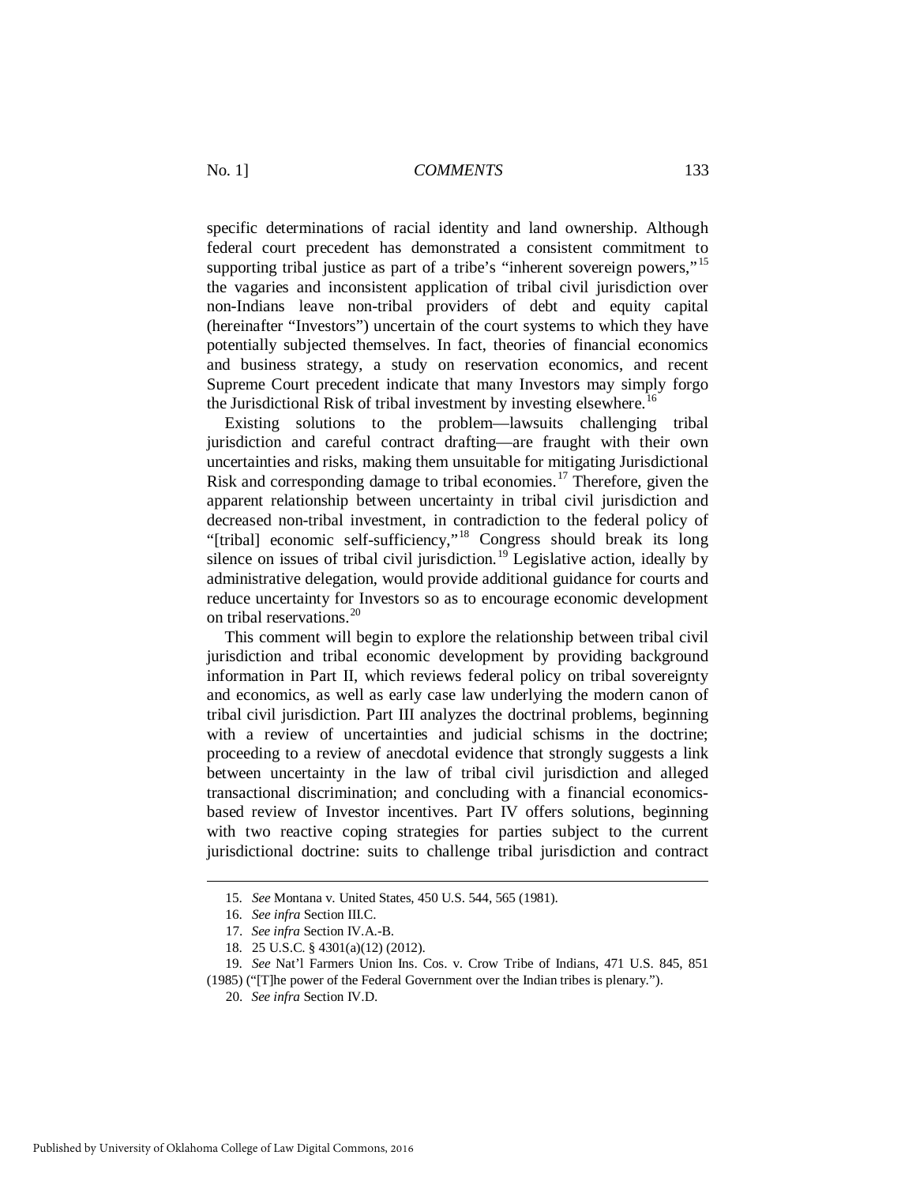specific determinations of racial identity and land ownership. Although federal court precedent has demonstrated a consistent commitment to supporting tribal justice as part of a tribe's "inherent sovereign powers,"[15] the vagaries and inconsistent application of tribal civil jurisdiction over non-Indians leave non-tribal providers of debt and equity capital (hereinafter "Investors") uncertain of the court systems to which they have potentially subjected themselves. In fact, theories of financial economics and business strategy, a study on reservation economics, and recent Supreme Court precedent indicate that many Investors may simply forgo the Jurisdictional Risk of tribal investment by investing elsewhere.[16]

Existing solutions to the problem—lawsuits challenging tribal jurisdiction and careful contract drafting—are fraught with their own uncertainties and risks, making them unsuitable for mitigating Jurisdictional Risk and corresponding damage to tribal economies.[17] Therefore, given the apparent relationship between uncertainty in tribal civil jurisdiction and decreased non-tribal investment, in contradiction to the federal policy of "[tribal] economic self-sufficiency,"[18] Congress should break its long silence on issues of tribal civil jurisdiction.[19] Legislative action, ideally by administrative delegation, would provide additional guidance for courts and reduce uncertainty for Investors so as to encourage economic development on tribal reservations.[20]

This comment will begin to explore the relationship between tribal civil jurisdiction and tribal economic development by providing background information in Part II, which reviews federal policy on tribal sovereignty and economics, as well as early case law underlying the modern canon of tribal civil jurisdiction. Part III analyzes the doctrinal problems, beginning with a review of uncertainties and judicial schisms in the doctrine; proceeding to a review of anecdotal evidence that strongly suggests a link between uncertainty in the law of tribal civil jurisdiction and alleged transactional discrimination; and concluding with a financial economics-based review of Investor incentives. Part IV offers solutions, beginning with two reactive coping strategies for parties subject to the current jurisdictional doctrine: suits to challenge tribal jurisdiction and contract

---

15. *See* Montana v. United States, 450 U.S. 544, 565 (1981).

16. *See infra* Section III.C.

17. *See infra* Section IV.A.-B.

18. 25 U.S.C. § 4301(a)(12) (2012).

19. *See* Nat'l Farmers Union Ins. Cos. v. Crow Tribe of Indians, 471 U.S. 845, 851 (1985) ("[T]he power of the Federal Government over the Indian tribes is plenary.").

20. *See infra* Section IV.D.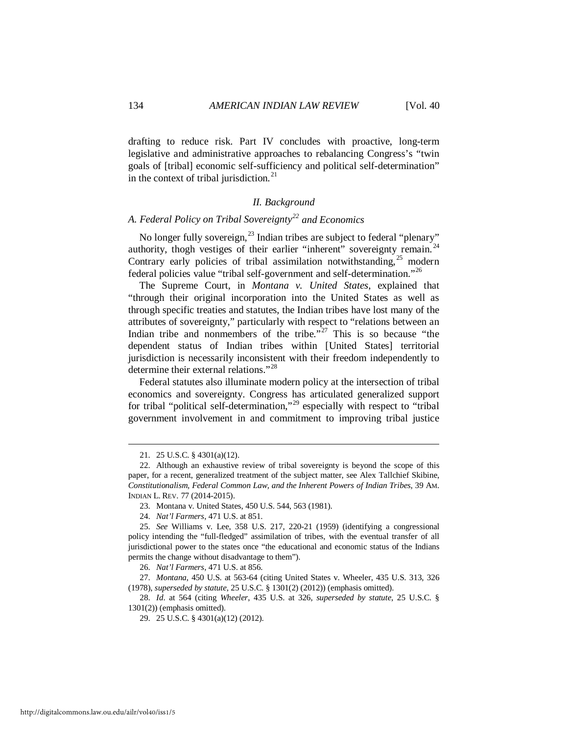drafting to reduce risk. Part IV concludes with proactive, long-term legislative and administrative approaches to rebalancing Congress's "twin goals of [tribal] economic self-sufficiency and political self-determination" in the context of tribal jurisdiction.[21]

## II. Background

### A. Federal Policy on Tribal Sovereignty[22] and Economics

No longer fully sovereign,[23] Indian tribes are subject to federal "plenary" authority, thogh vestiges of their earlier "inherent" sovereignty remain.[24] Contrary early policies of tribal assimilation notwithstanding,[25] modern federal policies value "tribal self-government and self-determination."[26]

The Supreme Court, in *Montana v. United States*, explained that "through their original incorporation into the United States as well as through specific treaties and statutes, the Indian tribes have lost many of the attributes of sovereignty," particularly with respect to "relations between an Indian tribe and nonmembers of the tribe."[27] This is so because "the dependent status of Indian tribes within [United States] territorial jurisdiction is necessarily inconsistent with their freedom independently to determine their external relations."[28]

Federal statutes also illuminate modern policy at the intersection of tribal economics and sovereignty. Congress has articulated generalized support for tribal "political self-determination,"[29] especially with respect to "tribal government involvement in and commitment to improving tribal justice

---

21. 25 U.S.C. § 4301(a)(12).

22. Although an exhaustive review of tribal sovereignty is beyond the scope of this paper, for a recent, generalized treatment of the subject matter, see Alex Tallchief Skibine, *Constitutionalism, Federal Common Law, and the Inherent Powers of Indian Tribes*, 39 AM. INDIAN L. REV. 77 (2014-2015).

23. Montana v. United States, 450 U.S. 544, 563 (1981).

24. *Nat'l Farmers*, 471 U.S. at 851.

25. *See* Williams v. Lee, 358 U.S. 217, 220-21 (1959) (identifying a congressional policy intending the "full-fledged" assimilation of tribes, with the eventual transfer of all jurisdictional power to the states once "the educational and economic status of the Indians permits the change without disadvantage to them").

26. *Nat'l Farmers*, 471 U.S. at 856.

27. *Montana*, 450 U.S. at 563-64 (citing United States v. Wheeler, 435 U.S. 313, 326 (1978), *superseded by statute*, 25 U.S.C. § 1301(2) (2012)) (emphasis omitted).

28. *Id*. at 564 (citing *Wheeler*, 435 U.S. at 326, *superseded by statute*, 25 U.S.C. § 1301(2)) (emphasis omitted).

29. 25 U.S.C. § 4301(a)(12) (2012).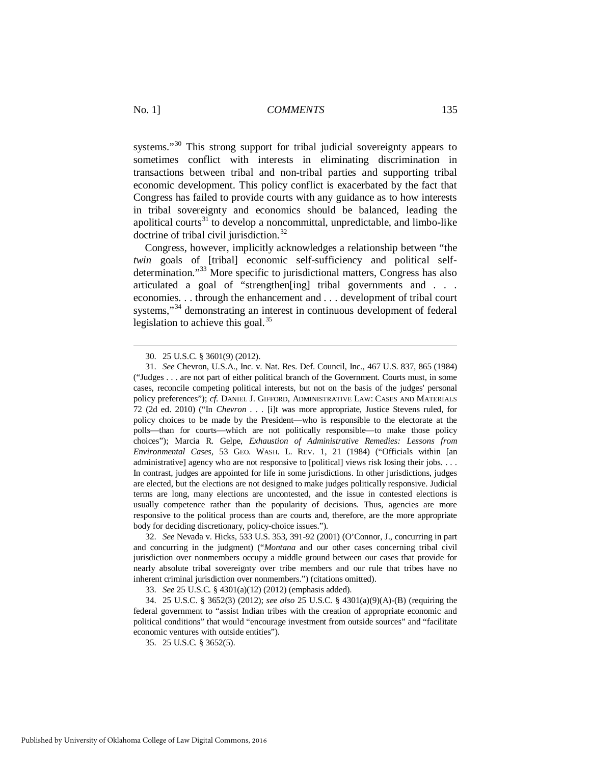systems."[30] This strong support for tribal judicial sovereignty appears to sometimes conflict with interests in eliminating discrimination in transactions between tribal and non-tribal parties and supporting tribal economic development. This policy conflict is exacerbated by the fact that Congress has failed to provide courts with any guidance as to how interests in tribal sovereignty and economics should be balanced, leading the apolitical courts[31] to develop a noncommittal, unpredictable, and limbo-like doctrine of tribal civil jurisdiction.[32]

Congress, however, implicitly acknowledges a relationship between "the *twin* goals of [tribal] economic self-sufficiency and political self-determination."[33] More specific to jurisdictional matters, Congress has also articulated a goal of "strengthen[ing] tribal governments and . . . economies. . . through the enhancement and . . . development of tribal court systems,"[34] demonstrating an interest in continuous development of federal legislation to achieve this goal.[35]

---

30. 25 U.S.C. § 3601(9) (2012).

31. *See* Chevron, U.S.A., Inc. v. Nat. Res. Def. Council, Inc., 467 U.S. 837, 865 (1984) ("Judges . . . are not part of either political branch of the Government. Courts must, in some cases, reconcile competing political interests, but not on the basis of the judges' personal policy preferences"); *cf.* DANIEL J. GIFFORD, ADMINISTRATIVE LAW: CASES AND MATERIALS 72 (2d ed. 2010) ("In *Chevron* . . . [i]t was more appropriate, Justice Stevens ruled, for policy choices to be made by the President—who is responsible to the electorate at the polls—than for courts—which are not politically responsible—to make those policy choices"); Marcia R. Gelpe, *Exhaustion of Administrative Remedies: Lessons from Environmental Cases*, 53 GEO. WASH. L. REV. 1, 21 (1984) ("Officials within [an administrative] agency who are not responsive to [political] views risk losing their jobs. . . . In contrast, judges are appointed for life in some jurisdictions. In other jurisdictions, judges are elected, but the elections are not designed to make judges politically responsive. Judicial terms are long, many elections are uncontested, and the issue in contested elections is usually competence rather than the popularity of decisions. Thus, agencies are more responsive to the political process than are courts and, therefore, are the more appropriate body for deciding discretionary, policy-choice issues.").

32. *See* Nevada v. Hicks, 533 U.S. 353, 391-92 (2001) (O'Connor, J., concurring in part and concurring in the judgment) ("*Montana* and our other cases concerning tribal civil jurisdiction over nonmembers occupy a middle ground between our cases that provide for nearly absolute tribal sovereignty over tribe members and our rule that tribes have no inherent criminal jurisdiction over nonmembers.") (citations omitted).

33. *See* 25 U.S.C. § 4301(a)(12) (2012) (emphasis added).

34. 25 U.S.C. § 3652(3) (2012); *see also* 25 U.S.C. § 4301(a)(9)(A)-(B) (requiring the federal government to "assist Indian tribes with the creation of appropriate economic and political conditions" that would "encourage investment from outside sources" and "facilitate economic ventures with outside entities").

35. 25 U.S.C. § 3652(5).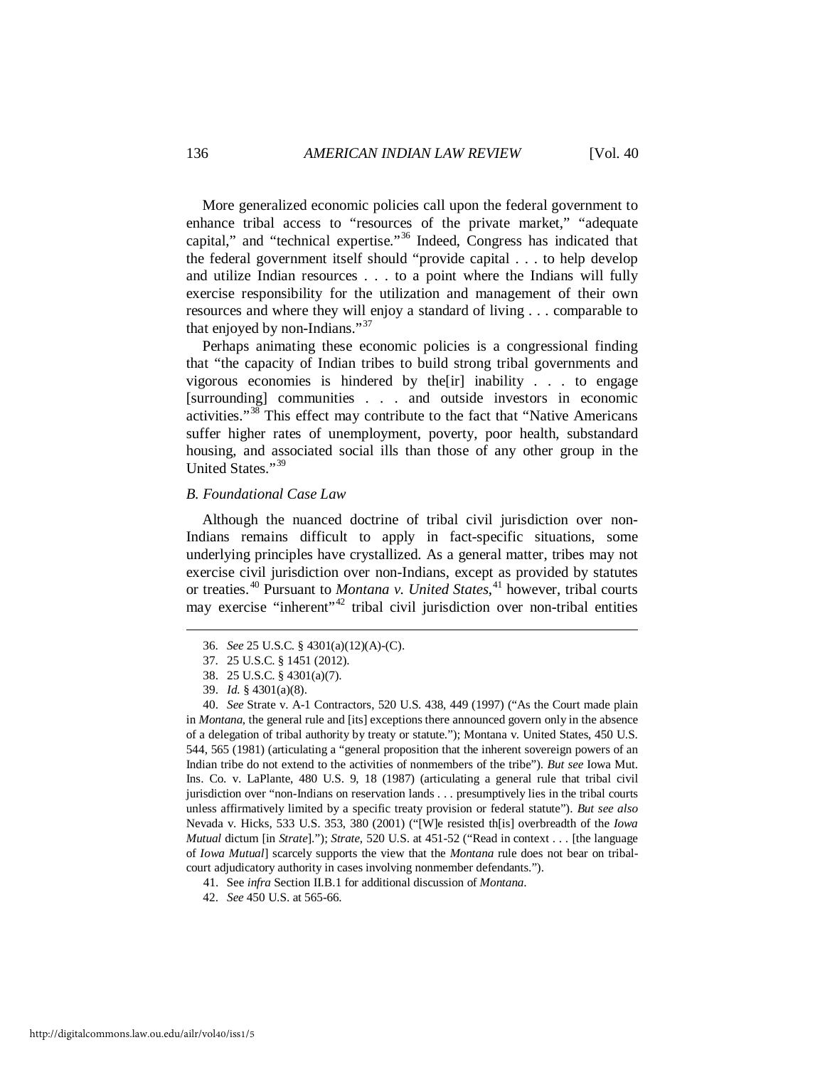More generalized economic policies call upon the federal government to enhance tribal access to "resources of the private market," "adequate capital," and "technical expertise."[36] Indeed, Congress has indicated that the federal government itself should "provide capital . . . to help develop and utilize Indian resources . . . to a point where the Indians will fully exercise responsibility for the utilization and management of their own resources and where they will enjoy a standard of living . . . comparable to that enjoyed by non-Indians."[37]

Perhaps animating these economic policies is a congressional finding that "the capacity of Indian tribes to build strong tribal governments and vigorous economies is hindered by the[ir] inability . . . to engage [surrounding] communities . . . and outside investors in economic activities."[38] This effect may contribute to the fact that "Native Americans suffer higher rates of unemployment, poverty, poor health, substandard housing, and associated social ills than those of any other group in the United States."[39]

### *B. Foundational Case Law*

Although the nuanced doctrine of tribal civil jurisdiction over non-Indians remains difficult to apply in fact-specific situations, some underlying principles have crystallized. As a general matter, tribes may not exercise civil jurisdiction over non-Indians, except as provided by statutes or treaties.[40] Pursuant to *Montana v. United States*,[41] however, tribal courts may exercise "inherent"[42] tribal civil jurisdiction over non-tribal entities

---

36. *See* 25 U.S.C. § 4301(a)(12)(A)-(C).

37. 25 U.S.C. § 1451 (2012).

38. 25 U.S.C. § 4301(a)(7).

39. *Id.* § 4301(a)(8).

40. *See* Strate v. A-1 Contractors, 520 U.S. 438, 449 (1997) ("As the Court made plain in *Montana*, the general rule and [its] exceptions there announced govern only in the absence of a delegation of tribal authority by treaty or statute."); Montana v. United States, 450 U.S. 544, 565 (1981) (articulating a "general proposition that the inherent sovereign powers of an Indian tribe do not extend to the activities of nonmembers of the tribe"). *But see* Iowa Mut. Ins. Co. v. LaPlante, 480 U.S. 9, 18 (1987) (articulating a general rule that tribal civil jurisdiction over "non-Indians on reservation lands . . . presumptively lies in the tribal courts unless affirmatively limited by a specific treaty provision or federal statute"). *But see also* Nevada v. Hicks, 533 U.S. 353, 380 (2001) ("[W]e resisted th[is] overbreadth of the *Iowa Mutual* dictum [in *Strate*]."); *Strate*, 520 U.S. at 451-52 ("Read in context . . . [the language of *Iowa Mutual*] scarcely supports the view that the *Montana* rule does not bear on tribal-court adjudicatory authority in cases involving nonmember defendants.").

41. See *infra* Section II.B.1 for additional discussion of *Montana*.

42. *See* 450 U.S. at 565-66.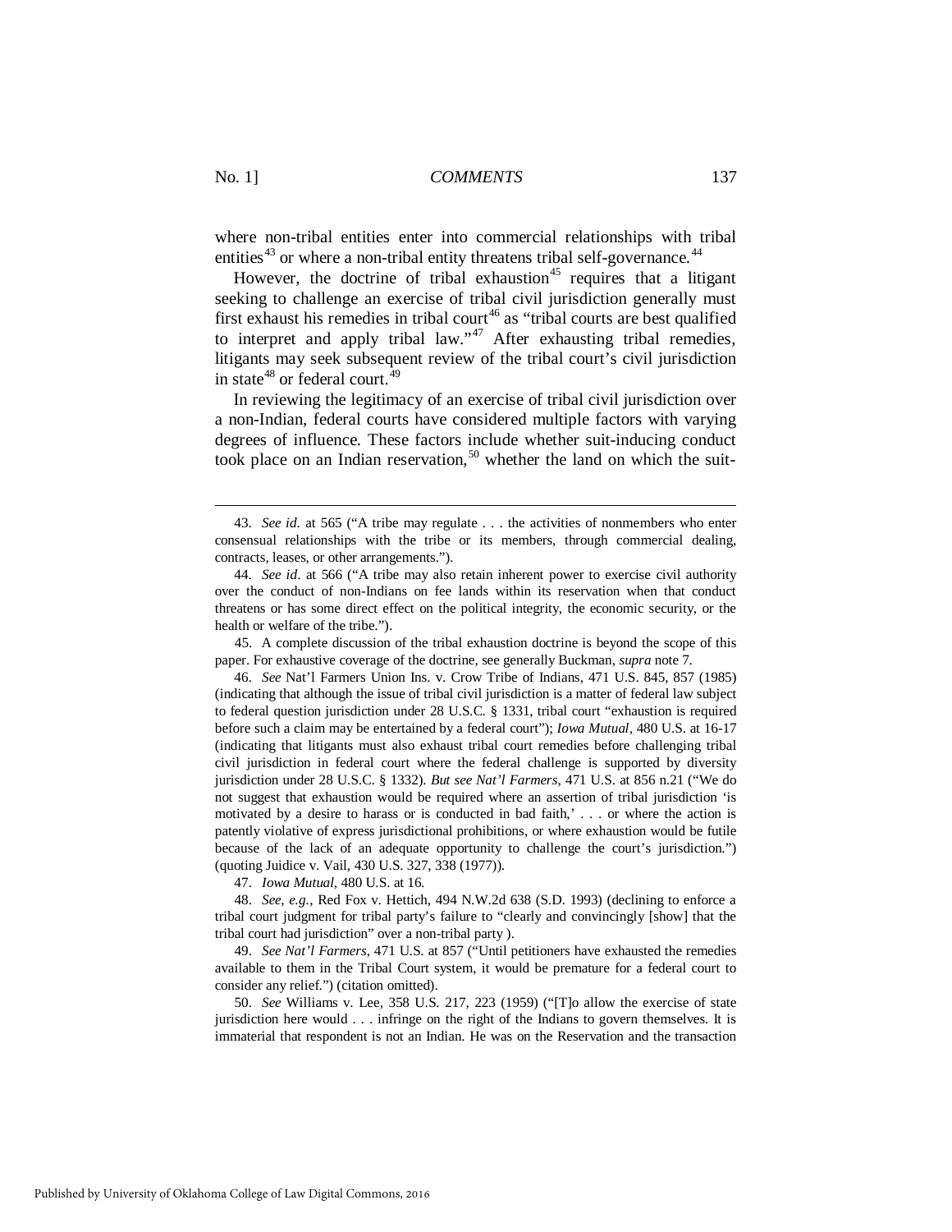where non-tribal entities enter into commercial relationships with tribal entities[43] or where a non-tribal entity threatens tribal self-governance.[44]

However, the doctrine of tribal exhaustion[45] requires that a litigant seeking to challenge an exercise of tribal civil jurisdiction generally must first exhaust his remedies in tribal court[46] as "tribal courts are best qualified to interpret and apply tribal law."[47] After exhausting tribal remedies, litigants may seek subsequent review of the tribal court's civil jurisdiction in state[48] or federal court.[49]

In reviewing the legitimacy of an exercise of tribal civil jurisdiction over a non-Indian, federal courts have considered multiple factors with varying degrees of influence. These factors include whether suit-inducing conduct took place on an Indian reservation,[50] whether the land on which the suit-

---

43. *See id.* at 565 ("A tribe may regulate . . . the activities of nonmembers who enter consensual relationships with the tribe or its members, through commercial dealing, contracts, leases, or other arrangements.").

44. *See id*. at 566 ("A tribe may also retain inherent power to exercise civil authority over the conduct of non-Indians on fee lands within its reservation when that conduct threatens or has some direct effect on the political integrity, the economic security, or the health or welfare of the tribe.").

45. A complete discussion of the tribal exhaustion doctrine is beyond the scope of this paper. For exhaustive coverage of the doctrine, see generally Buckman, *supra* note 7.

46. *See* Nat'l Farmers Union Ins. v. Crow Tribe of Indians, 471 U.S. 845, 857 (1985) (indicating that although the issue of tribal civil jurisdiction is a matter of federal law subject to federal question jurisdiction under 28 U.S.C. § 1331, tribal court "exhaustion is required before such a claim may be entertained by a federal court"); *Iowa Mutual*, 480 U.S. at 16-17 (indicating that litigants must also exhaust tribal court remedies before challenging tribal civil jurisdiction in federal court where the federal challenge is supported by diversity jurisdiction under 28 U.S.C. § 1332). *But see Nat'l Farmers*, 471 U.S. at 856 n.21 ("We do not suggest that exhaustion would be required where an assertion of tribal jurisdiction 'is motivated by a desire to harass or is conducted in bad faith,' . . . or where the action is patently violative of express jurisdictional prohibitions, or where exhaustion would be futile because of the lack of an adequate opportunity to challenge the court's jurisdiction.") (quoting Juidice v. Vail, 430 U.S. 327, 338 (1977)).

47. *Iowa Mutual*, 480 U.S. at 16.

48. *See*, *e.g.*, Red Fox v. Hettich, 494 N.W.2d 638 (S.D. 1993) (declining to enforce a tribal court judgment for tribal party's failure to "clearly and convincingly [show] that the tribal court had jurisdiction" over a non-tribal party ).

49. *See Nat'l Farmers*, 471 U.S. at 857 ("Until petitioners have exhausted the remedies available to them in the Tribal Court system, it would be premature for a federal court to consider any relief.") (citation omitted).

50. *See* Williams v. Lee, 358 U.S. 217, 223 (1959) ("[T]o allow the exercise of state jurisdiction here would . . . infringe on the right of the Indians to govern themselves. It is immaterial that respondent is not an Indian. He was on the Reservation and the transaction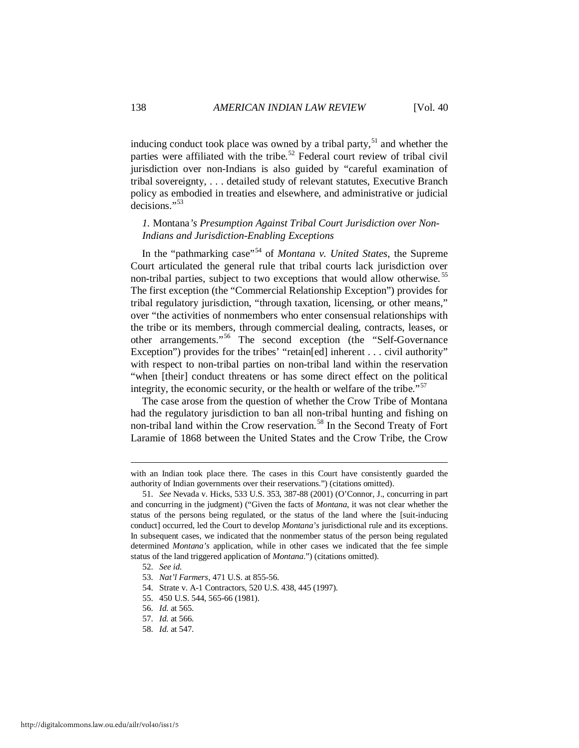inducing conduct took place was owned by a tribal party,[51] and whether the parties were affiliated with the tribe.[52] Federal court review of tribal civil jurisdiction over non-Indians is also guided by "careful examination of tribal sovereignty, . . . detailed study of relevant statutes, Executive Branch policy as embodied in treaties and elsewhere, and administrative or judicial decisions."[53]

### *1.* Montana*'s Presumption Against Tribal Court Jurisdiction over Non-Indians and Jurisdiction-Enabling Exceptions*

In the "pathmarking case"[54] of *Montana v. United States*, the Supreme Court articulated the general rule that tribal courts lack jurisdiction over non-tribal parties, subject to two exceptions that would allow otherwise.[55] The first exception (the "Commercial Relationship Exception") provides for tribal regulatory jurisdiction, "through taxation, licensing, or other means," over "the activities of nonmembers who enter consensual relationships with the tribe or its members, through commercial dealing, contracts, leases, or other arrangements."[56] The second exception (the "Self-Governance Exception") provides for the tribes' "retain[ed] inherent . . . civil authority" with respect to non-tribal parties on non-tribal land within the reservation "when [their] conduct threatens or has some direct effect on the political integrity, the economic security, or the health or welfare of the tribe."[57]

The case arose from the question of whether the Crow Tribe of Montana had the regulatory jurisdiction to ban all non-tribal hunting and fishing on non-tribal land within the Crow reservation.[58] In the Second Treaty of Fort Laramie of 1868 between the United States and the Crow Tribe, the Crow

---

with an Indian took place there. The cases in this Court have consistently guarded the authority of Indian governments over their reservations.") (citations omitted).

51. *See* Nevada v. Hicks, 533 U.S. 353, 387-88 (2001) (O'Connor, J., concurring in part and concurring in the judgment) ("Given the facts of *Montana*, it was not clear whether the status of the persons being regulated, or the status of the land where the [suit-inducing conduct] occurred, led the Court to develop *Montana's* jurisdictional rule and its exceptions. In subsequent cases, we indicated that the nonmember status of the person being regulated determined *Montana's* application, while in other cases we indicated that the fee simple status of the land triggered application of *Montana*.") (citations omitted).

52. *See id.*

53. *Nat'l Farmers*, 471 U.S. at 855-56.

54. Strate v. A-1 Contractors, 520 U.S. 438, 445 (1997).

55. 450 U.S. 544, 565-66 (1981).

56. *Id.* at 565.

57. *Id.* at 566.

58. *Id.* at 547.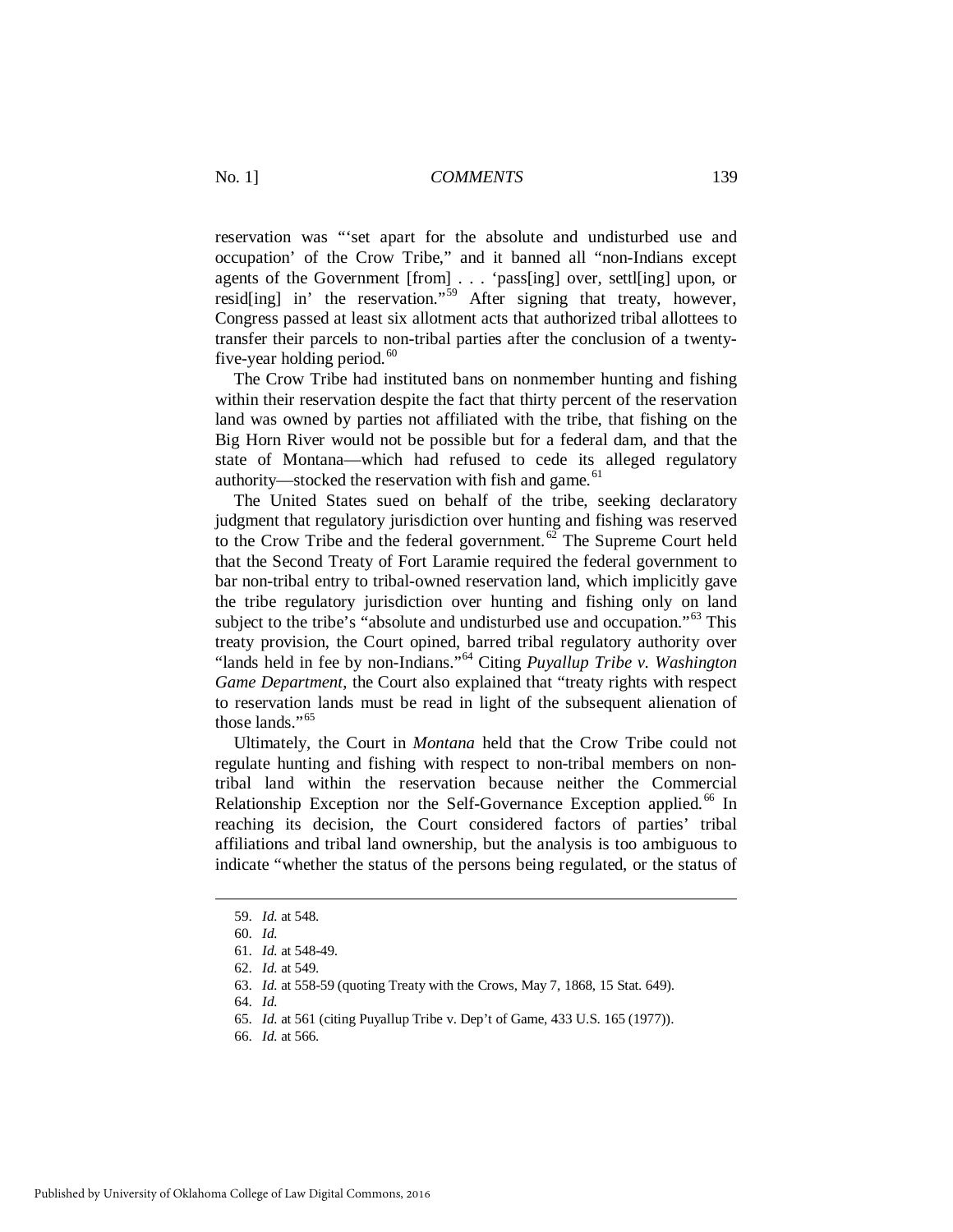reservation was "'set apart for the absolute and undisturbed use and occupation' of the Crow Tribe," and it banned all "non-Indians except agents of the Government [from] . . . 'pass[ing] over, settl[ing] upon, or resid[ing] in' the reservation."[59] After signing that treaty, however, Congress passed at least six allotment acts that authorized tribal allottees to transfer their parcels to non-tribal parties after the conclusion of a twenty-five-year holding period.[60]

The Crow Tribe had instituted bans on nonmember hunting and fishing within their reservation despite the fact that thirty percent of the reservation land was owned by parties not affiliated with the tribe, that fishing on the Big Horn River would not be possible but for a federal dam, and that the state of Montana—which had refused to cede its alleged regulatory authority—stocked the reservation with fish and game.[61]

The United States sued on behalf of the tribe, seeking declaratory judgment that regulatory jurisdiction over hunting and fishing was reserved to the Crow Tribe and the federal government.[62] The Supreme Court held that the Second Treaty of Fort Laramie required the federal government to bar non-tribal entry to tribal-owned reservation land, which implicitly gave the tribe regulatory jurisdiction over hunting and fishing only on land subject to the tribe's "absolute and undisturbed use and occupation."[63] This treaty provision, the Court opined, barred tribal regulatory authority over "lands held in fee by non-Indians."[64] Citing *Puyallup Tribe v. Washington Game Department*, the Court also explained that "treaty rights with respect to reservation lands must be read in light of the subsequent alienation of those lands."[65]

Ultimately, the Court in *Montana* held that the Crow Tribe could not regulate hunting and fishing with respect to non-tribal members on non-tribal land within the reservation because neither the Commercial Relationship Exception nor the Self-Governance Exception applied.[66] In reaching its decision, the Court considered factors of parties' tribal affiliations and tribal land ownership, but the analysis is too ambiguous to indicate "whether the status of the persons being regulated, or the status of

---

59. *Id.* at 548.

60. *Id.*

61. *Id.* at 548-49.

62. *Id.* at 549.

63. *Id.* at 558-59 (quoting Treaty with the Crows, May 7, 1868, 15 Stat. 649).

64. *Id.*

65. *Id.* at 561 (citing Puyallup Tribe v. Dep't of Game, 433 U.S. 165 (1977)).

66. *Id.* at 566.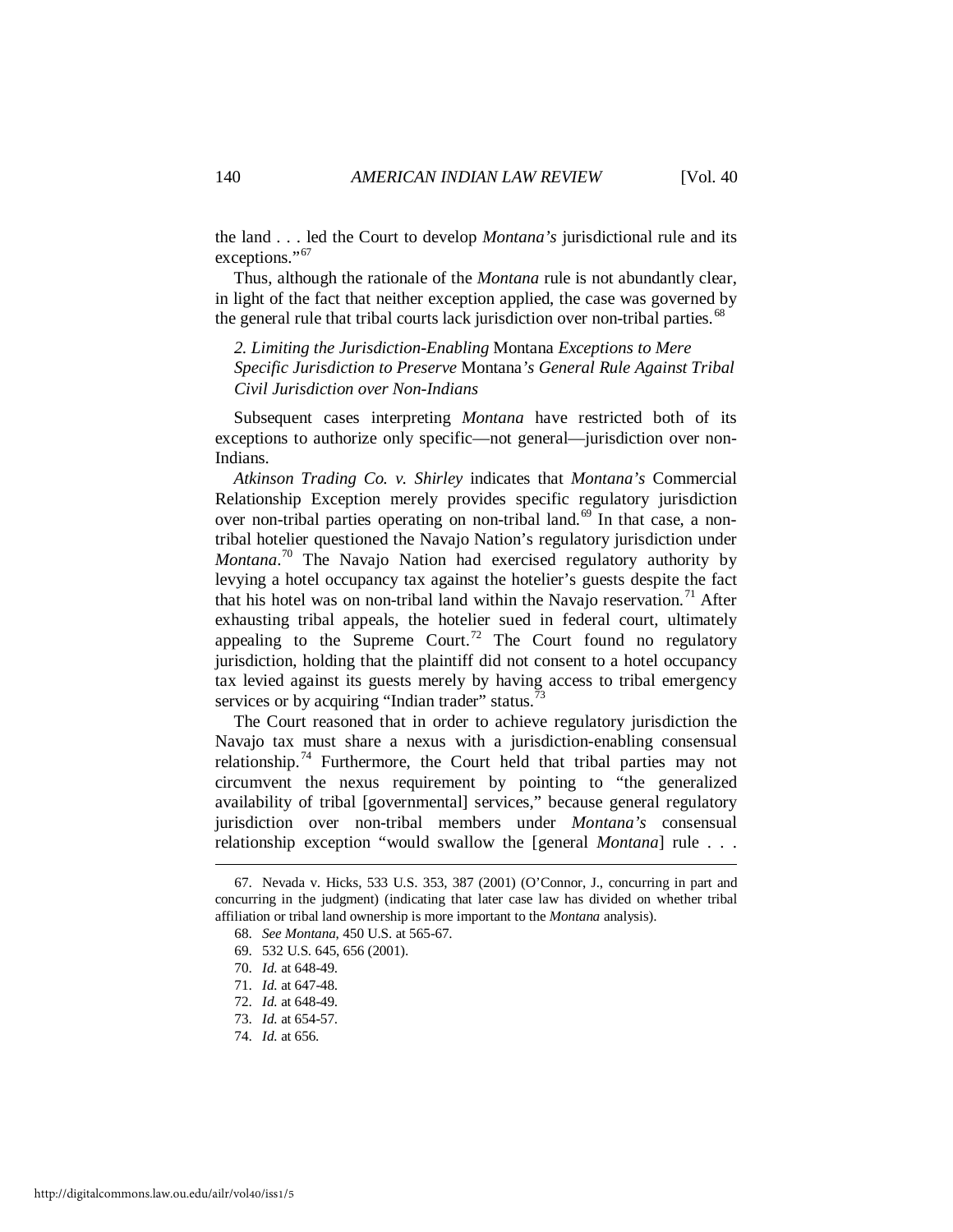the land . . . led the Court to develop *Montana's* jurisdictional rule and its exceptions."[67]

Thus, although the rationale of the *Montana* rule is not abundantly clear, in light of the fact that neither exception applied, the case was governed by the general rule that tribal courts lack jurisdiction over non-tribal parties.[68]

### *2. Limiting the Jurisdiction-Enabling* Montana *Exceptions to Mere Specific Jurisdiction to Preserve* Montana*'s General Rule Against Tribal Civil Jurisdiction over Non-Indians*

Subsequent cases interpreting *Montana* have restricted both of its exceptions to authorize only specific—not general—jurisdiction over non-Indians.

*Atkinson Trading Co. v. Shirley* indicates that *Montana's* Commercial Relationship Exception merely provides specific regulatory jurisdiction over non-tribal parties operating on non-tribal land.[69] In that case, a non-tribal hotelier questioned the Navajo Nation's regulatory jurisdiction under *Montana*.[70] The Navajo Nation had exercised regulatory authority by levying a hotel occupancy tax against the hotelier's guests despite the fact that his hotel was on non-tribal land within the Navajo reservation.[71] After exhausting tribal appeals, the hotelier sued in federal court, ultimately appealing to the Supreme Court.[72] The Court found no regulatory jurisdiction, holding that the plaintiff did not consent to a hotel occupancy tax levied against its guests merely by having access to tribal emergency services or by acquiring "Indian trader" status.[73]

The Court reasoned that in order to achieve regulatory jurisdiction the Navajo tax must share a nexus with a jurisdiction-enabling consensual relationship.[74] Furthermore, the Court held that tribal parties may not circumvent the nexus requirement by pointing to "the generalized availability of tribal [governmental] services," because general regulatory jurisdiction over non-tribal members under *Montana's* consensual relationship exception "would swallow the [general *Montana*] rule . . .

---

67. Nevada v. Hicks, 533 U.S. 353, 387 (2001) (O'Connor, J., concurring in part and concurring in the judgment) (indicating that later case law has divided on whether tribal affiliation or tribal land ownership is more important to the *Montana* analysis).

68. *See Montana*, 450 U.S. at 565-67.

69. 532 U.S. 645, 656 (2001).

70. *Id.* at 648-49.

71. *Id.* at 647-48.

72. *Id.* at 648-49.

73. *Id.* at 654-57.

74. *Id.* at 656.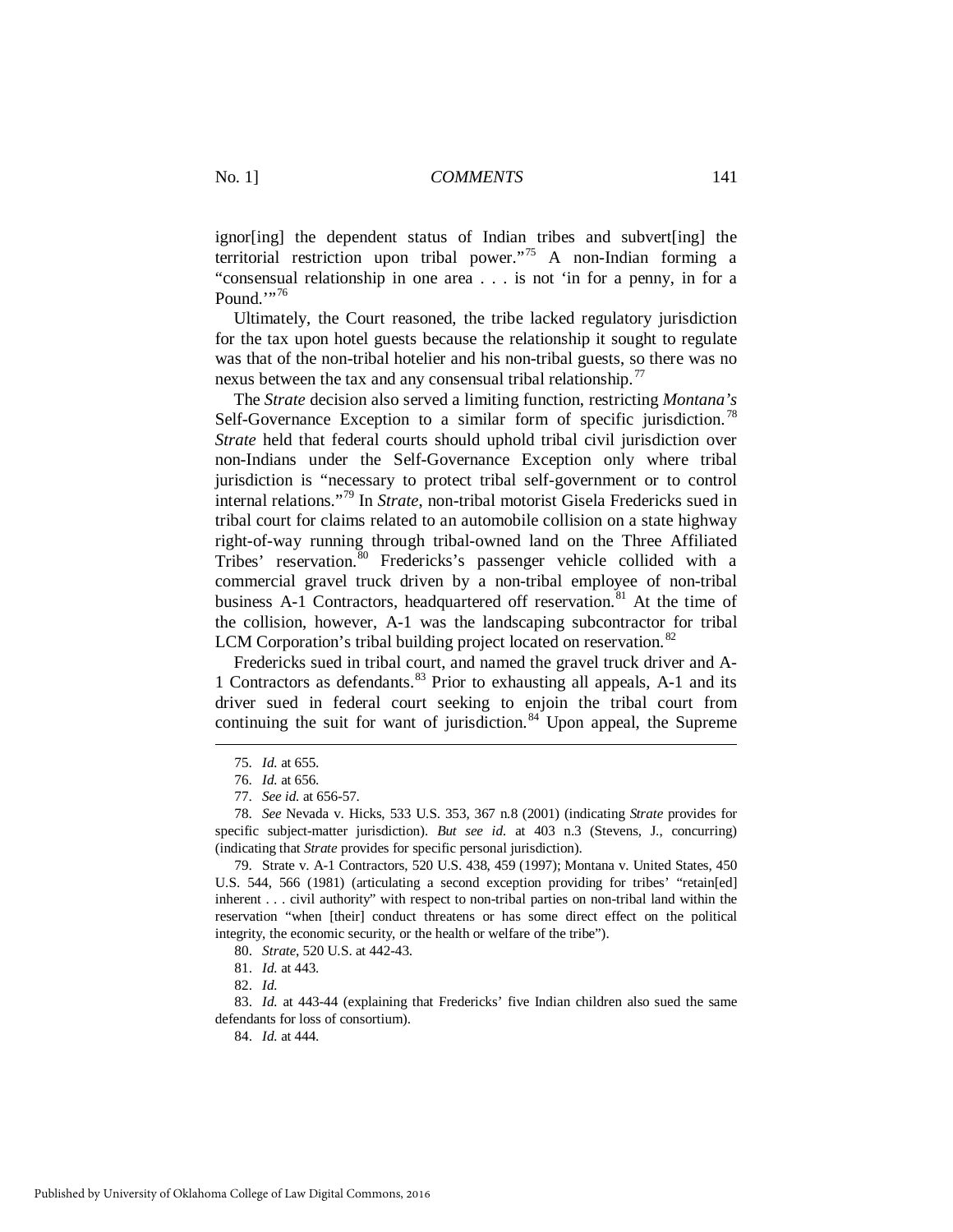ignor[ing] the dependent status of Indian tribes and subvert[ing] the territorial restriction upon tribal power."[75] A non-Indian forming a "consensual relationship in one area . . . is not 'in for a penny, in for a Pound.'"[76]

Ultimately, the Court reasoned, the tribe lacked regulatory jurisdiction for the tax upon hotel guests because the relationship it sought to regulate was that of the non-tribal hotelier and his non-tribal guests, so there was no nexus between the tax and any consensual tribal relationship.[77]

The *Strate* decision also served a limiting function, restricting *Montana's* Self-Governance Exception to a similar form of specific jurisdiction.[78] *Strate* held that federal courts should uphold tribal civil jurisdiction over non-Indians under the Self-Governance Exception only where tribal jurisdiction is "necessary to protect tribal self-government or to control internal relations."[79] In *Strate*, non-tribal motorist Gisela Fredericks sued in tribal court for claims related to an automobile collision on a state highway right-of-way running through tribal-owned land on the Three Affiliated Tribes' reservation.[80] Fredericks's passenger vehicle collided with a commercial gravel truck driven by a non-tribal employee of non-tribal business A-1 Contractors, headquartered off reservation.[81] At the time of the collision, however, A-1 was the landscaping subcontractor for tribal LCM Corporation's tribal building project located on reservation.[82]

Fredericks sued in tribal court, and named the gravel truck driver and A-1 Contractors as defendants.[83] Prior to exhausting all appeals, A-1 and its driver sued in federal court seeking to enjoin the tribal court from continuing the suit for want of jurisdiction.[84] Upon appeal, the Supreme

---

75. *Id.* at 655.

76. *Id.* at 656.

77. *See id.* at 656-57.

78. *See* Nevada v. Hicks, 533 U.S. 353, 367 n.8 (2001) (indicating *Strate* provides for specific subject-matter jurisdiction). *But see id.* at 403 n.3 (Stevens, J., concurring) (indicating that *Strate* provides for specific personal jurisdiction).

79. Strate v. A-1 Contractors, 520 U.S. 438, 459 (1997); Montana v. United States, 450 U.S. 544, 566 (1981) (articulating a second exception providing for tribes' "retain[ed] inherent . . . civil authority" with respect to non-tribal parties on non-tribal land within the reservation "when [their] conduct threatens or has some direct effect on the political integrity, the economic security, or the health or welfare of the tribe").

80. *Strate*, 520 U.S. at 442-43.

81. *Id.* at 443.

82. *Id.*

83. *Id.* at 443-44 (explaining that Fredericks' five Indian children also sued the same defendants for loss of consortium).

84. *Id.* at 444.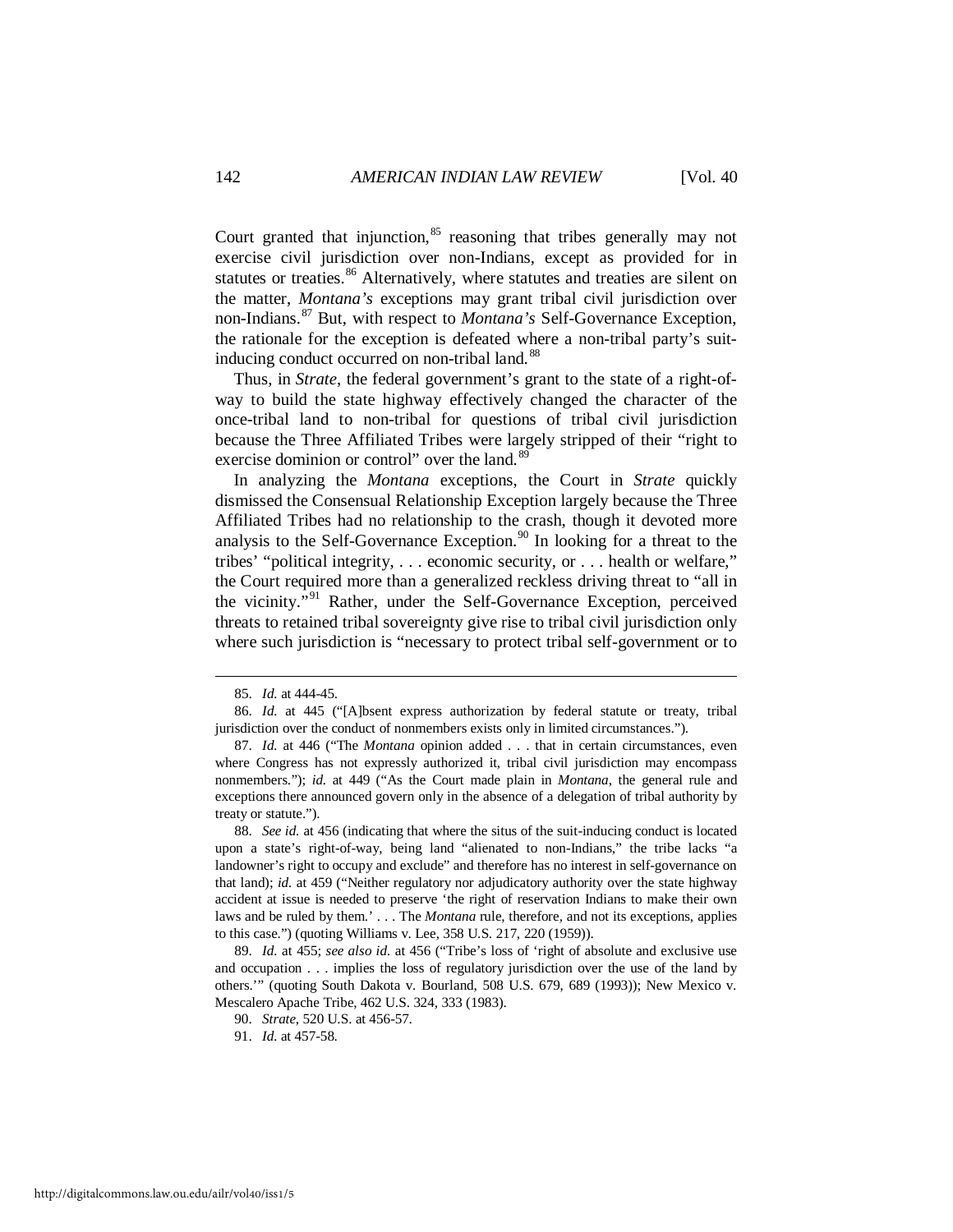Court granted that injunction,[85] reasoning that tribes generally may not exercise civil jurisdiction over non-Indians, except as provided for in statutes or treaties.[86] Alternatively, where statutes and treaties are silent on the matter, *Montana's* exceptions may grant tribal civil jurisdiction over non-Indians.[87] But, with respect to *Montana's* Self-Governance Exception, the rationale for the exception is defeated where a non-tribal party's suit-inducing conduct occurred on non-tribal land.[88]

Thus, in *Strate*, the federal government's grant to the state of a right-of-way to build the state highway effectively changed the character of the once-tribal land to non-tribal for questions of tribal civil jurisdiction because the Three Affiliated Tribes were largely stripped of their "right to exercise dominion or control" over the land.[89]

In analyzing the *Montana* exceptions, the Court in *Strate* quickly dismissed the Consensual Relationship Exception largely because the Three Affiliated Tribes had no relationship to the crash, though it devoted more analysis to the Self-Governance Exception.[90] In looking for a threat to the tribes' "political integrity, . . . economic security, or . . . health or welfare," the Court required more than a generalized reckless driving threat to "all in the vicinity."[91] Rather, under the Self-Governance Exception, perceived threats to retained tribal sovereignty give rise to tribal civil jurisdiction only where such jurisdiction is "necessary to protect tribal self-government or to

---

85. *Id.* at 444-45.

86. *Id.* at 445 ("[A]bsent express authorization by federal statute or treaty, tribal jurisdiction over the conduct of nonmembers exists only in limited circumstances.").

87. *Id.* at 446 ("The *Montana* opinion added . . . that in certain circumstances, even where Congress has not expressly authorized it, tribal civil jurisdiction may encompass nonmembers."); *id.* at 449 ("As the Court made plain in *Montana*, the general rule and exceptions there announced govern only in the absence of a delegation of tribal authority by treaty or statute.").

88. *See id.* at 456 (indicating that where the situs of the suit-inducing conduct is located upon a state's right-of-way, being land "alienated to non-Indians," the tribe lacks "a landowner's right to occupy and exclude" and therefore has no interest in self-governance on that land); *id.* at 459 ("Neither regulatory nor adjudicatory authority over the state highway accident at issue is needed to preserve 'the right of reservation Indians to make their own laws and be ruled by them.' . . . The *Montana* rule, therefore, and not its exceptions, applies to this case.") (quoting Williams v. Lee, 358 U.S. 217, 220 (1959)).

89. *Id.* at 455; *see also id.* at 456 ("Tribe's loss of 'right of absolute and exclusive use and occupation . . . implies the loss of regulatory jurisdiction over the use of the land by others.'" (quoting South Dakota v. Bourland, 508 U.S. 679, 689 (1993)); New Mexico v. Mescalero Apache Tribe, 462 U.S. 324, 333 (1983).

90. *Strate*, 520 U.S. at 456-57.

91. *Id.* at 457-58.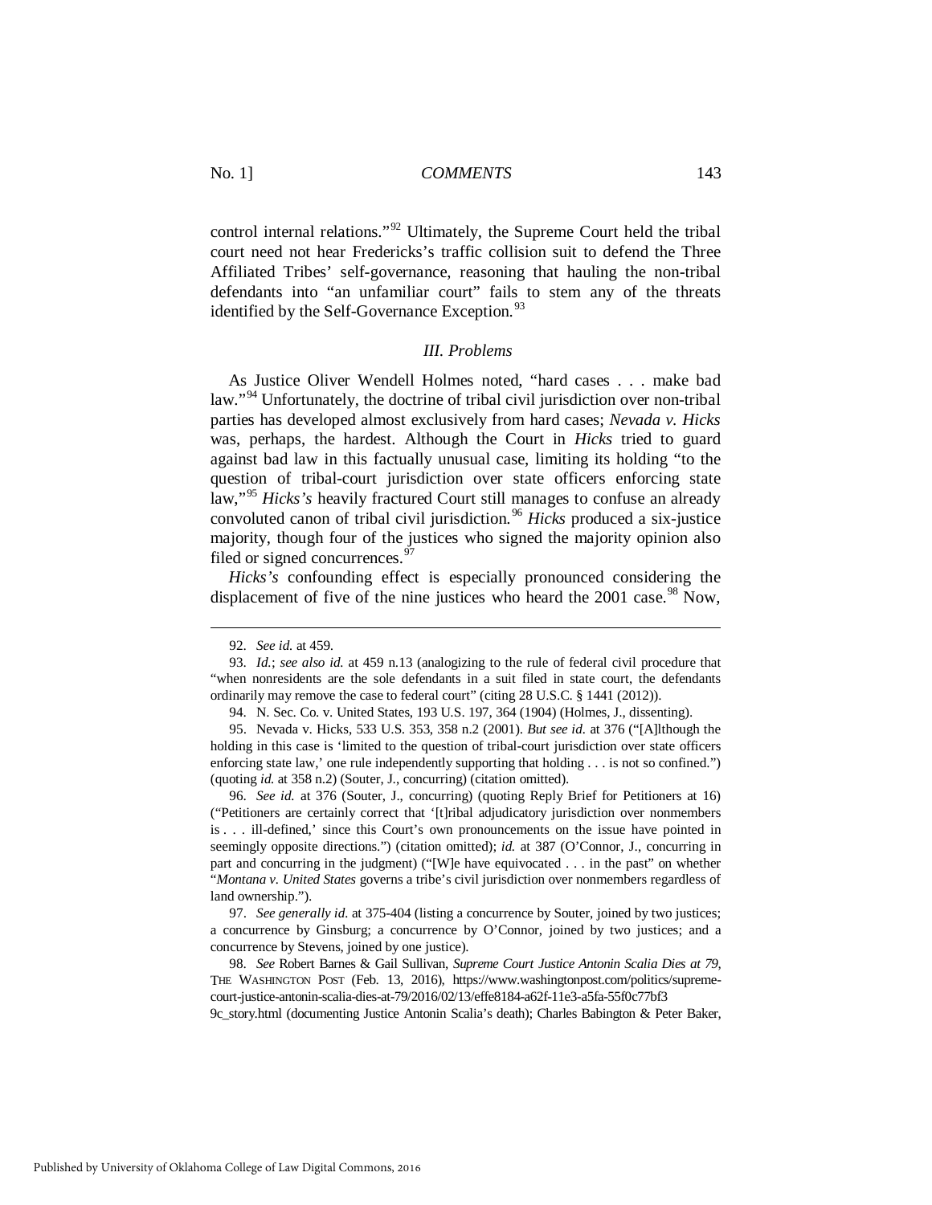control internal relations."[92] Ultimately, the Supreme Court held the tribal court need not hear Fredericks's traffic collision suit to defend the Three Affiliated Tribes' self-governance, reasoning that hauling the non-tribal defendants into "an unfamiliar court" fails to stem any of the threats identified by the Self-Governance Exception.[93]

### *III. Problems*

As Justice Oliver Wendell Holmes noted, "hard cases . . . make bad law."[94] Unfortunately, the doctrine of tribal civil jurisdiction over non-tribal parties has developed almost exclusively from hard cases; *Nevada v. Hicks* was, perhaps, the hardest. Although the Court in *Hicks* tried to guard against bad law in this factually unusual case, limiting its holding "to the question of tribal-court jurisdiction over state officers enforcing state law,"[95] *Hicks's* heavily fractured Court still manages to confuse an already convoluted canon of tribal civil jurisdiction.[96] *Hicks* produced a six-justice majority, though four of the justices who signed the majority opinion also filed or signed concurrences.[97]

*Hicks's* confounding effect is especially pronounced considering the displacement of five of the nine justices who heard the 2001 case.[98] Now,

---

92. *See id.* at 459.

93. *Id.*; *see also id.* at 459 n.13 (analogizing to the rule of federal civil procedure that "when nonresidents are the sole defendants in a suit filed in state court, the defendants ordinarily may remove the case to federal court" (citing 28 U.S.C. § 1441 (2012)).

94. N. Sec. Co. v. United States, 193 U.S. 197, 364 (1904) (Holmes, J., dissenting).

95. Nevada v. Hicks, 533 U.S. 353, 358 n.2 (2001). *But see id.* at 376 ("[A]lthough the holding in this case is 'limited to the question of tribal-court jurisdiction over state officers enforcing state law,' one rule independently supporting that holding . . . is not so confined.") (quoting *id.* at 358 n.2) (Souter, J., concurring) (citation omitted).

96. *See id.* at 376 (Souter, J., concurring) (quoting Reply Brief for Petitioners at 16) ("Petitioners are certainly correct that '[t]ribal adjudicatory jurisdiction over nonmembers is . . . ill-defined,' since this Court's own pronouncements on the issue have pointed in seemingly opposite directions.") (citation omitted); *id.* at 387 (O'Connor, J., concurring in part and concurring in the judgment) ("[W]e have equivocated . . . in the past" on whether "*Montana v. United States* governs a tribe's civil jurisdiction over nonmembers regardless of land ownership.").

97. *See generally id.* at 375-404 (listing a concurrence by Souter, joined by two justices; a concurrence by Ginsburg; a concurrence by O'Connor, joined by two justices; and a concurrence by Stevens, joined by one justice).

98. *See* Robert Barnes & Gail Sullivan, *Supreme Court Justice Antonin Scalia Dies at 79*, THE WASHINGTON POST (Feb. 13, 2016), https://www.washingtonpost.com/politics/supreme-court-justice-antonin-scalia-dies-at-79/2016/02/13/effe8184-a62f-11e3-a5fa-55f0c77bf39c_story.html (documenting Justice Antonin Scalia's death); Charles Babington & Peter Baker,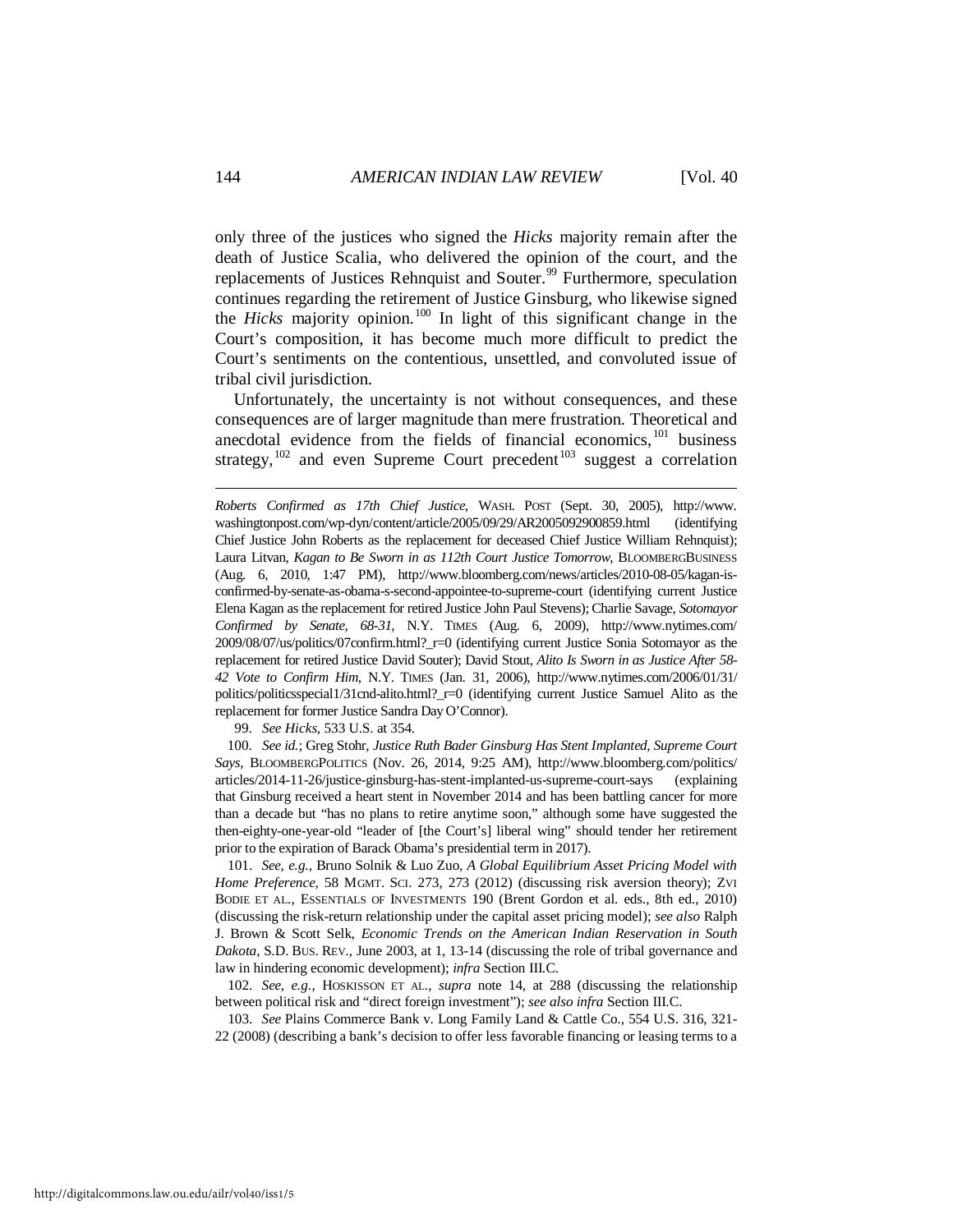only three of the justices who signed the *Hicks* majority remain after the death of Justice Scalia, who delivered the opinion of the court, and the replacements of Justices Rehnquist and Souter.[99] Furthermore, speculation continues regarding the retirement of Justice Ginsburg, who likewise signed the *Hicks* majority opinion.[100] In light of this significant change in the Court's composition, it has become much more difficult to predict the Court's sentiments on the contentious, unsettled, and convoluted issue of tribal civil jurisdiction.

Unfortunately, the uncertainty is not without consequences, and these consequences are of larger magnitude than mere frustration. Theoretical and anecdotal evidence from the fields of financial economics,[101] business strategy,[102] and even Supreme Court precedent[103] suggest a correlation

---

*Roberts Confirmed as 17th Chief Justice*, WASH. POST (Sept. 30, 2005), http://www.washingtonpost.com/wp-dyn/content/article/2005/09/29/AR2005092900859.html (identifying Chief Justice John Roberts as the replacement for deceased Chief Justice William Rehnquist); Laura Litvan, *Kagan to Be Sworn in as 112th Court Justice Tomorrow*, BLOOMBERGBUSINESS (Aug. 6, 2010, 1:47 PM), http://www.bloomberg.com/news/articles/2010-08-05/kagan-is-confirmed-by-senate-as-obama-s-second-appointee-to-supreme-court (identifying current Justice Elena Kagan as the replacement for retired Justice John Paul Stevens); Charlie Savage, *Sotomayor Confirmed by Senate, 68-31*, N.Y. TIMES (Aug. 6, 2009), http://www.nytimes.com/2009/08/07/us/politics/07confirm.html?_r=0 (identifying current Justice Sonia Sotomayor as the replacement for retired Justice David Souter); David Stout, *Alito Is Sworn in as Justice After 58-42 Vote to Confirm Him*, N.Y. TIMES (Jan. 31, 2006), http://www.nytimes.com/2006/01/31/politics/politicsspecial1/31cnd-alito.html?_r=0 (identifying current Justice Samuel Alito as the replacement for former Justice Sandra Day O'Connor).

99. *See Hicks*, 533 U.S. at 354.

100. *See id.*; Greg Stohr, *Justice Ruth Bader Ginsburg Has Stent Implanted, Supreme Court Says*, BLOOMBERGPOLITICS (Nov. 26, 2014, 9:25 AM), http://www.bloomberg.com/politics/articles/2014-11-26/justice-ginsburg-has-stent-implanted-us-supreme-court-says (explaining that Ginsburg received a heart stent in November 2014 and has been battling cancer for more than a decade but "has no plans to retire anytime soon," although some have suggested the then-eighty-one-year-old "leader of [the Court's] liberal wing" should tender her retirement prior to the expiration of Barack Obama's presidential term in 2017).

101. *See, e.g.*, Bruno Solnik & Luo Zuo, *A Global Equilibrium Asset Pricing Model with Home Preference*, 58 MGMT. SCI. 273, 273 (2012) (discussing risk aversion theory); ZVI BODIE ET AL., ESSENTIALS OF INVESTMENTS 190 (Brent Gordon et al. eds., 8th ed., 2010) (discussing the risk-return relationship under the capital asset pricing model); *see also* Ralph J. Brown & Scott Selk, *Economic Trends on the American Indian Reservation in South Dakota*, S.D. BUS. REV., June 2003, at 1, 13-14 (discussing the role of tribal governance and law in hindering economic development); *infra* Section III.C.

102. *See, e.g.*, HOSKISSON ET AL., *supra* note 14, at 288 (discussing the relationship between political risk and "direct foreign investment"); *see also infra* Section III.C.

103. *See* Plains Commerce Bank v. Long Family Land & Cattle Co., 554 U.S. 316, 321-22 (2008) (describing a bank's decision to offer less favorable financing or leasing terms to a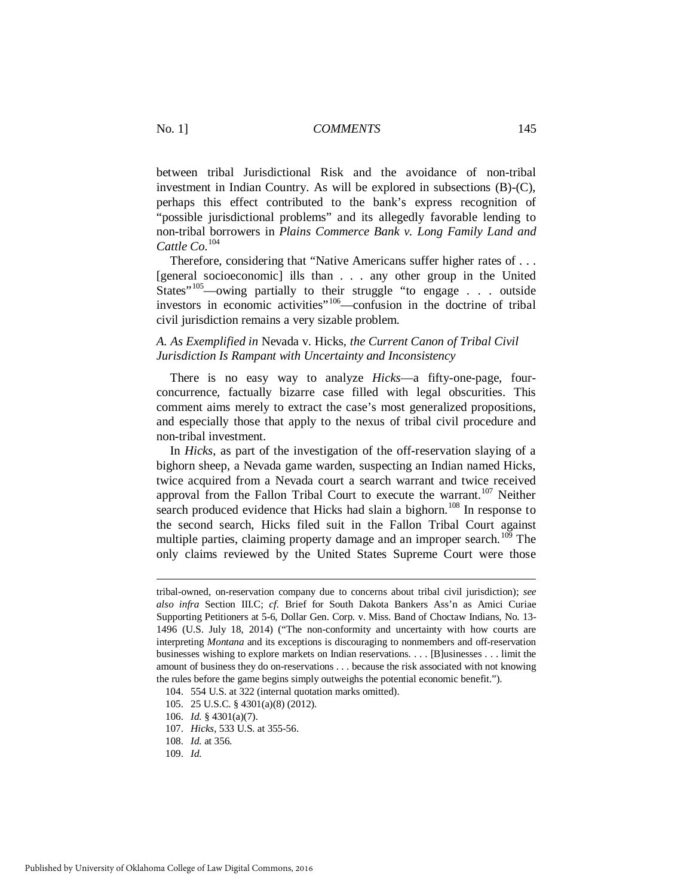between tribal Jurisdictional Risk and the avoidance of non-tribal investment in Indian Country. As will be explored in subsections (B)-(C), perhaps this effect contributed to the bank's express recognition of "possible jurisdictional problems" and its allegedly favorable lending to non-tribal borrowers in *Plains Commerce Bank v. Long Family Land and Cattle Co.*[104]

Therefore, considering that "Native Americans suffer higher rates of . . . [general socioeconomic] ills than . . . any other group in the United States"[105]—owing partially to their struggle "to engage . . . outside investors in economic activities"[106]—confusion in the doctrine of tribal civil jurisdiction remains a very sizable problem.

### *A. As Exemplified in* Nevada v. Hicks, *the Current Canon of Tribal Civil Jurisdiction Is Rampant with Uncertainty and Inconsistency*

There is no easy way to analyze *Hicks*—a fifty-one-page, four-concurrence, factually bizarre case filled with legal obscurities. This comment aims merely to extract the case's most generalized propositions, and especially those that apply to the nexus of tribal civil procedure and non-tribal investment.

In *Hicks*, as part of the investigation of the off-reservation slaying of a bighorn sheep, a Nevada game warden, suspecting an Indian named Hicks, twice acquired from a Nevada court a search warrant and twice received approval from the Fallon Tribal Court to execute the warrant.[107] Neither search produced evidence that Hicks had slain a bighorn.[108] In response to the second search, Hicks filed suit in the Fallon Tribal Court against multiple parties, claiming property damage and an improper search.[109] The only claims reviewed by the United States Supreme Court were those

---

tribal-owned, on-reservation company due to concerns about tribal civil jurisdiction); *see also infra* Section III.C; *cf.* Brief for South Dakota Bankers Ass'n as Amici Curiae Supporting Petitioners at 5-6, Dollar Gen. Corp. v. Miss. Band of Choctaw Indians, No. 13-1496 (U.S. July 18, 2014) ("The non-conformity and uncertainty with how courts are interpreting *Montana* and its exceptions is discouraging to nonmembers and off-reservation businesses wishing to explore markets on Indian reservations. . . . [B]usinesses . . . limit the amount of business they do on-reservations . . . because the risk associated with not knowing the rules before the game begins simply outweighs the potential economic benefit.").

104. 554 U.S. at 322 (internal quotation marks omitted).

105. 25 U.S.C. § 4301(a)(8) (2012).

106. *Id.* § 4301(a)(7).

107. *Hicks*, 533 U.S. at 355-56.

108. *Id.* at 356.

109. *Id.*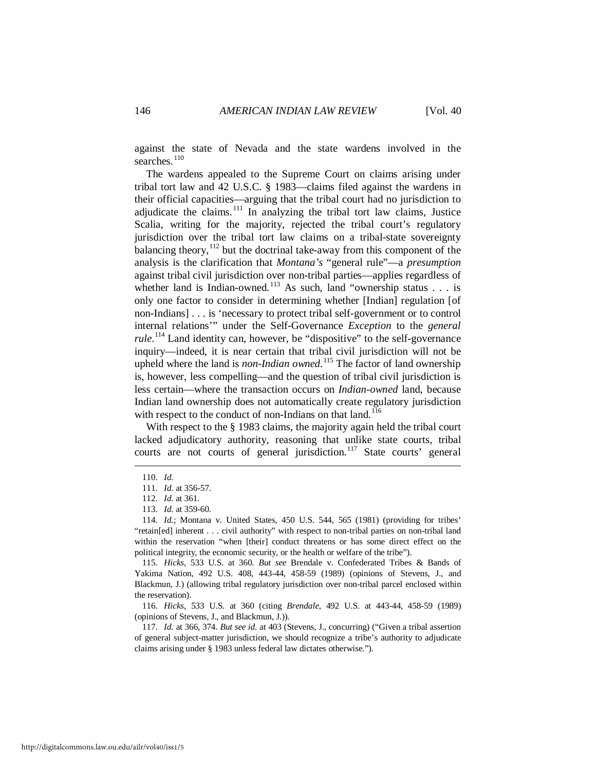against the state of Nevada and the state wardens involved in the searches.[110]

The wardens appealed to the Supreme Court on claims arising under tribal tort law and 42 U.S.C. § 1983—claims filed against the wardens in their official capacities—arguing that the tribal court had no jurisdiction to adjudicate the claims.[111] In analyzing the tribal tort law claims, Justice Scalia, writing for the majority, rejected the tribal court's regulatory jurisdiction over the tribal tort law claims on a tribal-state sovereignty balancing theory,[112] but the doctrinal take-away from this component of the analysis is the clarification that *Montana's* "general rule"—a *presumption* against tribal civil jurisdiction over non-tribal parties—applies regardless of whether land is Indian-owned.[113] As such, land "ownership status . . . is only one factor to consider in determining whether [Indian] regulation [of non-Indians] . . . is 'necessary to protect tribal self-government or to control internal relations'" under the Self-Governance *Exception* to the *general rule*.[114] Land identity can, however, be "dispositive" to the self-governance inquiry—indeed, it is near certain that tribal civil jurisdiction will not be upheld where the land is *non-Indian owned*.[115] The factor of land ownership is, however, less compelling—and the question of tribal civil jurisdiction is less certain—where the transaction occurs on *Indian-owned* land, because Indian land ownership does not automatically create regulatory jurisdiction with respect to the conduct of non-Indians on that land.[116]

With respect to the § 1983 claims, the majority again held the tribal court lacked adjudicatory authority, reasoning that unlike state courts, tribal courts are not courts of general jurisdiction.[117] State courts' general

---

110. *Id.*

111. *Id.* at 356-57.

112. *Id.* at 361.

113. *Id.* at 359-60.

114. *Id.*; Montana v. United States, 450 U.S. 544, 565 (1981) (providing for tribes' "retain[ed] inherent . . . civil authority" with respect to non-tribal parties on non-tribal land within the reservation "when [their] conduct threatens or has some direct effect on the political integrity, the economic security, or the health or welfare of the tribe").

115. *Hicks*, 533 U.S. at 360. *But see* Brendale v. Confederated Tribes & Bands of Yakima Nation, 492 U.S. 408, 443-44, 458-59 (1989) (opinions of Stevens, J., and Blackmun, J.) (allowing tribal regulatory jurisdiction over non-tribal parcel enclosed within the reservation).

116. *Hicks*, 533 U.S. at 360 (citing *Brendale*, 492 U.S. at 443-44, 458-59 (1989) (opinions of Stevens, J., and Blackmun, J.)).

117. *Id.* at 366, 374. *But see id.* at 403 (Stevens, J., concurring) ("Given a tribal assertion of general subject-matter jurisdiction, we should recognize a tribe's authority to adjudicate claims arising under § 1983 unless federal law dictates otherwise.").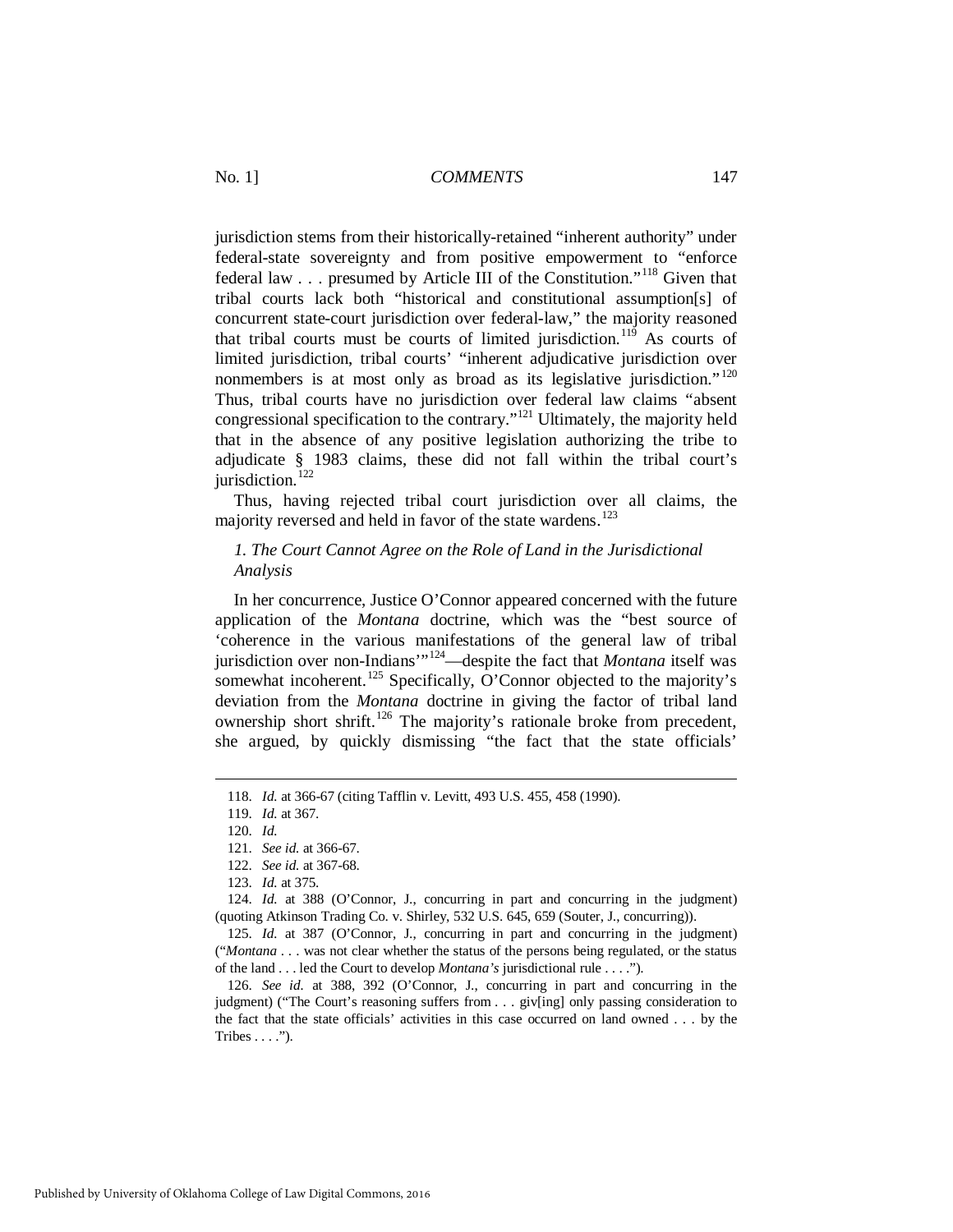jurisdiction stems from their historically-retained "inherent authority" under federal-state sovereignty and from positive empowerment to "enforce federal law . . . presumed by Article III of the Constitution."[118] Given that tribal courts lack both "historical and constitutional assumption[s] of concurrent state-court jurisdiction over federal-law," the majority reasoned that tribal courts must be courts of limited jurisdiction.[119] As courts of limited jurisdiction, tribal courts' "inherent adjudicative jurisdiction over nonmembers is at most only as broad as its legislative jurisdiction."[120] Thus, tribal courts have no jurisdiction over federal law claims "absent congressional specification to the contrary."[121] Ultimately, the majority held that in the absence of any positive legislation authorizing the tribe to adjudicate § 1983 claims, these did not fall within the tribal court's jurisdiction.[122]

Thus, having rejected tribal court jurisdiction over all claims, the majority reversed and held in favor of the state wardens.[123]

### *1. The Court Cannot Agree on the Role of Land in the Jurisdictional Analysis*

In her concurrence, Justice O'Connor appeared concerned with the future application of the *Montana* doctrine, which was the "best source of 'coherence in the various manifestations of the general law of tribal jurisdiction over non-Indians'"[124]—despite the fact that *Montana* itself was somewhat incoherent.[125] Specifically, O'Connor objected to the majority's deviation from the *Montana* doctrine in giving the factor of tribal land ownership short shrift.[126] The majority's rationale broke from precedent, she argued, by quickly dismissing "the fact that the state officials'

---

118. *Id.* at 366-67 (citing Tafflin v. Levitt, 493 U.S. 455, 458 (1990).

119. *Id.* at 367.

120. *Id.*

121. *See id.* at 366-67.

122. *See id.* at 367-68.

123. *Id.* at 375.

124. *Id.* at 388 (O'Connor, J., concurring in part and concurring in the judgment) (quoting Atkinson Trading Co. v. Shirley, 532 U.S. 645, 659 (Souter, J., concurring)).

125. *Id.* at 387 (O'Connor, J., concurring in part and concurring in the judgment) ("*Montana* . . . was not clear whether the status of the persons being regulated, or the status of the land . . . led the Court to develop *Montana's* jurisdictional rule . . . .").

126. *See id.* at 388, 392 (O'Connor, J., concurring in part and concurring in the judgment) ("The Court's reasoning suffers from . . . giv[ing] only passing consideration to the fact that the state officials' activities in this case occurred on land owned . . . by the Tribes . . . .").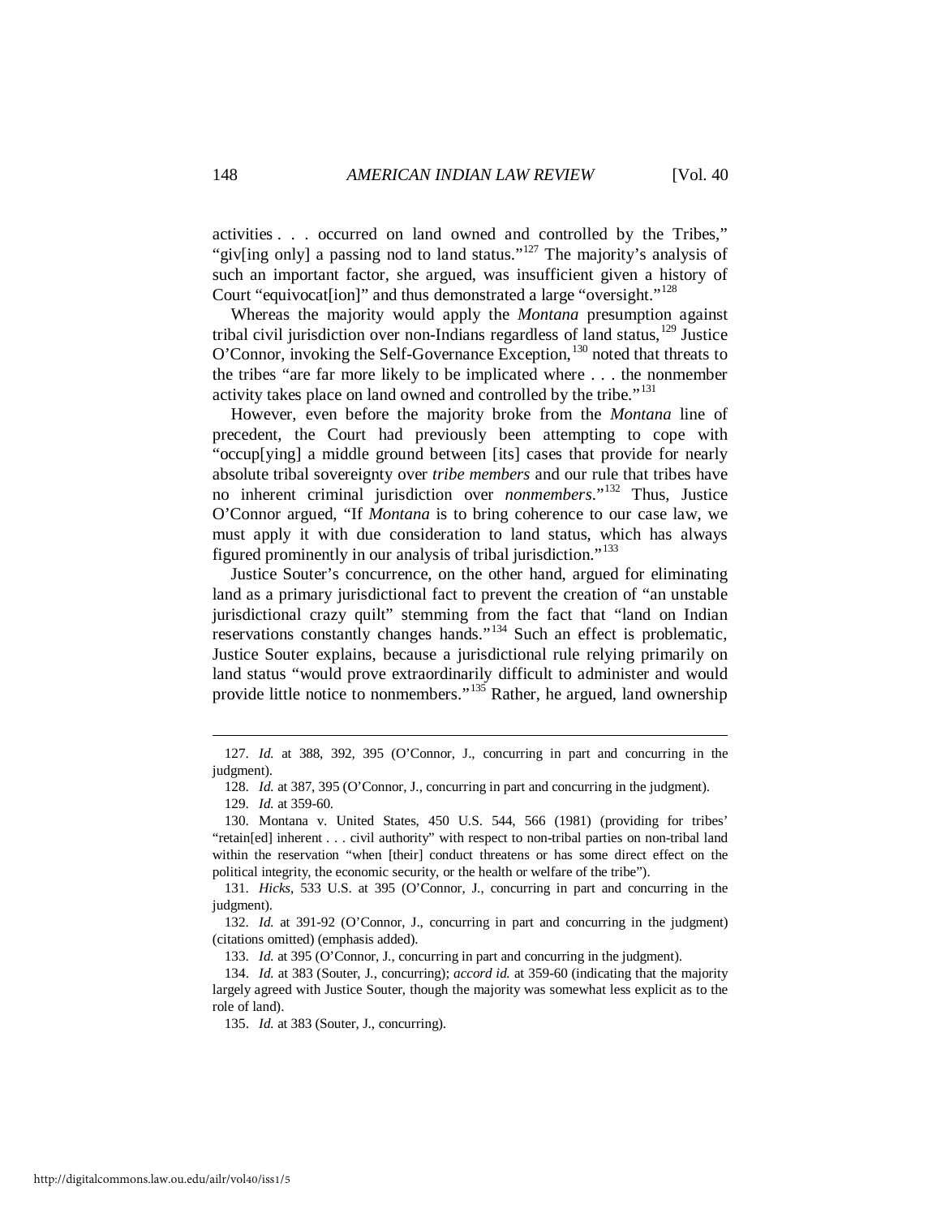activities . . . occurred on land owned and controlled by the Tribes," "giv[ing only] a passing nod to land status."[127] The majority's analysis of such an important factor, she argued, was insufficient given a history of Court "equivocat[ion]" and thus demonstrated a large "oversight."[128]

Whereas the majority would apply the *Montana* presumption against tribal civil jurisdiction over non-Indians regardless of land status,[129] Justice O'Connor, invoking the Self-Governance Exception,[130] noted that threats to the tribes "are far more likely to be implicated where . . . the nonmember activity takes place on land owned and controlled by the tribe."[131]

However, even before the majority broke from the *Montana* line of precedent, the Court had previously been attempting to cope with "occup[ying] a middle ground between [its] cases that provide for nearly absolute tribal sovereignty over *tribe members* and our rule that tribes have no inherent criminal jurisdiction over *nonmembers*."[132] Thus, Justice O'Connor argued, "If *Montana* is to bring coherence to our case law, we must apply it with due consideration to land status, which has always figured prominently in our analysis of tribal jurisdiction."[133]

Justice Souter's concurrence, on the other hand, argued for eliminating land as a primary jurisdictional fact to prevent the creation of "an unstable jurisdictional crazy quilt" stemming from the fact that "land on Indian reservations constantly changes hands."[134] Such an effect is problematic, Justice Souter explains, because a jurisdictional rule relying primarily on land status "would prove extraordinarily difficult to administer and would provide little notice to nonmembers."[135] Rather, he argued, land ownership

---

127. *Id.* at 388, 392, 395 (O'Connor, J., concurring in part and concurring in the judgment).

128. *Id.* at 387, 395 (O'Connor, J., concurring in part and concurring in the judgment).

129. *Id.* at 359-60.

130. Montana v. United States, 450 U.S. 544, 566 (1981) (providing for tribes' "retain[ed] inherent . . . civil authority" with respect to non-tribal parties on non-tribal land within the reservation "when [their] conduct threatens or has some direct effect on the political integrity, the economic security, or the health or welfare of the tribe").

131. *Hicks*, 533 U.S. at 395 (O'Connor, J., concurring in part and concurring in the judgment).

132. *Id.* at 391-92 (O'Connor, J., concurring in part and concurring in the judgment) (citations omitted) (emphasis added).

133. *Id.* at 395 (O'Connor, J., concurring in part and concurring in the judgment).

134. *Id.* at 383 (Souter, J., concurring); *accord id.* at 359-60 (indicating that the majority largely agreed with Justice Souter, though the majority was somewhat less explicit as to the role of land).

135. *Id.* at 383 (Souter, J., concurring).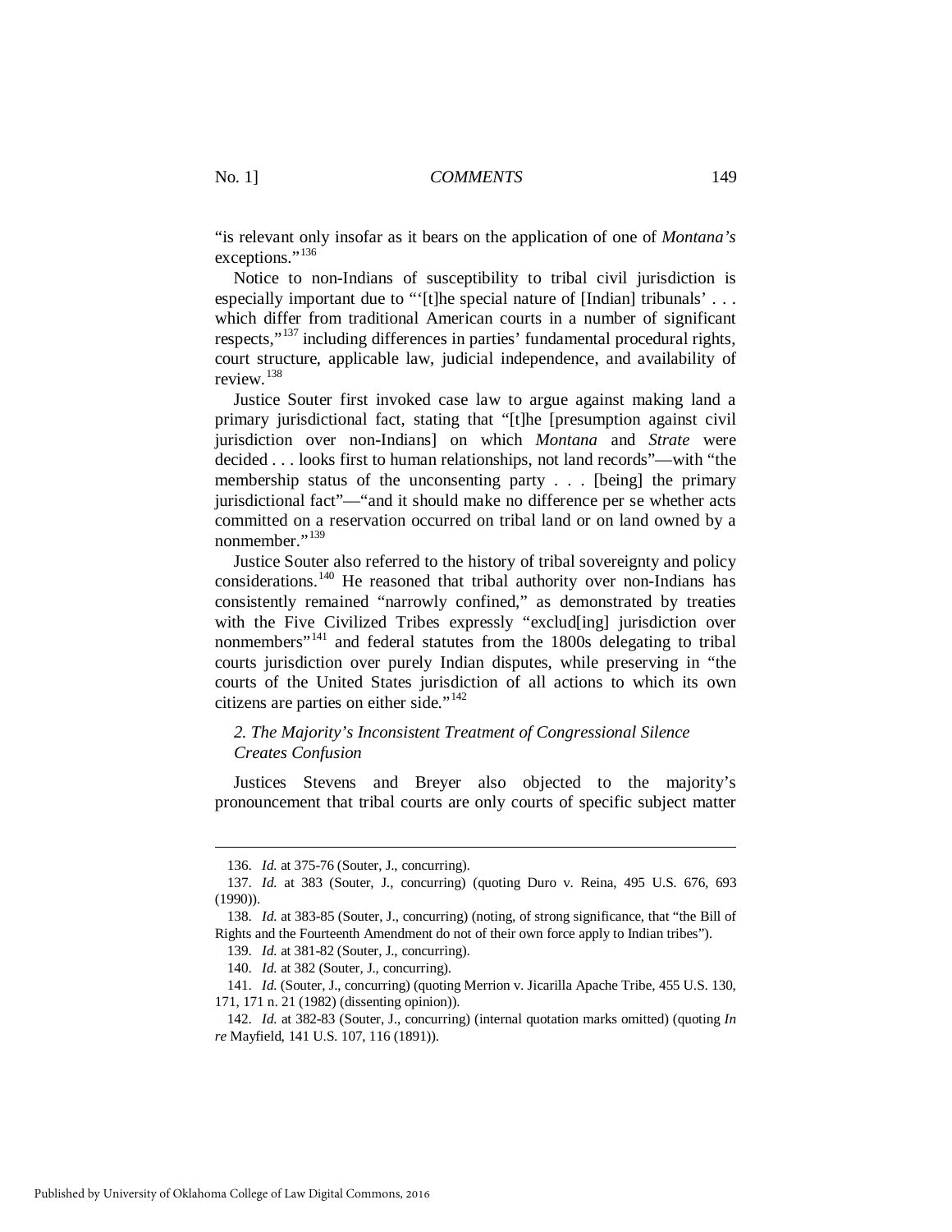"is relevant only insofar as it bears on the application of one of *Montana's* exceptions."[136]

Notice to non-Indians of susceptibility to tribal civil jurisdiction is especially important due to "'[t]he special nature of [Indian] tribunals' . . . which differ from traditional American courts in a number of significant respects,"[137] including differences in parties' fundamental procedural rights, court structure, applicable law, judicial independence, and availability of review.[138]

Justice Souter first invoked case law to argue against making land a primary jurisdictional fact, stating that "[t]he [presumption against civil jurisdiction over non-Indians] on which *Montana* and *Strate* were decided . . . looks first to human relationships, not land records"—with "the membership status of the unconsenting party . . . [being] the primary jurisdictional fact"—"and it should make no difference per se whether acts committed on a reservation occurred on tribal land or on land owned by a nonmember."[139]

Justice Souter also referred to the history of tribal sovereignty and policy considerations.[140] He reasoned that tribal authority over non-Indians has consistently remained "narrowly confined," as demonstrated by treaties with the Five Civilized Tribes expressly "exclud[ing] jurisdiction over nonmembers"[141] and federal statutes from the 1800s delegating to tribal courts jurisdiction over purely Indian disputes, while preserving in "the courts of the United States jurisdiction of all actions to which its own citizens are parties on either side."[142]

### *2. The Majority's Inconsistent Treatment of Congressional Silence Creates Confusion*

Justices Stevens and Breyer also objected to the majority's pronouncement that tribal courts are only courts of specific subject matter

---

136. *Id.* at 375-76 (Souter, J., concurring).

137. *Id.* at 383 (Souter, J., concurring) (quoting Duro v. Reina, 495 U.S. 676, 693 (1990)).

138. *Id.* at 383-85 (Souter, J., concurring) (noting, of strong significance, that "the Bill of Rights and the Fourteenth Amendment do not of their own force apply to Indian tribes").

139. *Id.* at 381-82 (Souter, J., concurring).

140. *Id.* at 382 (Souter, J., concurring).

141. *Id.* (Souter, J., concurring) (quoting Merrion v. Jicarilla Apache Tribe, 455 U.S. 130, 171, 171 n. 21 (1982) (dissenting opinion)).

142. *Id.* at 382-83 (Souter, J., concurring) (internal quotation marks omitted) (quoting *In re* Mayfield, 141 U.S. 107, 116 (1891)).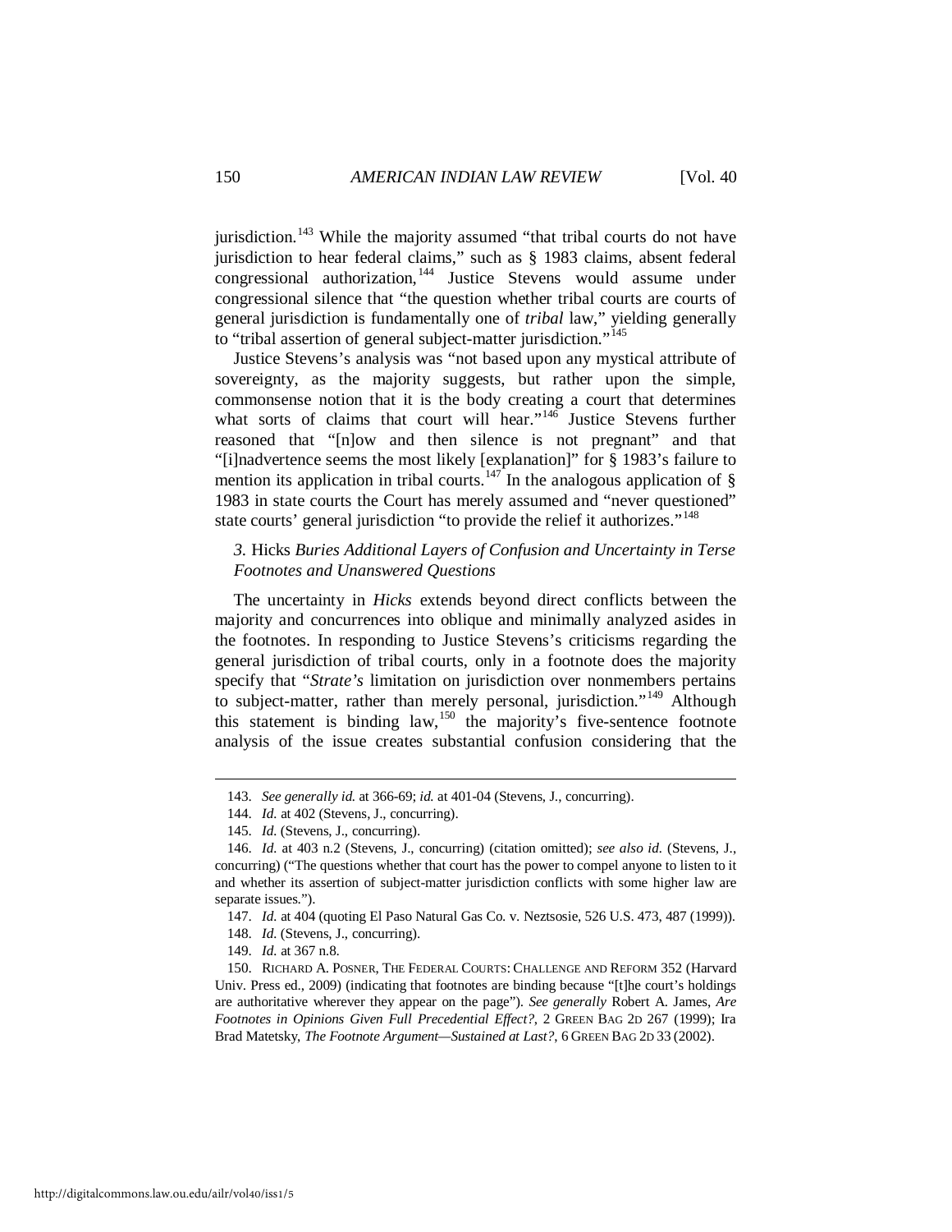jurisdiction.[143] While the majority assumed "that tribal courts do not have jurisdiction to hear federal claims," such as § 1983 claims, absent federal congressional authorization,[144] Justice Stevens would assume under congressional silence that "the question whether tribal courts are courts of general jurisdiction is fundamentally one of *tribal* law," yielding generally to "tribal assertion of general subject-matter jurisdiction."[145]

Justice Stevens's analysis was "not based upon any mystical attribute of sovereignty, as the majority suggests, but rather upon the simple, commonsense notion that it is the body creating a court that determines what sorts of claims that court will hear."[146] Justice Stevens further reasoned that "[n]ow and then silence is not pregnant" and that "[i]nadvertence seems the most likely [explanation]" for § 1983's failure to mention its application in tribal courts.[147] In the analogous application of § 1983 in state courts the Court has merely assumed and "never questioned" state courts' general jurisdiction "to provide the relief it authorizes."[148]

### *3.* Hicks *Buries Additional Layers of Confusion and Uncertainty in Terse Footnotes and Unanswered Questions*

The uncertainty in *Hicks* extends beyond direct conflicts between the majority and concurrences into oblique and minimally analyzed asides in the footnotes. In responding to Justice Stevens's criticisms regarding the general jurisdiction of tribal courts, only in a footnote does the majority specify that "*Strate's* limitation on jurisdiction over nonmembers pertains to subject-matter, rather than merely personal, jurisdiction."[149] Although this statement is binding law,[150] the majority's five-sentence footnote analysis of the issue creates substantial confusion considering that the

---

143. *See generally id.* at 366-69; *id.* at 401-04 (Stevens, J., concurring).

144. *Id.* at 402 (Stevens, J., concurring).

145. *Id.* (Stevens, J., concurring).

146. *Id.* at 403 n.2 (Stevens, J., concurring) (citation omitted); *see also id.* (Stevens, J., concurring) ("The questions whether that court has the power to compel anyone to listen to it and whether its assertion of subject-matter jurisdiction conflicts with some higher law are separate issues.").

147. *Id.* at 404 (quoting El Paso Natural Gas Co. v. Neztsosie, 526 U.S. 473, 487 (1999)).

148. *Id.* (Stevens, J., concurring).

149. *Id.* at 367 n.8.

150. RICHARD A. POSNER, THE FEDERAL COURTS: CHALLENGE AND REFORM 352 (Harvard Univ. Press ed., 2009) (indicating that footnotes are binding because "[t]he court's holdings are authoritative wherever they appear on the page"). *See generally* Robert A. James, *Are Footnotes in Opinions Given Full Precedential Effect?*, 2 GREEN BAG 2D 267 (1999); Ira Brad Matetsky, *The Footnote Argument—Sustained at Last?*, 6 GREEN BAG 2D 33 (2002).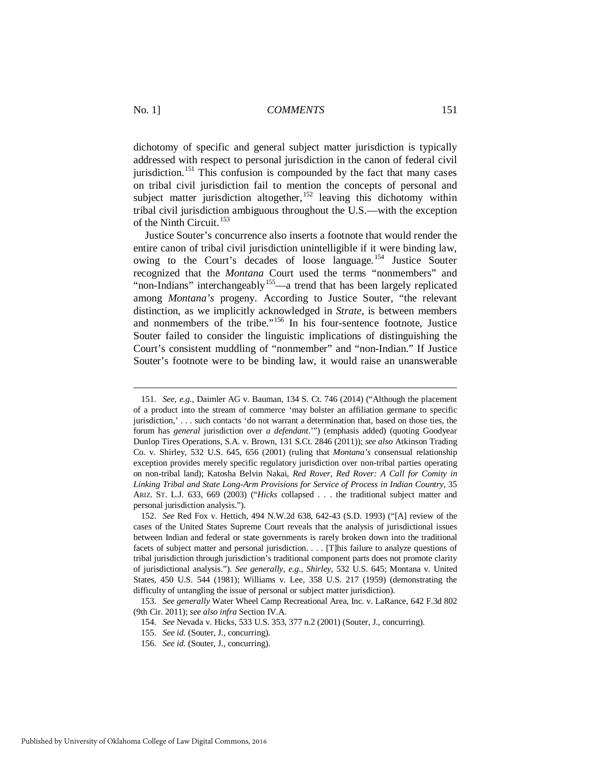dichotomy of specific and general subject matter jurisdiction is typically addressed with respect to personal jurisdiction in the canon of federal civil jurisdiction.[151] This confusion is compounded by the fact that many cases on tribal civil jurisdiction fail to mention the concepts of personal and subject matter jurisdiction altogether,[152] leaving this dichotomy within tribal civil jurisdiction ambiguous throughout the U.S.—with the exception of the Ninth Circuit.[153]

Justice Souter's concurrence also inserts a footnote that would render the entire canon of tribal civil jurisdiction unintelligible if it were binding law, owing to the Court's decades of loose language.[154] Justice Souter recognized that the *Montana* Court used the terms "nonmembers" and "non-Indians" interchangeably[155]—a trend that has been largely replicated among *Montana's* progeny. According to Justice Souter, "the relevant distinction, as we implicitly acknowledged in *Strate*, is between members and nonmembers of the tribe."[156] In his four-sentence footnote, Justice Souter failed to consider the linguistic implications of distinguishing the Court's consistent muddling of "nonmember" and "non-Indian." If Justice Souter's footnote were to be binding law, it would raise an unanswerable

---

151. *See, e.g.*, Daimler AG v. Bauman, 134 S. Ct. 746 (2014) ("Although the placement of a product into the stream of commerce 'may bolster an affiliation germane to specific jurisdiction,' . . . such contacts 'do not warrant a determination that, based on those ties, the forum has *general* jurisdiction over *a defendant*.'") (emphasis added) (quoting Goodyear Dunlop Tires Operations, S.A. v. Brown, 131 S.Ct. 2846 (2011)); *see also* Atkinson Trading Co. v. Shirley, 532 U.S. 645, 656 (2001) (ruling that *Montana's* consensual relationship exception provides merely specific regulatory jurisdiction over non-tribal parties operating on non-tribal land); Katosha Belvin Nakai, *Red Rover, Red Rover: A Call for Comity in Linking Tribal and State Long-Arm Provisions for Service of Process in Indian Country*, 35 ARIZ. ST. L.J. 633, 669 (2003) ("*Hicks* collapsed . . . the traditional subject matter and personal jurisdiction analysis.").

152. *See* Red Fox v. Hettich, 494 N.W.2d 638, 642-43 (S.D. 1993) ("[A] review of the cases of the United States Supreme Court reveals that the analysis of jurisdictional issues between Indian and federal or state governments is rarely broken down into the traditional facets of subject matter and personal jurisdiction. . . . [T]his failure to analyze questions of tribal jurisdiction through jurisdiction's traditional component parts does not promote clarity of jurisdictional analysis."). *See generally, e.g.*, *Shirley*, 532 U.S. 645; Montana v. United States, 450 U.S. 544 (1981); Williams v. Lee, 358 U.S. 217 (1959) (demonstrating the difficulty of untangling the issue of personal or subject matter jurisdiction).

153. *See generally* Water Wheel Camp Recreational Area, Inc. v. LaRance, 642 F.3d 802 (9th Cir. 2011); *see also infra* Section IV.A.

154. *See* Nevada v. Hicks, 533 U.S. 353, 377 n.2 (2001) (Souter, J., concurring).

155. *See id.* (Souter, J., concurring).

156. *See id.* (Souter, J., concurring).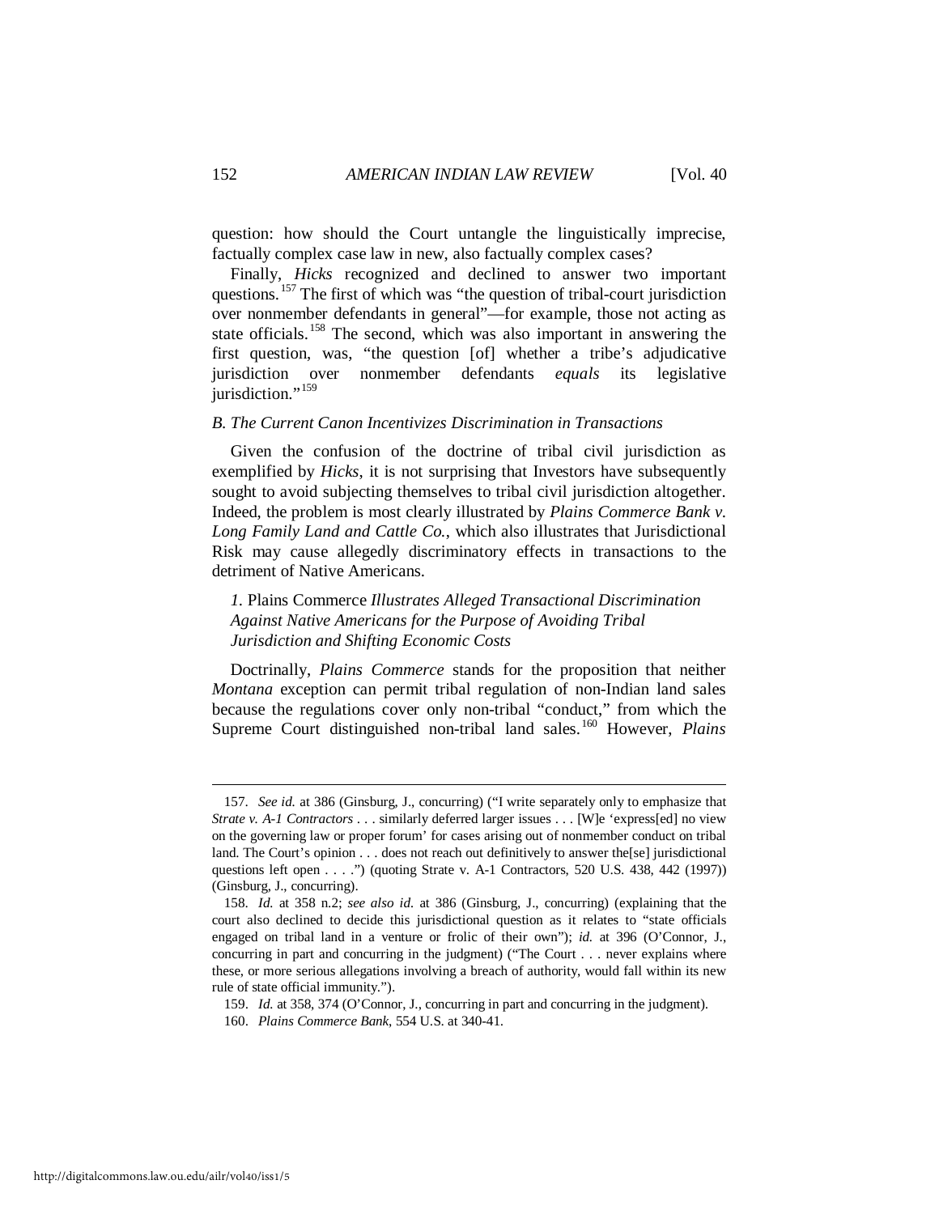question: how should the Court untangle the linguistically imprecise, factually complex case law in new, also factually complex cases?

Finally, *Hicks* recognized and declined to answer two important questions.[157] The first of which was "the question of tribal-court jurisdiction over nonmember defendants in general"—for example, those not acting as state officials.[158] The second, which was also important in answering the first question, was, "the question [of] whether a tribe's adjudicative jurisdiction over nonmember defendants *equals* its legislative jurisdiction."[159]

### *B. The Current Canon Incentivizes Discrimination in Transactions*

Given the confusion of the doctrine of tribal civil jurisdiction as exemplified by *Hicks*, it is not surprising that Investors have subsequently sought to avoid subjecting themselves to tribal civil jurisdiction altogether. Indeed, the problem is most clearly illustrated by *Plains Commerce Bank v. Long Family Land and Cattle Co.*, which also illustrates that Jurisdictional Risk may cause allegedly discriminatory effects in transactions to the detriment of Native Americans.

#### *1.* Plains Commerce *Illustrates Alleged Transactional Discrimination Against Native Americans for the Purpose of Avoiding Tribal Jurisdiction and Shifting Economic Costs*

Doctrinally, *Plains Commerce* stands for the proposition that neither *Montana* exception can permit tribal regulation of non-Indian land sales because the regulations cover only non-tribal "conduct," from which the Supreme Court distinguished non-tribal land sales.[160] However, *Plains*

---

157. *See id.* at 386 (Ginsburg, J., concurring) ("I write separately only to emphasize that *Strate v. A-1 Contractors* . . . similarly deferred larger issues . . . [W]e 'express[ed] no view on the governing law or proper forum' for cases arising out of nonmember conduct on tribal land. The Court's opinion . . . does not reach out definitively to answer the[se] jurisdictional questions left open . . . .") (quoting Strate v. A-1 Contractors, 520 U.S. 438, 442 (1997)) (Ginsburg, J., concurring).

158. *Id.* at 358 n.2; *see also id.* at 386 (Ginsburg, J., concurring) (explaining that the court also declined to decide this jurisdictional question as it relates to "state officials engaged on tribal land in a venture or frolic of their own"); *id.* at 396 (O'Connor, J., concurring in part and concurring in the judgment) ("The Court . . . never explains where these, or more serious allegations involving a breach of authority, would fall within its new rule of state official immunity.").

159. *Id.* at 358, 374 (O'Connor, J., concurring in part and concurring in the judgment).

160. *Plains Commerce Bank*, 554 U.S. at 340-41.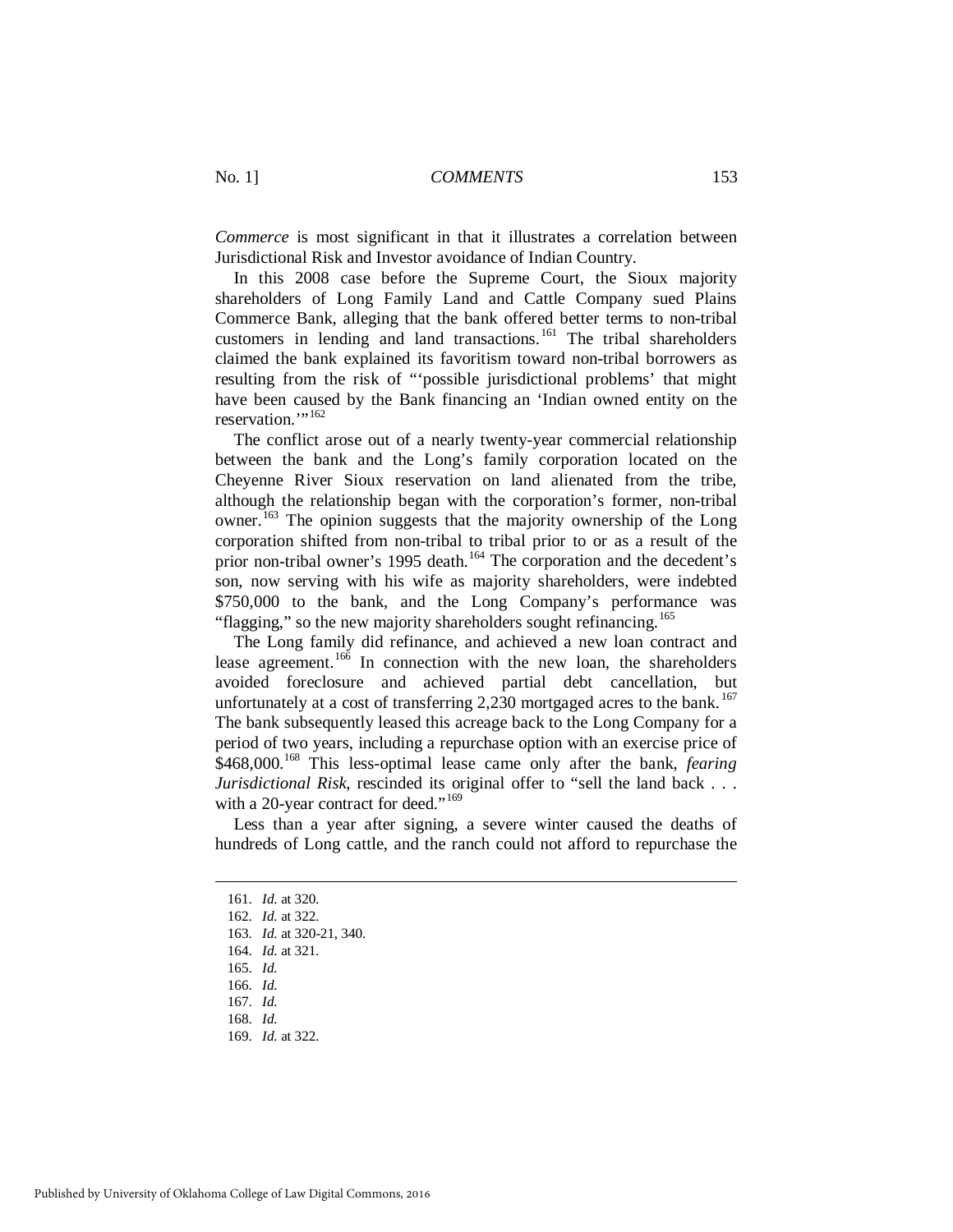*Commerce* is most significant in that it illustrates a correlation between Jurisdictional Risk and Investor avoidance of Indian Country.

In this 2008 case before the Supreme Court, the Sioux majority shareholders of Long Family Land and Cattle Company sued Plains Commerce Bank, alleging that the bank offered better terms to non-tribal customers in lending and land transactions.[161] The tribal shareholders claimed the bank explained its favoritism toward non-tribal borrowers as resulting from the risk of "'possible jurisdictional problems' that might have been caused by the Bank financing an 'Indian owned entity on the reservation.'"[162]

The conflict arose out of a nearly twenty-year commercial relationship between the bank and the Long's family corporation located on the Cheyenne River Sioux reservation on land alienated from the tribe, although the relationship began with the corporation's former, non-tribal owner.[163] The opinion suggests that the majority ownership of the Long corporation shifted from non-tribal to tribal prior to or as a result of the prior non-tribal owner's 1995 death.[164] The corporation and the decedent's son, now serving with his wife as majority shareholders, were indebted $750,000 to the bank, and the Long Company's performance was "flagging," so the new majority shareholders sought refinancing.[165]

The Long family did refinance, and achieved a new loan contract and lease agreement.[166] In connection with the new loan, the shareholders avoided foreclosure and achieved partial debt cancellation, but unfortunately at a cost of transferring 2,230 mortgaged acres to the bank.[167] The bank subsequently leased this acreage back to the Long Company for a period of two years, including a repurchase option with an exercise price of $468,000.[168] This less-optimal lease came only after the bank, *fearing Jurisdictional Risk*, rescinded its original offer to "sell the land back . . . with a 20-year contract for deed."[169]

Less than a year after signing, a severe winter caused the deaths of hundreds of Long cattle, and the ranch could not afford to repurchase the

---

161. *Id.* at 320.
162. *Id.* at 322.
163. *Id.* at 320-21, 340.
164. *Id.* at 321.
165. *Id.*
166. *Id.*
167. *Id.*
168. *Id.*
169. *Id.* at 322.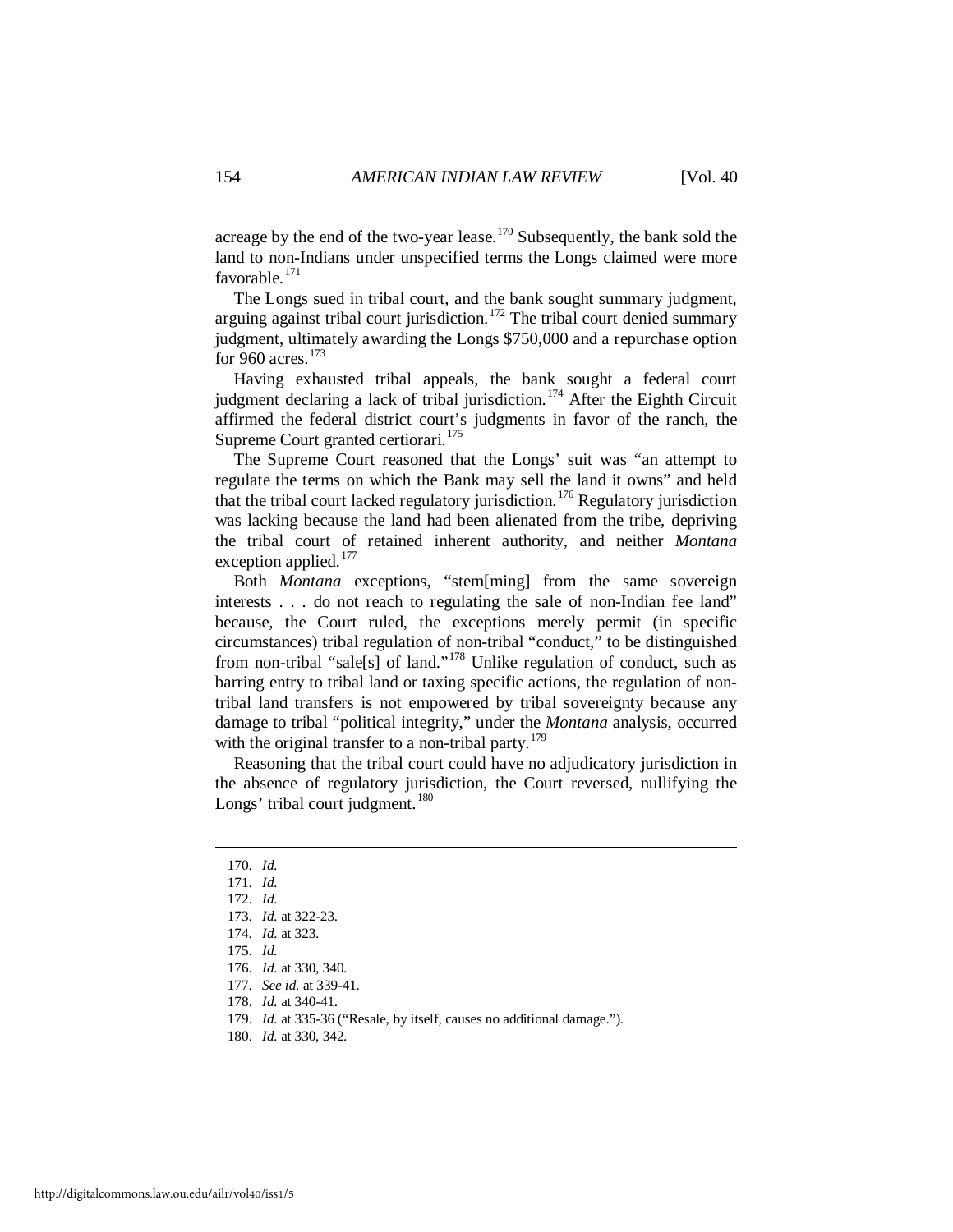acreage by the end of the two-year lease.[170] Subsequently, the bank sold the land to non-Indians under unspecified terms the Longs claimed were more favorable.[171]

The Longs sued in tribal court, and the bank sought summary judgment, arguing against tribal court jurisdiction.[172] The tribal court denied summary judgment, ultimately awarding the Longs $750,000 and a repurchase option for 960 acres.[173]

Having exhausted tribal appeals, the bank sought a federal court judgment declaring a lack of tribal jurisdiction.[174] After the Eighth Circuit affirmed the federal district court's judgments in favor of the ranch, the Supreme Court granted certiorari.[175]

The Supreme Court reasoned that the Longs' suit was "an attempt to regulate the terms on which the Bank may sell the land it owns" and held that the tribal court lacked regulatory jurisdiction.[176] Regulatory jurisdiction was lacking because the land had been alienated from the tribe, depriving the tribal court of retained inherent authority, and neither *Montana* exception applied.[177]

Both *Montana* exceptions, "stem[ming] from the same sovereign interests . . . do not reach to regulating the sale of non-Indian fee land" because, the Court ruled, the exceptions merely permit (in specific circumstances) tribal regulation of non-tribal "conduct," to be distinguished from non-tribal "sale[s] of land."[178] Unlike regulation of conduct, such as barring entry to tribal land or taxing specific actions, the regulation of non-tribal land transfers is not empowered by tribal sovereignty because any damage to tribal "political integrity," under the *Montana* analysis, occurred with the original transfer to a non-tribal party.[179]

Reasoning that the tribal court could have no adjudicatory jurisdiction in the absence of regulatory jurisdiction, the Court reversed, nullifying the Longs' tribal court judgment.[180]

---

170. *Id.*
171. *Id.*
172. *Id.*
173. *Id.* at 322-23.
174. *Id.* at 323.
175. *Id.*
176. *Id.* at 330, 340.
177. *See id.* at 339-41.
178. *Id.* at 340-41.
179. *Id.* at 335-36 ("Resale, by itself, causes no additional damage.").
180. *Id.* at 330, 342.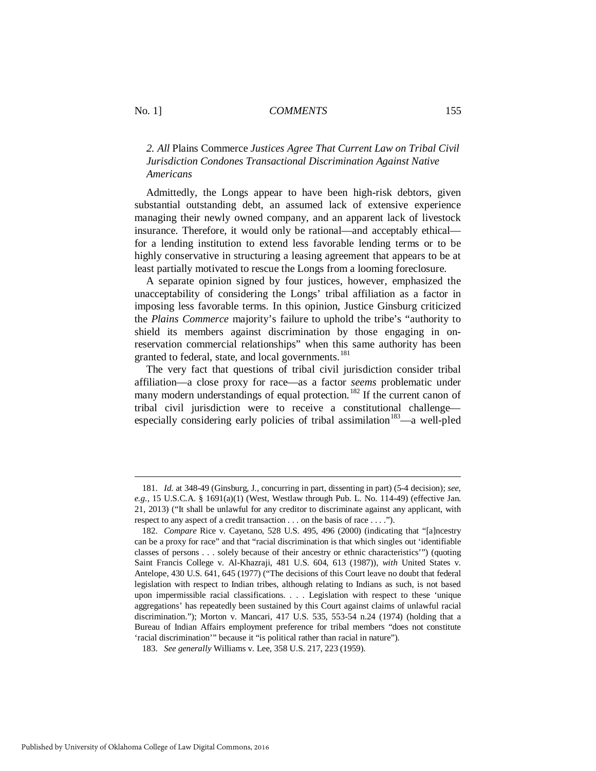### 2. *All* Plains Commerce *Justices Agree That Current Law on Tribal Civil Jurisdiction Condones Transactional Discrimination Against Native Americans*

Admittedly, the Longs appear to have been high-risk debtors, given substantial outstanding debt, an assumed lack of extensive experience managing their newly owned company, and an apparent lack of livestock insurance. Therefore, it would only be rational—and acceptably ethical—for a lending institution to extend less favorable lending terms or to be highly conservative in structuring a leasing agreement that appears to be at least partially motivated to rescue the Longs from a looming foreclosure.

A separate opinion signed by four justices, however, emphasized the unacceptability of considering the Longs' tribal affiliation as a factor in imposing less favorable terms. In this opinion, Justice Ginsburg criticized the *Plains Commerce* majority's failure to uphold the tribe's "authority to shield its members against discrimination by those engaging in on-reservation commercial relationships" when this same authority has been granted to federal, state, and local governments.[181]

The very fact that questions of tribal civil jurisdiction consider tribal affiliation—a close proxy for race—as a factor *seems* problematic under many modern understandings of equal protection.[182] If the current canon of tribal civil jurisdiction were to receive a constitutional challenge—especially considering early policies of tribal assimilation[183]—a well-pled

---

181. *Id.* at 348-49 (Ginsburg, J., concurring in part, dissenting in part) (5-4 decision); *see, e.g.*, 15 U.S.C.A. § 1691(a)(1) (West, Westlaw through Pub. L. No. 114-49) (effective Jan. 21, 2013) ("It shall be unlawful for any creditor to discriminate against any applicant, with respect to any aspect of a credit transaction . . . on the basis of race . . . .").

182. *Compare* Rice v. Cayetano, 528 U.S. 495, 496 (2000) (indicating that "[a]ncestry can be a proxy for race" and that "racial discrimination is that which singles out 'identifiable classes of persons . . . solely because of their ancestry or ethnic characteristics'") (quoting Saint Francis College v. Al-Khazraji, 481 U.S. 604, 613 (1987)), *with* United States v. Antelope, 430 U.S. 641, 645 (1977) ("The decisions of this Court leave no doubt that federal legislation with respect to Indian tribes, although relating to Indians as such, is not based upon impermissible racial classifications. . . . Legislation with respect to these 'unique aggregations' has repeatedly been sustained by this Court against claims of unlawful racial discrimination."); Morton v. Mancari, 417 U.S. 535, 553-54 n.24 (1974) (holding that a Bureau of Indian Affairs employment preference for tribal members "does not constitute 'racial discrimination'" because it "is political rather than racial in nature").

183. *See generally* Williams v. Lee, 358 U.S. 217, 223 (1959).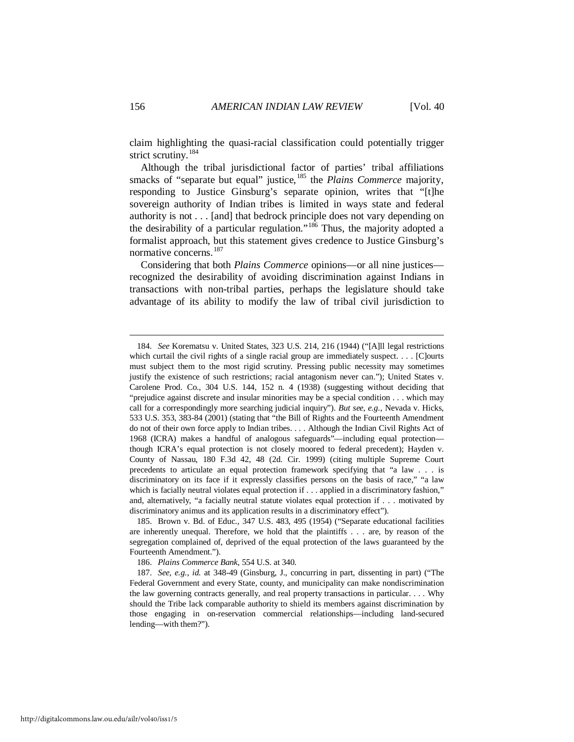claim highlighting the quasi-racial classification could potentially trigger strict scrutiny.[184]

Although the tribal jurisdictional factor of parties' tribal affiliations smacks of "separate but equal" justice,[185] the *Plains Commerce* majority, responding to Justice Ginsburg's separate opinion, writes that "[t]he sovereign authority of Indian tribes is limited in ways state and federal authority is not . . . [and] that bedrock principle does not vary depending on the desirability of a particular regulation."[186] Thus, the majority adopted a formalist approach, but this statement gives credence to Justice Ginsburg's normative concerns.[187]

Considering that both *Plains Commerce* opinions—or all nine justices—recognized the desirability of avoiding discrimination against Indians in transactions with non-tribal parties, perhaps the legislature should take advantage of its ability to modify the law of tribal civil jurisdiction to

---

184. *See* Korematsu v. United States, 323 U.S. 214, 216 (1944) ("[A]ll legal restrictions which curtail the civil rights of a single racial group are immediately suspect. . . . [C]ourts must subject them to the most rigid scrutiny. Pressing public necessity may sometimes justify the existence of such restrictions; racial antagonism never can."); United States v. Carolene Prod. Co., 304 U.S. 144, 152 n. 4 (1938) (suggesting without deciding that "prejudice against discrete and insular minorities may be a special condition . . . which may call for a correspondingly more searching judicial inquiry"). *But see, e.g.*, Nevada v. Hicks, 533 U.S. 353, 383-84 (2001) (stating that "the Bill of Rights and the Fourteenth Amendment do not of their own force apply to Indian tribes. . . . Although the Indian Civil Rights Act of 1968 (ICRA) makes a handful of analogous safeguards"—including equal protection—though ICRA's equal protection is not closely moored to federal precedent); Hayden v. County of Nassau, 180 F.3d 42, 48 (2d. Cir. 1999) (citing multiple Supreme Court precedents to articulate an equal protection framework specifying that "a law . . . is discriminatory on its face if it expressly classifies persons on the basis of race," "a law which is facially neutral violates equal protection if . . . applied in a discriminatory fashion," and, alternatively, "a facially neutral statute violates equal protection if . . . motivated by discriminatory animus and its application results in a discriminatory effect").

185. Brown v. Bd. of Educ., 347 U.S. 483, 495 (1954) ("Separate educational facilities are inherently unequal. Therefore, we hold that the plaintiffs . . . are, by reason of the segregation complained of, deprived of the equal protection of the laws guaranteed by the Fourteenth Amendment.").

186. *Plains Commerce Bank*, 554 U.S. at 340.

187. *See, e.g.*, *id.* at 348-49 (Ginsburg, J., concurring in part, dissenting in part) ("The Federal Government and every State, county, and municipality can make nondiscrimination the law governing contracts generally, and real property transactions in particular. . . . Why should the Tribe lack comparable authority to shield its members against discrimination by those engaging in on-reservation commercial relationships—including land-secured lending—with them?").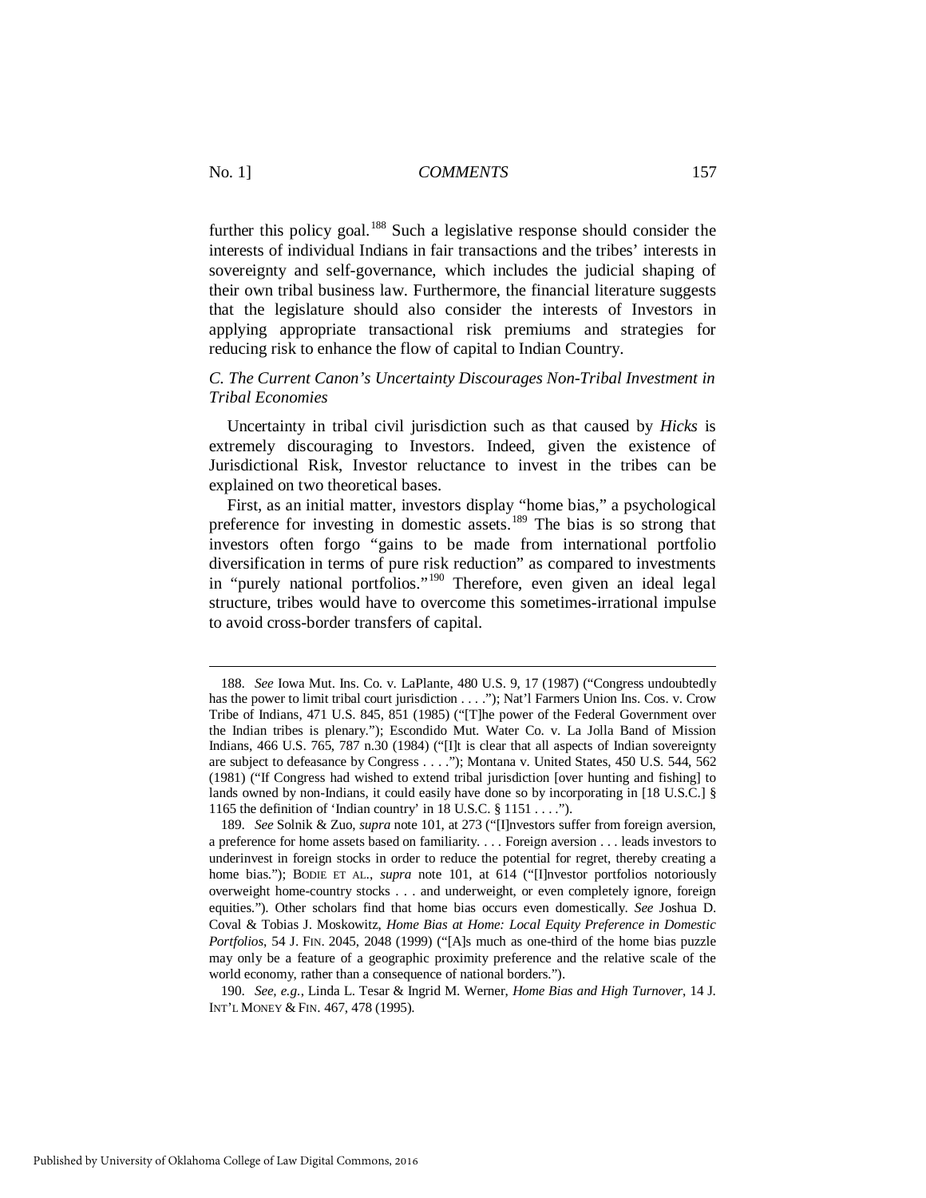further this policy goal.[188] Such a legislative response should consider the interests of individual Indians in fair transactions and the tribes' interests in sovereignty and self-governance, which includes the judicial shaping of their own tribal business law. Furthermore, the financial literature suggests that the legislature should also consider the interests of Investors in applying appropriate transactional risk premiums and strategies for reducing risk to enhance the flow of capital to Indian Country.

### *C. The Current Canon's Uncertainty Discourages Non-Tribal Investment in Tribal Economies*

Uncertainty in tribal civil jurisdiction such as that caused by *Hicks* is extremely discouraging to Investors. Indeed, given the existence of Jurisdictional Risk, Investor reluctance to invest in the tribes can be explained on two theoretical bases.

First, as an initial matter, investors display "home bias," a psychological preference for investing in domestic assets.[189] The bias is so strong that investors often forgo "gains to be made from international portfolio diversification in terms of pure risk reduction" as compared to investments in "purely national portfolios."[190] Therefore, even given an ideal legal structure, tribes would have to overcome this sometimes-irrational impulse to avoid cross-border transfers of capital.

---

188. *See* Iowa Mut. Ins. Co. v. LaPlante, 480 U.S. 9, 17 (1987) ("Congress undoubtedly has the power to limit tribal court jurisdiction . . . ."); Nat'l Farmers Union Ins. Cos. v. Crow Tribe of Indians, 471 U.S. 845, 851 (1985) ("[T]he power of the Federal Government over the Indian tribes is plenary."); Escondido Mut. Water Co. v. La Jolla Band of Mission Indians, 466 U.S. 765, 787 n.30 (1984) ("[I]t is clear that all aspects of Indian sovereignty are subject to defeasance by Congress . . . ."); Montana v. United States, 450 U.S. 544, 562 (1981) ("If Congress had wished to extend tribal jurisdiction [over hunting and fishing] to lands owned by non-Indians, it could easily have done so by incorporating in [18 U.S.C.] § 1165 the definition of 'Indian country' in 18 U.S.C. § 1151 . . . .").

189. *See* Solnik & Zuo, *supra* note 101, at 273 ("[I]nvestors suffer from foreign aversion, a preference for home assets based on familiarity. . . . Foreign aversion . . . leads investors to underinvest in foreign stocks in order to reduce the potential for regret, thereby creating a home bias."); BODIE ET AL., *supra* note 101, at 614 ("[I]nvestor portfolios notoriously overweight home-country stocks . . . and underweight, or even completely ignore, foreign equities."). Other scholars find that home bias occurs even domestically. *See* Joshua D. Coval & Tobias J. Moskowitz, *Home Bias at Home: Local Equity Preference in Domestic Portfolios*, 54 J. FIN. 2045, 2048 (1999) ("[A]s much as one-third of the home bias puzzle may only be a feature of a geographic proximity preference and the relative scale of the world economy, rather than a consequence of national borders.").

190. *See, e.g.*, Linda L. Tesar & Ingrid M. Werner, *Home Bias and High Turnover*, 14 J. INT'L MONEY & FIN. 467, 478 (1995).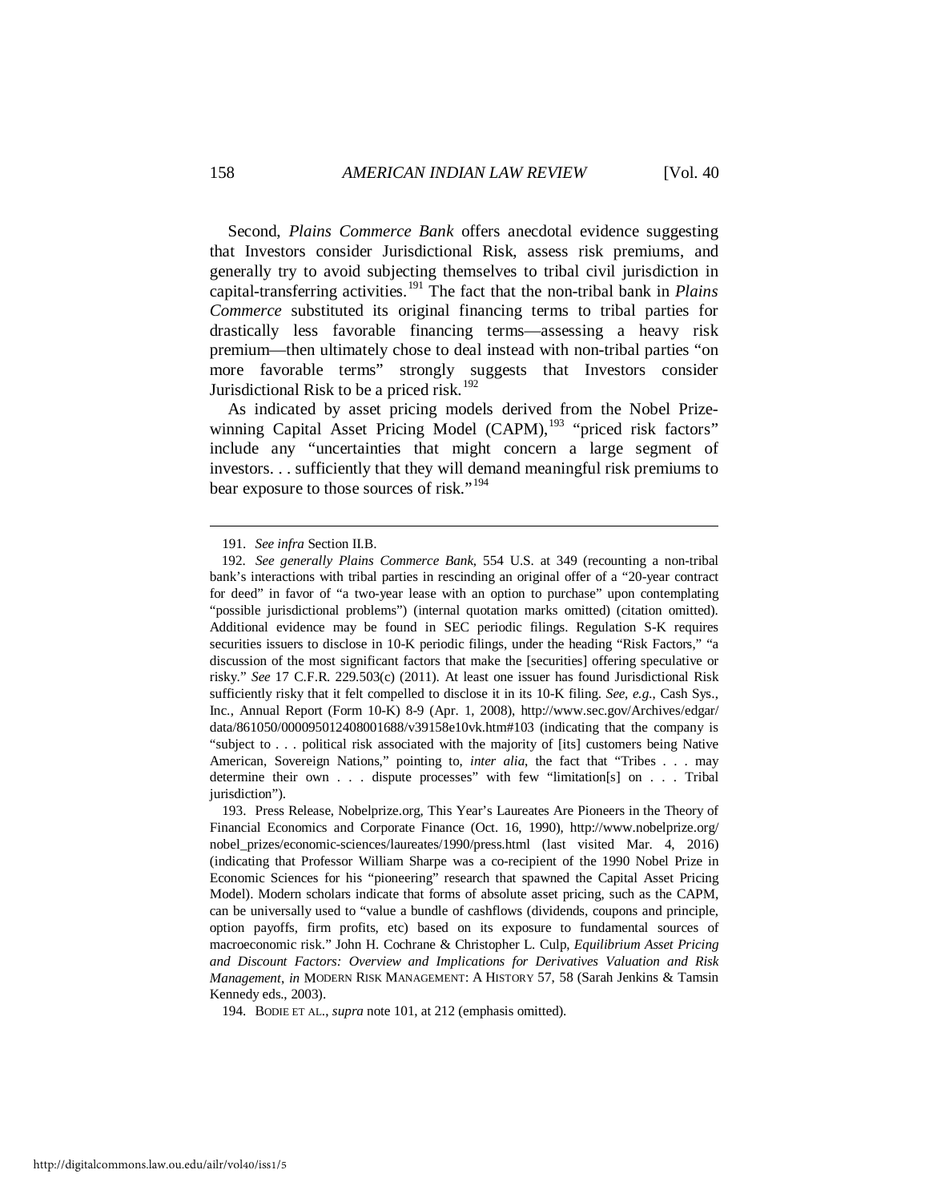Second, *Plains Commerce Bank* offers anecdotal evidence suggesting that Investors consider Jurisdictional Risk, assess risk premiums, and generally try to avoid subjecting themselves to tribal civil jurisdiction in capital-transferring activities.[191] The fact that the non-tribal bank in *Plains Commerce* substituted its original financing terms to tribal parties for drastically less favorable financing terms—assessing a heavy risk premium—then ultimately chose to deal instead with non-tribal parties "on more favorable terms" strongly suggests that Investors consider Jurisdictional Risk to be a priced risk.[192]

As indicated by asset pricing models derived from the Nobel Prize-winning Capital Asset Pricing Model (CAPM),[193] "priced risk factors" include any "uncertainties that might concern a large segment of investors. . . sufficiently that they will demand meaningful risk premiums to bear exposure to those sources of risk."[194]

---

191. *See infra* Section II.B.

192. *See generally Plains Commerce Bank*, 554 U.S. at 349 (recounting a non-tribal bank's interactions with tribal parties in rescinding an original offer of a "20-year contract for deed" in favor of "a two-year lease with an option to purchase" upon contemplating "possible jurisdictional problems") (internal quotation marks omitted) (citation omitted). Additional evidence may be found in SEC periodic filings. Regulation S-K requires securities issuers to disclose in 10-K periodic filings, under the heading "Risk Factors," "a discussion of the most significant factors that make the [securities] offering speculative or risky." *See* 17 C.F.R. 229.503(c) (2011). At least one issuer has found Jurisdictional Risk sufficiently risky that it felt compelled to disclose it in its 10-K filing. *See, e.g.*, Cash Sys., Inc., Annual Report (Form 10-K) 8-9 (Apr. 1, 2008), http://www.sec.gov/Archives/edgar/data/861050/000095012408001688/v39158e10vk.htm#103 (indicating that the company is "subject to . . . political risk associated with the majority of [its] customers being Native American, Sovereign Nations," pointing to, *inter alia*, the fact that "Tribes . . . may determine their own . . . dispute processes" with few "limitation[s] on . . . Tribal jurisdiction").

193. Press Release, Nobelprize.org, This Year's Laureates Are Pioneers in the Theory of Financial Economics and Corporate Finance (Oct. 16, 1990), http://www.nobelprize.org/nobel_prizes/economic-sciences/laureates/1990/press.html (last visited Mar. 4, 2016) (indicating that Professor William Sharpe was a co-recipient of the 1990 Nobel Prize in Economic Sciences for his "pioneering" research that spawned the Capital Asset Pricing Model). Modern scholars indicate that forms of absolute asset pricing, such as the CAPM, can be universally used to "value a bundle of cashflows (dividends, coupons and principle, option payoffs, firm profits, etc) based on its exposure to fundamental sources of macroeconomic risk." John H. Cochrane & Christopher L. Culp, *Equilibrium Asset Pricing and Discount Factors: Overview and Implications for Derivatives Valuation and Risk Management*, *in* MODERN RISK MANAGEMENT: A HISTORY 57, 58 (Sarah Jenkins & Tamsin Kennedy eds., 2003).

194. BODIE ET AL., *supra* note 101, at 212 (emphasis omitted).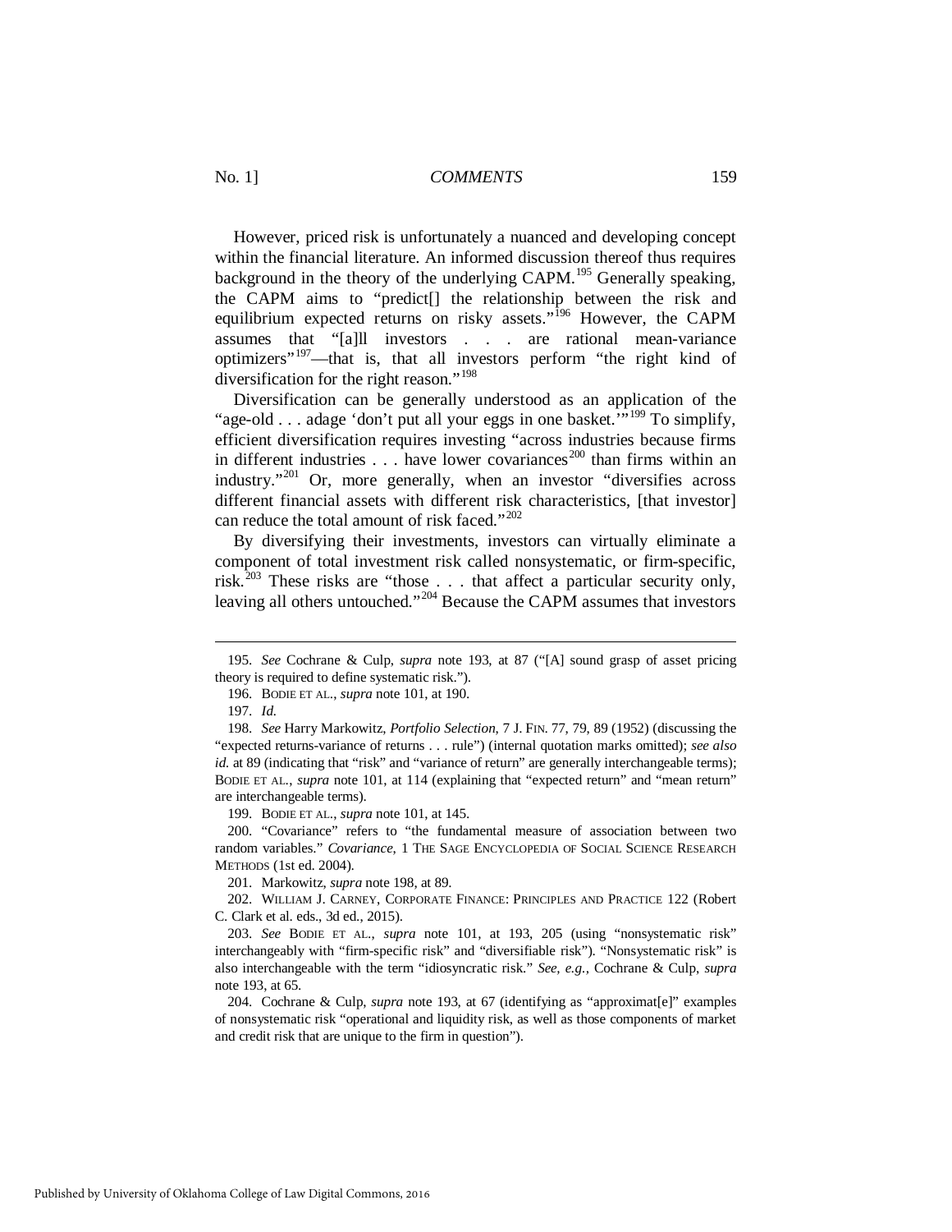However, priced risk is unfortunately a nuanced and developing concept within the financial literature. An informed discussion thereof thus requires background in the theory of the underlying CAPM.[195] Generally speaking, the CAPM aims to "predict[] the relationship between the risk and equilibrium expected returns on risky assets."[196] However, the CAPM assumes that "[a]ll investors . . . are rational mean-variance optimizers"[197]—that is, that all investors perform "the right kind of diversification for the right reason."[198]

Diversification can be generally understood as an application of the "age-old . . . adage 'don't put all your eggs in one basket.'"[199] To simplify, efficient diversification requires investing "across industries because firms in different industries . . . have lower covariances[200] than firms within an industry."[201] Or, more generally, when an investor "diversifies across different financial assets with different risk characteristics, [that investor] can reduce the total amount of risk faced."[202]

By diversifying their investments, investors can virtually eliminate a component of total investment risk called nonsystematic, or firm-specific, risk.[203] These risks are "those . . . that affect a particular security only, leaving all others untouched."[204] Because the CAPM assumes that investors

---

195. *See* Cochrane & Culp, *supra* note 193, at 87 ("[A] sound grasp of asset pricing theory is required to define systematic risk.").

196. BODIE ET AL., *supra* note 101, at 190.

197. *Id.*

198. *See* Harry Markowitz, *Portfolio Selection*, 7 J. FIN. 77, 79, 89 (1952) (discussing the "expected returns-variance of returns . . . rule") (internal quotation marks omitted); *see also id.* at 89 (indicating that "risk" and "variance of return" are generally interchangeable terms); BODIE ET AL., *supra* note 101, at 114 (explaining that "expected return" and "mean return" are interchangeable terms).

199. BODIE ET AL., *supra* note 101, at 145.

200. "Covariance" refers to "the fundamental measure of association between two random variables." *Covariance*, 1 THE SAGE ENCYCLOPEDIA OF SOCIAL SCIENCE RESEARCH METHODS (1st ed. 2004).

201. Markowitz, *supra* note 198, at 89.

202. WILLIAM J. CARNEY, CORPORATE FINANCE: PRINCIPLES AND PRACTICE 122 (Robert C. Clark et al. eds., 3d ed., 2015).

203. *See* BODIE ET AL., *supra* note 101, at 193, 205 (using "nonsystematic risk" interchangeably with "firm-specific risk" and "diversifiable risk"). "Nonsystematic risk" is also interchangeable with the term "idiosyncratic risk." *See, e.g.,* Cochrane & Culp, *supra* note 193, at 65.

204. Cochrane & Culp, *supra* note 193, at 67 (identifying as "approximat[e]" examples of nonsystematic risk "operational and liquidity risk, as well as those components of market and credit risk that are unique to the firm in question").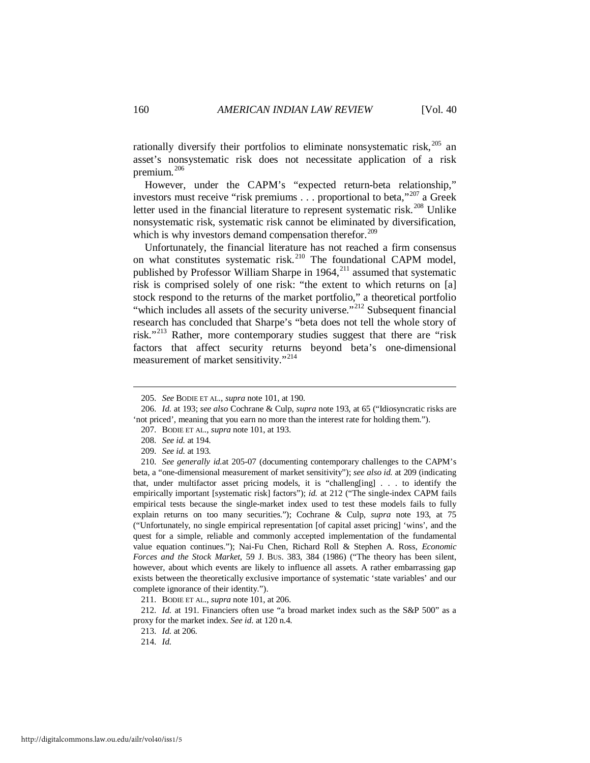rationally diversify their portfolios to eliminate nonsystematic risk,[205] an asset's nonsystematic risk does not necessitate application of a risk premium.[206]

However, under the CAPM's "expected return-beta relationship," investors must receive "risk premiums . . . proportional to beta,"[207] a Greek letter used in the financial literature to represent systematic risk.[208] Unlike nonsystematic risk, systematic risk cannot be eliminated by diversification, which is why investors demand compensation therefor.[209]

Unfortunately, the financial literature has not reached a firm consensus on what constitutes systematic risk.[210] The foundational CAPM model, published by Professor William Sharpe in 1964,[211] assumed that systematic risk is comprised solely of one risk: "the extent to which returns on [a] stock respond to the returns of the market portfolio," a theoretical portfolio "which includes all assets of the security universe."[212] Subsequent financial research has concluded that Sharpe's "beta does not tell the whole story of risk."[213] Rather, more contemporary studies suggest that there are "risk factors that affect security returns beyond beta's one-dimensional measurement of market sensitivity."[214]

---

205. *See* BODIE ET AL., *supra* note 101, at 190.

206. *Id.* at 193; *see also* Cochrane & Culp, *supra* note 193, at 65 ("Idiosyncratic risks are 'not priced', meaning that you earn no more than the interest rate for holding them.").

207. BODIE ET AL., *supra* note 101, at 193.

208. *See id.* at 194.

209. *See id.* at 193.

210. *See generally id.*at 205-07 (documenting contemporary challenges to the CAPM's beta, a "one-dimensional measurement of market sensitivity"); *see also id.* at 209 (indicating that, under multifactor asset pricing models, it is "challeng[ing] . . . to identify the empirically important [systematic risk] factors"); *id.* at 212 ("The single-index CAPM fails empirical tests because the single-market index used to test these models fails to fully explain returns on too many securities."); Cochrane & Culp, *supra* note 193, at 75 ("Unfortunately, no single empirical representation [of capital asset pricing] 'wins', and the quest for a simple, reliable and commonly accepted implementation of the fundamental value equation continues."); Nai-Fu Chen, Richard Roll & Stephen A. Ross, *Economic Forces and the Stock Market*, 59 J. BUS. 383, 384 (1986) ("The theory has been silent, however, about which events are likely to influence all assets. A rather embarrassing gap exists between the theoretically exclusive importance of systematic 'state variables' and our complete ignorance of their identity.").

211. BODIE ET AL., *supra* note 101, at 206.

212. *Id.* at 191. Financiers often use "a broad market index such as the S&P 500" as a proxy for the market index. *See id.* at 120 n.4.

213. *Id.* at 206.

214. *Id.*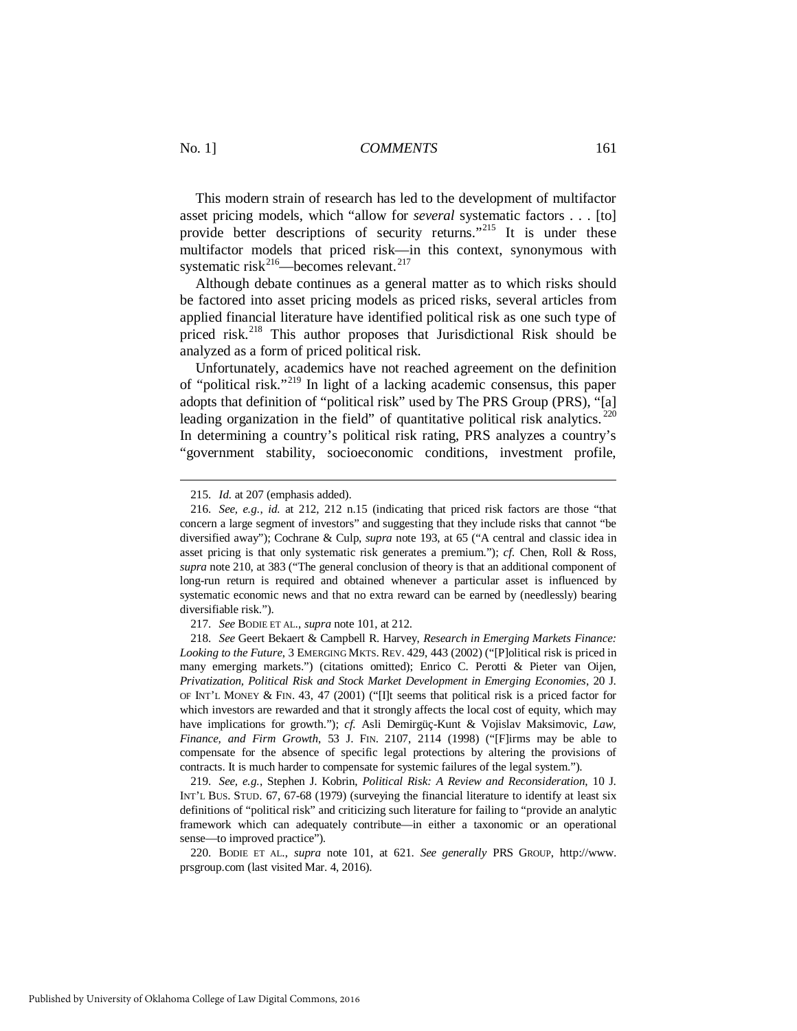This modern strain of research has led to the development of multifactor asset pricing models, which "allow for *several* systematic factors . . . [to] provide better descriptions of security returns."[215] It is under these multifactor models that priced risk—in this context, synonymous with systematic risk[216]—becomes relevant.[217]

Although debate continues as a general matter as to which risks should be factored into asset pricing models as priced risks, several articles from applied financial literature have identified political risk as one such type of priced risk.[218] This author proposes that Jurisdictional Risk should be analyzed as a form of priced political risk.

Unfortunately, academics have not reached agreement on the definition of "political risk."[219] In light of a lacking academic consensus, this paper adopts that definition of "political risk" used by The PRS Group (PRS), "[a] leading organization in the field" of quantitative political risk analytics.[220] In determining a country's political risk rating, PRS analyzes a country's "government stability, socioeconomic conditions, investment profile,

---

215. *Id.* at 207 (emphasis added).

216. *See, e.g.*, *id.* at 212, 212 n.15 (indicating that priced risk factors are those "that concern a large segment of investors" and suggesting that they include risks that cannot "be diversified away"); Cochrane & Culp, *supra* note 193, at 65 ("A central and classic idea in asset pricing is that only systematic risk generates a premium."); *cf.* Chen, Roll & Ross, *supra* note 210, at 383 ("The general conclusion of theory is that an additional component of long-run return is required and obtained whenever a particular asset is influenced by systematic economic news and that no extra reward can be earned by (needlessly) bearing diversifiable risk.").

217. *See* BODIE ET AL., *supra* note 101, at 212.

218. *See* Geert Bekaert & Campbell R. Harvey, *Research in Emerging Markets Finance: Looking to the Future*, 3 EMERGING MKTS. REV. 429, 443 (2002) ("[P]olitical risk is priced in many emerging markets.") (citations omitted); Enrico C. Perotti & Pieter van Oijen, *Privatization, Political Risk and Stock Market Development in Emerging Economies*, 20 J. OF INT'L MONEY & FIN. 43, 47 (2001) ("[I]t seems that political risk is a priced factor for which investors are rewarded and that it strongly affects the local cost of equity, which may have implications for growth."); *cf.* Asli Demirgüç-Kunt & Vojislav Maksimovic, *Law, Finance, and Firm Growth*, 53 J. FIN. 2107, 2114 (1998) ("[F]irms may be able to compensate for the absence of specific legal protections by altering the provisions of contracts. It is much harder to compensate for systemic failures of the legal system.").

219. *See, e.g.*, Stephen J. Kobrin, *Political Risk: A Review and Reconsideration*, 10 J. INT'L BUS. STUD. 67, 67-68 (1979) (surveying the financial literature to identify at least six definitions of "political risk" and criticizing such literature for failing to "provide an analytic framework which can adequately contribute—in either a taxonomic or an operational sense—to improved practice").

220. BODIE ET AL., *supra* note 101, at 621. *See generally* PRS GROUP, http://www.prsgroup.com (last visited Mar. 4, 2016).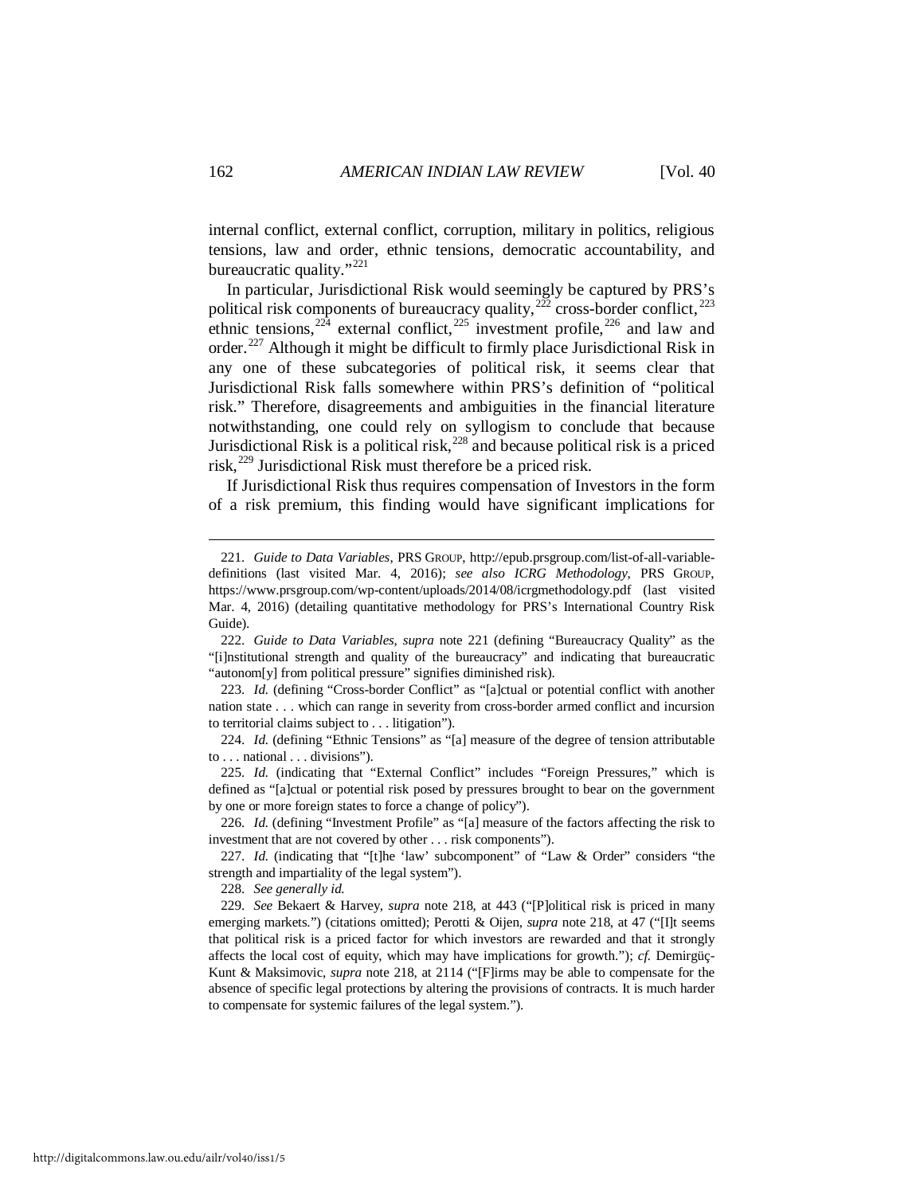internal conflict, external conflict, corruption, military in politics, religious tensions, law and order, ethnic tensions, democratic accountability, and bureaucratic quality."[221]

In particular, Jurisdictional Risk would seemingly be captured by PRS's political risk components of bureaucracy quality,[222] cross-border conflict,[223] ethnic tensions,[224] external conflict,[225] investment profile,[226] and law and order.[227] Although it might be difficult to firmly place Jurisdictional Risk in any one of these subcategories of political risk, it seems clear that Jurisdictional Risk falls somewhere within PRS's definition of "political risk." Therefore, disagreements and ambiguities in the financial literature notwithstanding, one could rely on syllogism to conclude that because Jurisdictional Risk is a political risk,[228] and because political risk is a priced risk,[229] Jurisdictional Risk must therefore be a priced risk.

If Jurisdictional Risk thus requires compensation of Investors in the form of a risk premium, this finding would have significant implications for

---

221. *Guide to Data Variables*, PRS GROUP, http://epub.prsgroup.com/list-of-all-variable-definitions (last visited Mar. 4, 2016); *see also ICRG Methodology*, PRS GROUP, https://www.prsgroup.com/wp-content/uploads/2014/08/icrgmethodology.pdf (last visited Mar. 4, 2016) (detailing quantitative methodology for PRS's International Country Risk Guide).

222. *Guide to Data Variables*, *supra* note 221 (defining "Bureaucracy Quality" as the "[i]nstitutional strength and quality of the bureaucracy" and indicating that bureaucratic "autonom[y] from political pressure" signifies diminished risk).

223. *Id.* (defining "Cross-border Conflict" as "[a]ctual or potential conflict with another nation state . . . which can range in severity from cross-border armed conflict and incursion to territorial claims subject to . . . litigation").

224. *Id.* (defining "Ethnic Tensions" as "[a] measure of the degree of tension attributable to . . . national . . . divisions").

225. *Id.* (indicating that "External Conflict" includes "Foreign Pressures," which is defined as "[a]ctual or potential risk posed by pressures brought to bear on the government by one or more foreign states to force a change of policy").

226. *Id.* (defining "Investment Profile" as "[a] measure of the factors affecting the risk to investment that are not covered by other . . . risk components").

227. *Id.* (indicating that "[t]he 'law' subcomponent" of "Law & Order" considers "the strength and impartiality of the legal system").

228. *See generally id.*

229. *See* Bekaert & Harvey, *supra* note 218, at 443 ("[P]olitical risk is priced in many emerging markets.") (citations omitted); Perotti & Oijen, *supra* note 218, at 47 ("[I]t seems that political risk is a priced factor for which investors are rewarded and that it strongly affects the local cost of equity, which may have implications for growth."); *cf.* Demirgüç-Kunt & Maksimovic, *supra* note 218, at 2114 ("[F]irms may be able to compensate for the absence of specific legal protections by altering the provisions of contracts. It is much harder to compensate for systemic failures of the legal system.").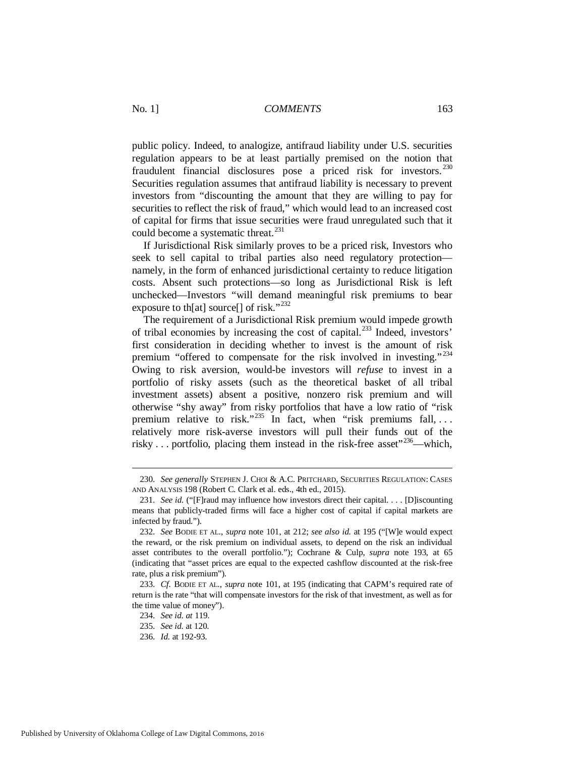public policy. Indeed, to analogize, antifraud liability under U.S. securities regulation appears to be at least partially premised on the notion that fraudulent financial disclosures pose a priced risk for investors.[230] Securities regulation assumes that antifraud liability is necessary to prevent investors from "discounting the amount that they are willing to pay for securities to reflect the risk of fraud," which would lead to an increased cost of capital for firms that issue securities were fraud unregulated such that it could become a systematic threat.[231]

If Jurisdictional Risk similarly proves to be a priced risk, Investors who seek to sell capital to tribal parties also need regulatory protection—namely, in the form of enhanced jurisdictional certainty to reduce litigation costs. Absent such protections—so long as Jurisdictional Risk is left unchecked—Investors "will demand meaningful risk premiums to bear exposure to th[at] source[] of risk."[232]

The requirement of a Jurisdictional Risk premium would impede growth of tribal economies by increasing the cost of capital.[233] Indeed, investors' first consideration in deciding whether to invest is the amount of risk premium "offered to compensate for the risk involved in investing."[234] Owing to risk aversion, would-be investors will *refuse* to invest in a portfolio of risky assets (such as the theoretical basket of all tribal investment assets) absent a positive, nonzero risk premium and will otherwise "shy away" from risky portfolios that have a low ratio of "risk premium relative to risk."[235] In fact, when "risk premiums fall, . . . relatively more risk-averse investors will pull their funds out of the risky . . . portfolio, placing them instead in the risk-free asset"[236]—which,

---

230. *See generally* STEPHEN J. CHOI & A.C. PRITCHARD, SECURITIES REGULATION: CASES AND ANALYSIS 198 (Robert C. Clark et al. eds., 4th ed., 2015).

231. *See id.* ("[F]raud may influence how investors direct their capital. . . . [D]iscounting means that publicly-traded firms will face a higher cost of capital if capital markets are infected by fraud.").

232. *See* BODIE ET AL., *supra* note 101, at 212; *see also id.* at 195 ("[W]e would expect the reward, or the risk premium on individual assets, to depend on the risk an individual asset contributes to the overall portfolio."); Cochrane & Culp, *supra* note 193, at 65 (indicating that "asset prices are equal to the expected cashflow discounted at the risk-free rate, plus a risk premium").

233. *Cf.* BODIE ET AL., *supra* note 101, at 195 (indicating that CAPM's required rate of return is the rate "that will compensate investors for the risk of that investment, as well as for the time value of money").

234. *See id. at* 119.

235. *See id.* at 120.

236. *Id.* at 192-93.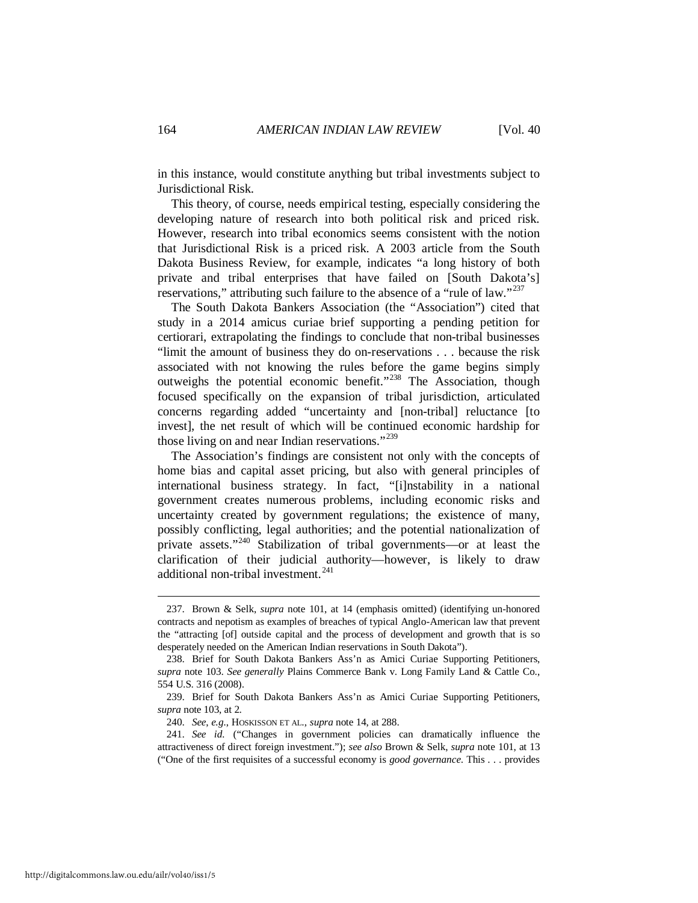in this instance, would constitute anything but tribal investments subject to Jurisdictional Risk.

This theory, of course, needs empirical testing, especially considering the developing nature of research into both political risk and priced risk. However, research into tribal economics seems consistent with the notion that Jurisdictional Risk is a priced risk. A 2003 article from the South Dakota Business Review, for example, indicates "a long history of both private and tribal enterprises that have failed on [South Dakota's] reservations," attributing such failure to the absence of a "rule of law."[237]

The South Dakota Bankers Association (the "Association") cited that study in a 2014 amicus curiae brief supporting a pending petition for certiorari, extrapolating the findings to conclude that non-tribal businesses "limit the amount of business they do on-reservations . . . because the risk associated with not knowing the rules before the game begins simply outweighs the potential economic benefit."[238] The Association, though focused specifically on the expansion of tribal jurisdiction, articulated concerns regarding added "uncertainty and [non-tribal] reluctance [to invest], the net result of which will be continued economic hardship for those living on and near Indian reservations."[239]

The Association's findings are consistent not only with the concepts of home bias and capital asset pricing, but also with general principles of international business strategy. In fact, "[i]nstability in a national government creates numerous problems, including economic risks and uncertainty created by government regulations; the existence of many, possibly conflicting, legal authorities; and the potential nationalization of private assets."[240] Stabilization of tribal governments—or at least the clarification of their judicial authority—however, is likely to draw additional non-tribal investment.[241]

---

237. Brown & Selk, *supra* note 101, at 14 (emphasis omitted) (identifying un-honored contracts and nepotism as examples of breaches of typical Anglo-American law that prevent the "attracting [of] outside capital and the process of development and growth that is so desperately needed on the American Indian reservations in South Dakota").

238. Brief for South Dakota Bankers Ass'n as Amici Curiae Supporting Petitioners, *supra* note 103. *See generally* Plains Commerce Bank v. Long Family Land & Cattle Co., 554 U.S. 316 (2008).

239. Brief for South Dakota Bankers Ass'n as Amici Curiae Supporting Petitioners, *supra* note 103, at 2.

240. *See, e.g.*, HOSKISSON ET AL., *supra* note 14, at 288.

241. *See id.* ("Changes in government policies can dramatically influence the attractiveness of direct foreign investment."); *see also* Brown & Selk, *supra* note 101, at 13 ("One of the first requisites of a successful economy is *good governance*. This . . . provides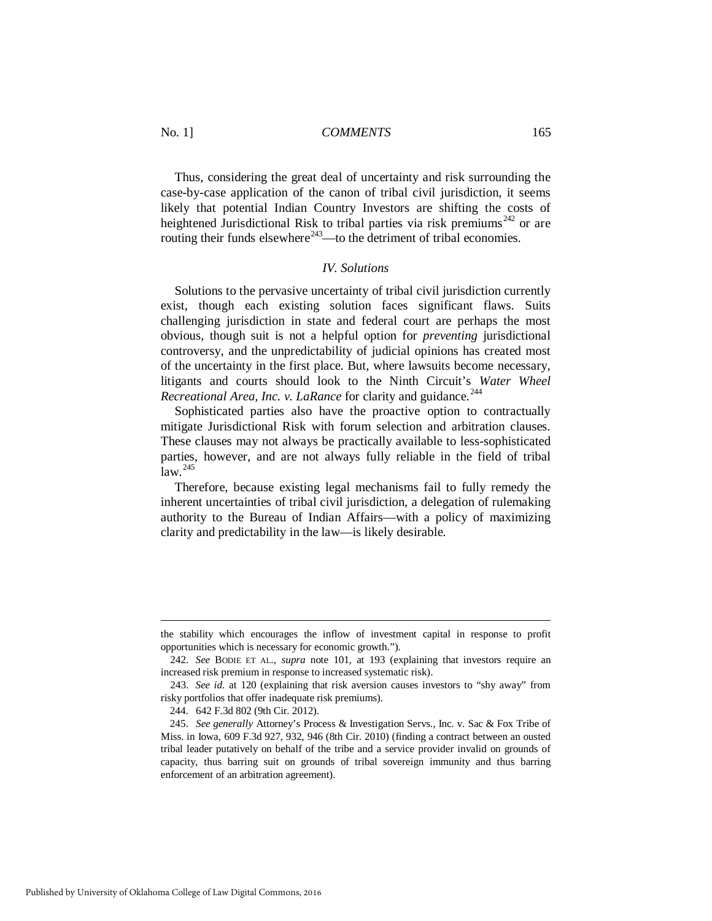Thus, considering the great deal of uncertainty and risk surrounding the case-by-case application of the canon of tribal civil jurisdiction, it seems likely that potential Indian Country Investors are shifting the costs of heightened Jurisdictional Risk to tribal parties via risk premiums[242] or are routing their funds elsewhere[243]—to the detriment of tribal economies.

### *IV. Solutions*

Solutions to the pervasive uncertainty of tribal civil jurisdiction currently exist, though each existing solution faces significant flaws. Suits challenging jurisdiction in state and federal court are perhaps the most obvious, though suit is not a helpful option for *preventing* jurisdictional controversy, and the unpredictability of judicial opinions has created most of the uncertainty in the first place. But, where lawsuits become necessary, litigants and courts should look to the Ninth Circuit's *Water Wheel Recreational Area, Inc. v. LaRance* for clarity and guidance.[244]

Sophisticated parties also have the proactive option to contractually mitigate Jurisdictional Risk with forum selection and arbitration clauses. These clauses may not always be practically available to less-sophisticated parties, however, and are not always fully reliable in the field of tribal law.[245]

Therefore, because existing legal mechanisms fail to fully remedy the inherent uncertainties of tribal civil jurisdiction, a delegation of rulemaking authority to the Bureau of Indian Affairs—with a policy of maximizing clarity and predictability in the law—is likely desirable.

---

the stability which encourages the inflow of investment capital in response to profit opportunities which is necessary for economic growth.").

242. *See* BODIE ET AL., *supra* note 101, at 193 (explaining that investors require an increased risk premium in response to increased systematic risk).

243. *See id.* at 120 (explaining that risk aversion causes investors to "shy away" from risky portfolios that offer inadequate risk premiums).

244. 642 F.3d 802 (9th Cir. 2012).

245. *See generally* Attorney's Process & Investigation Servs., Inc. v. Sac & Fox Tribe of Miss. in Iowa, 609 F.3d 927, 932, 946 (8th Cir. 2010) (finding a contract between an ousted tribal leader putatively on behalf of the tribe and a service provider invalid on grounds of capacity, thus barring suit on grounds of tribal sovereign immunity and thus barring enforcement of an arbitration agreement).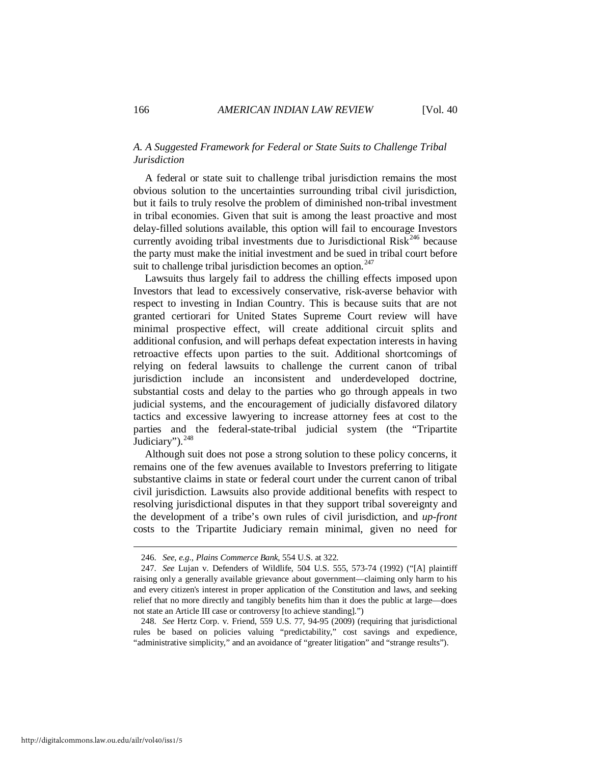### *A. A Suggested Framework for Federal or State Suits to Challenge Tribal Jurisdiction*

A federal or state suit to challenge tribal jurisdiction remains the most obvious solution to the uncertainties surrounding tribal civil jurisdiction, but it fails to truly resolve the problem of diminished non-tribal investment in tribal economies. Given that suit is among the least proactive and most delay-filled solutions available, this option will fail to encourage Investors currently avoiding tribal investments due to Jurisdictional Risk[246] because the party must make the initial investment and be sued in tribal court before suit to challenge tribal jurisdiction becomes an option.[247]

Lawsuits thus largely fail to address the chilling effects imposed upon Investors that lead to excessively conservative, risk-averse behavior with respect to investing in Indian Country. This is because suits that are not granted certiorari for United States Supreme Court review will have minimal prospective effect, will create additional circuit splits and additional confusion, and will perhaps defeat expectation interests in having retroactive effects upon parties to the suit. Additional shortcomings of relying on federal lawsuits to challenge the current canon of tribal jurisdiction include an inconsistent and underdeveloped doctrine, substantial costs and delay to the parties who go through appeals in two judicial systems, and the encouragement of judicially disfavored dilatory tactics and excessive lawyering to increase attorney fees at cost to the parties and the federal-state-tribal judicial system (the "Tripartite Judiciary").[248]

Although suit does not pose a strong solution to these policy concerns, it remains one of the few avenues available to Investors preferring to litigate substantive claims in state or federal court under the current canon of tribal civil jurisdiction. Lawsuits also provide additional benefits with respect to resolving jurisdictional disputes in that they support tribal sovereignty and the development of a tribe's own rules of civil jurisdiction, and *up-front* costs to the Tripartite Judiciary remain minimal, given no need for

---

246. *See, e.g.*, *Plains Commerce Bank*, 554 U.S. at 322.

247. *See* Lujan v. Defenders of Wildlife, 504 U.S. 555, 573-74 (1992) ("[A] plaintiff raising only a generally available grievance about government—claiming only harm to his and every citizen's interest in proper application of the Constitution and laws, and seeking relief that no more directly and tangibly benefits him than it does the public at large—does not state an Article III case or controversy [to achieve standing].")

248. *See* Hertz Corp. v. Friend, 559 U.S. 77, 94-95 (2009) (requiring that jurisdictional rules be based on policies valuing "predictability," cost savings and expedience, "administrative simplicity," and an avoidance of "greater litigation" and "strange results").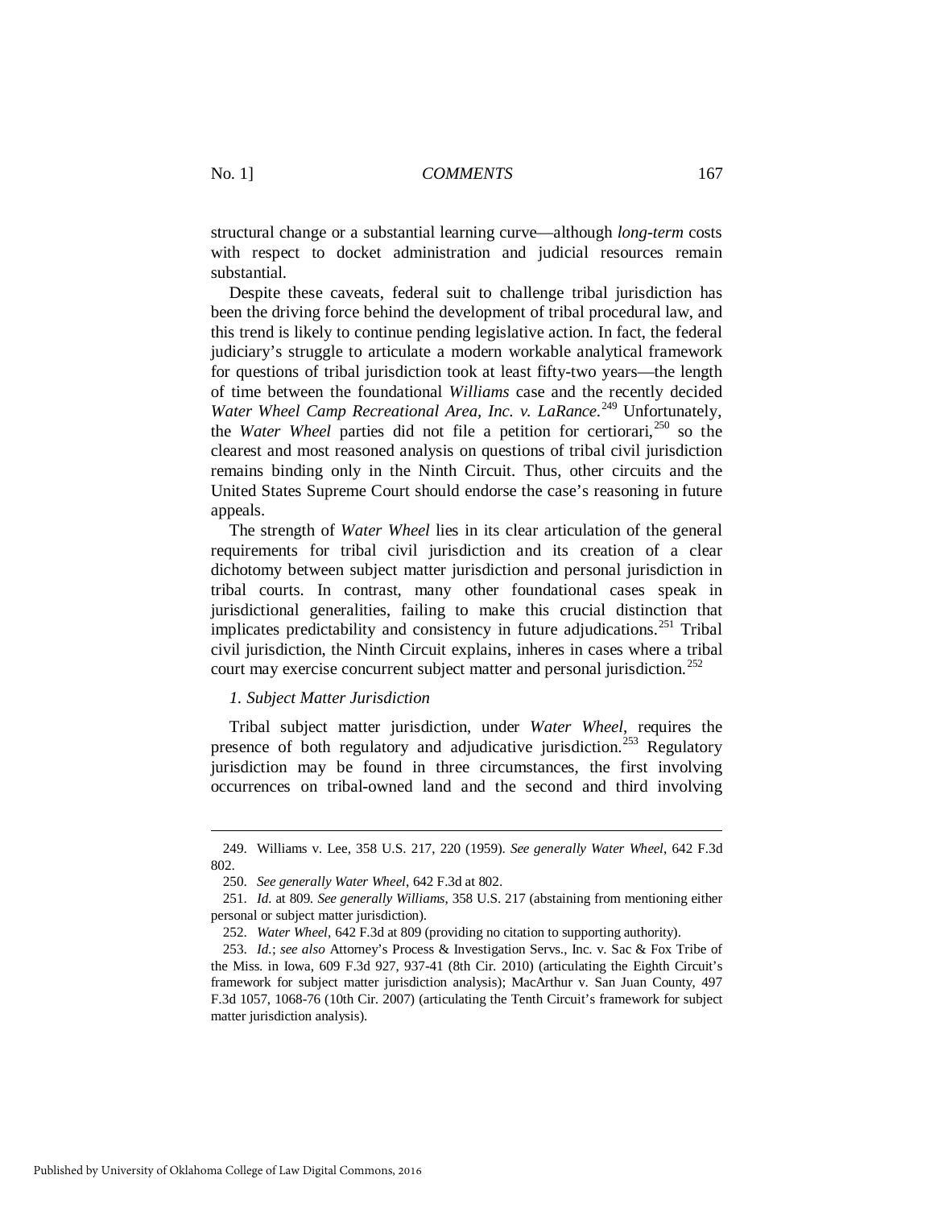structural change or a substantial learning curve—although *long-term* costs with respect to docket administration and judicial resources remain substantial.

Despite these caveats, federal suit to challenge tribal jurisdiction has been the driving force behind the development of tribal procedural law, and this trend is likely to continue pending legislative action. In fact, the federal judiciary's struggle to articulate a modern workable analytical framework for questions of tribal jurisdiction took at least fifty-two years—the length of time between the foundational *Williams* case and the recently decided *Water Wheel Camp Recreational Area, Inc. v. LaRance*.[249] Unfortunately, the *Water Wheel* parties did not file a petition for certiorari,[250] so the clearest and most reasoned analysis on questions of tribal civil jurisdiction remains binding only in the Ninth Circuit. Thus, other circuits and the United States Supreme Court should endorse the case's reasoning in future appeals.

The strength of *Water Wheel* lies in its clear articulation of the general requirements for tribal civil jurisdiction and its creation of a clear dichotomy between subject matter jurisdiction and personal jurisdiction in tribal courts. In contrast, many other foundational cases speak in jurisdictional generalities, failing to make this crucial distinction that implicates predictability and consistency in future adjudications.[251] Tribal civil jurisdiction, the Ninth Circuit explains, inheres in cases where a tribal court may exercise concurrent subject matter and personal jurisdiction.[252]

### *1. Subject Matter Jurisdiction*

Tribal subject matter jurisdiction, under *Water Wheel*, requires the presence of both regulatory and adjudicative jurisdiction.[253] Regulatory jurisdiction may be found in three circumstances, the first involving occurrences on tribal-owned land and the second and third involving

---

249. Williams v. Lee, 358 U.S. 217, 220 (1959). *See generally Water Wheel*, 642 F.3d 802.

250. *See generally Water Wheel*, 642 F.3d at 802.

251. *Id.* at 809. *See generally Williams*, 358 U.S. 217 (abstaining from mentioning either personal or subject matter jurisdiction).

252. *Water Wheel*, 642 F.3d at 809 (providing no citation to supporting authority).

253. *Id.*; *see also* Attorney's Process & Investigation Servs., Inc. v. Sac & Fox Tribe of the Miss. in Iowa, 609 F.3d 927, 937-41 (8th Cir. 2010) (articulating the Eighth Circuit's framework for subject matter jurisdiction analysis); MacArthur v. San Juan County, 497 F.3d 1057, 1068-76 (10th Cir. 2007) (articulating the Tenth Circuit's framework for subject matter jurisdiction analysis).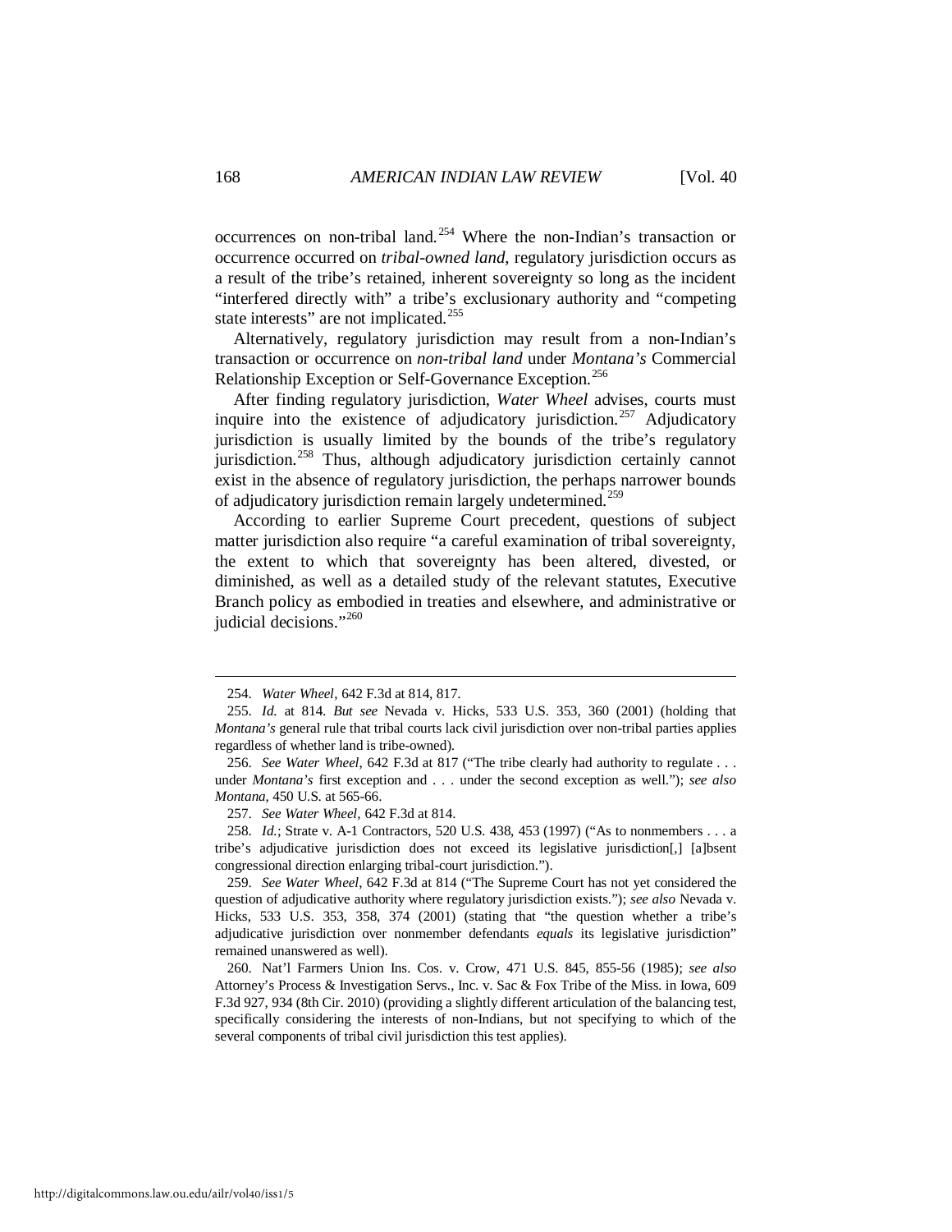occurrences on non-tribal land.[254] Where the non-Indian's transaction or occurrence occurred on *tribal-owned land*, regulatory jurisdiction occurs as a result of the tribe's retained, inherent sovereignty so long as the incident "interfered directly with" a tribe's exclusionary authority and "competing state interests" are not implicated.[255]

Alternatively, regulatory jurisdiction may result from a non-Indian's transaction or occurrence on *non-tribal land* under *Montana's* Commercial Relationship Exception or Self-Governance Exception.[256]

After finding regulatory jurisdiction, *Water Wheel* advises, courts must inquire into the existence of adjudicatory jurisdiction.[257] Adjudicatory jurisdiction is usually limited by the bounds of the tribe's regulatory jurisdiction.[258] Thus, although adjudicatory jurisdiction certainly cannot exist in the absence of regulatory jurisdiction, the perhaps narrower bounds of adjudicatory jurisdiction remain largely undetermined.[259]

According to earlier Supreme Court precedent, questions of subject matter jurisdiction also require "a careful examination of tribal sovereignty, the extent to which that sovereignty has been altered, divested, or diminished, as well as a detailed study of the relevant statutes, Executive Branch policy as embodied in treaties and elsewhere, and administrative or judicial decisions."[260]

---

254. *Water Wheel*, 642 F.3d at 814, 817.

255. *Id.* at 814. *But see* Nevada v. Hicks, 533 U.S. 353, 360 (2001) (holding that *Montana's* general rule that tribal courts lack civil jurisdiction over non-tribal parties applies regardless of whether land is tribe-owned).

256. *See Water Wheel*, 642 F.3d at 817 ("The tribe clearly had authority to regulate . . . under *Montana's* first exception and . . . under the second exception as well."); *see also Montana*, 450 U.S. at 565-66.

257. *See Water Wheel*, 642 F.3d at 814.

258. *Id.*; Strate v. A-1 Contractors, 520 U.S. 438, 453 (1997) ("As to nonmembers . . . a tribe's adjudicative jurisdiction does not exceed its legislative jurisdiction[,] [a]bsent congressional direction enlarging tribal-court jurisdiction.").

259. *See Water Wheel*, 642 F.3d at 814 ("The Supreme Court has not yet considered the question of adjudicative authority where regulatory jurisdiction exists."); *see also* Nevada v. Hicks, 533 U.S. 353, 358, 374 (2001) (stating that "the question whether a tribe's adjudicative jurisdiction over nonmember defendants *equals* its legislative jurisdiction" remained unanswered as well).

260. Nat'l Farmers Union Ins. Cos. v. Crow, 471 U.S. 845, 855-56 (1985); *see also* Attorney's Process & Investigation Servs., Inc. v. Sac & Fox Tribe of the Miss. in Iowa, 609 F.3d 927, 934 (8th Cir. 2010) (providing a slightly different articulation of the balancing test, specifically considering the interests of non-Indians, but not specifying to which of the several components of tribal civil jurisdiction this test applies).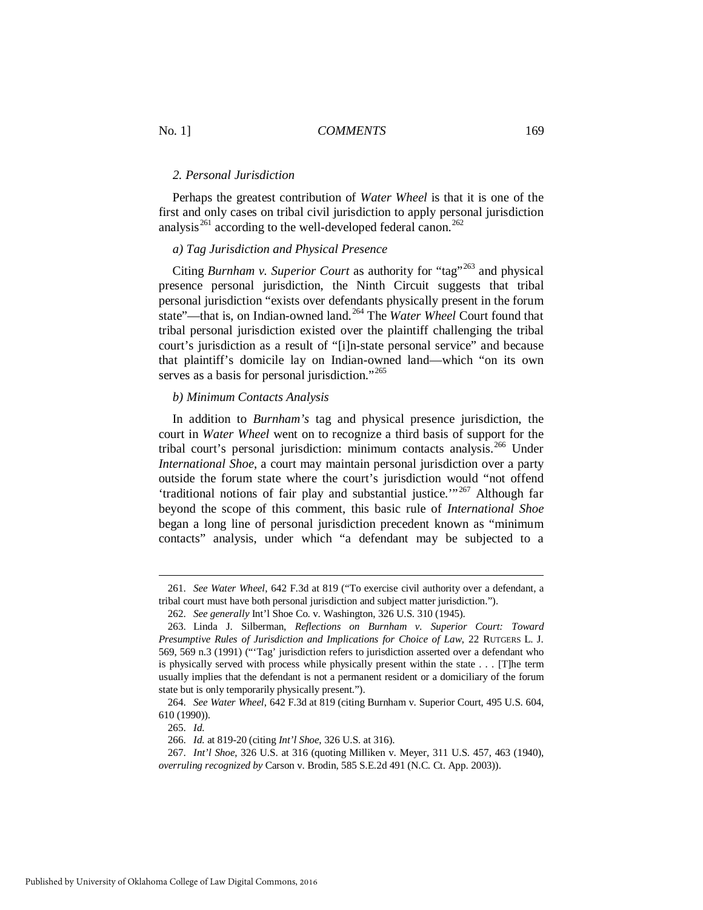### 2. Personal Jurisdiction

Perhaps the greatest contribution of *Water Wheel* is that it is one of the first and only cases on tribal civil jurisdiction to apply personal jurisdiction analysis[261] according to the well-developed federal canon.[262]

#### a) Tag Jurisdiction and Physical Presence

Citing *Burnham v. Superior Court* as authority for "tag"[263] and physical presence personal jurisdiction, the Ninth Circuit suggests that tribal personal jurisdiction "exists over defendants physically present in the forum state"—that is, on Indian-owned land.[264] The *Water Wheel* Court found that tribal personal jurisdiction existed over the plaintiff challenging the tribal court's jurisdiction as a result of "[i]n-state personal service" and because that plaintiff's domicile lay on Indian-owned land—which "on its own serves as a basis for personal jurisdiction."[265]

#### b) Minimum Contacts Analysis

In addition to *Burnham's* tag and physical presence jurisdiction, the court in *Water Wheel* went on to recognize a third basis of support for the tribal court's personal jurisdiction: minimum contacts analysis.[266] Under *International Shoe*, a court may maintain personal jurisdiction over a party outside the forum state where the court's jurisdiction would "not offend 'traditional notions of fair play and substantial justice.'"[267] Although far beyond the scope of this comment, this basic rule of *International Shoe* began a long line of personal jurisdiction precedent known as "minimum contacts" analysis, under which "a defendant may be subjected to a

---

261. *See Water Wheel*, 642 F.3d at 819 ("To exercise civil authority over a defendant, a tribal court must have both personal jurisdiction and subject matter jurisdiction.").

262. *See generally* Int'l Shoe Co. v. Washington, 326 U.S. 310 (1945).

263. Linda J. Silberman, *Reflections on Burnham v. Superior Court: Toward Presumptive Rules of Jurisdiction and Implications for Choice of Law*, 22 RUTGERS L. J. 569, 569 n.3 (1991) ("'Tag' jurisdiction refers to jurisdiction asserted over a defendant who is physically served with process while physically present within the state . . . [T]he term usually implies that the defendant is not a permanent resident or a domiciliary of the forum state but is only temporarily physically present.").

264. *See Water Wheel*, 642 F.3d at 819 (citing Burnham v. Superior Court, 495 U.S. 604, 610 (1990)).

265. *Id.*

266. *Id.* at 819-20 (citing *Int'l Shoe*, 326 U.S. at 316).

267. *Int'l Shoe*, 326 U.S. at 316 (quoting Milliken v. Meyer, 311 U.S. 457, 463 (1940), *overruling recognized by* Carson v. Brodin, 585 S.E.2d 491 (N.C. Ct. App. 2003)).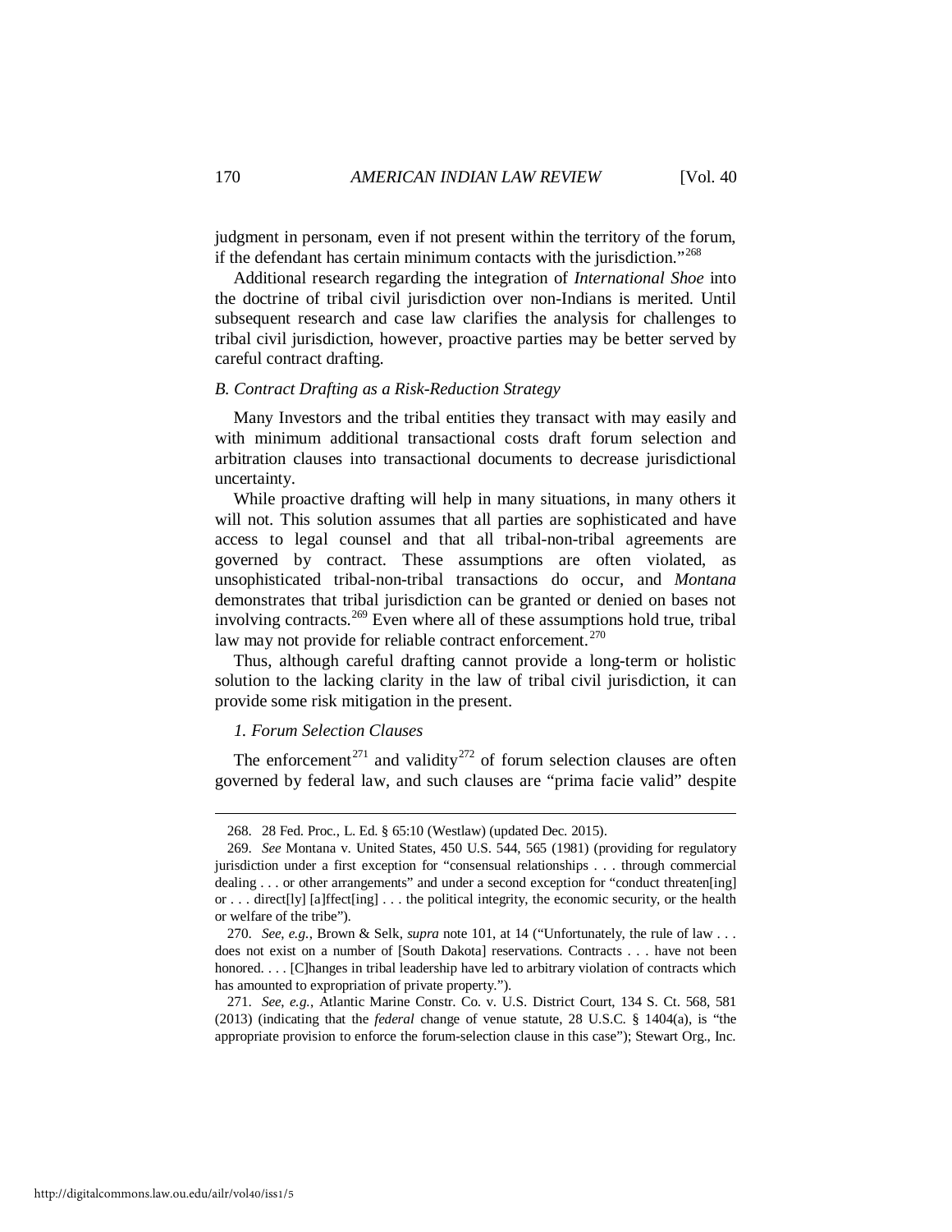judgment in personam, even if not present within the territory of the forum, if the defendant has certain minimum contacts with the jurisdiction."[268]

Additional research regarding the integration of *International Shoe* into the doctrine of tribal civil jurisdiction over non-Indians is merited. Until subsequent research and case law clarifies the analysis for challenges to tribal civil jurisdiction, however, proactive parties may be better served by careful contract drafting.

### *B. Contract Drafting as a Risk-Reduction Strategy*

Many Investors and the tribal entities they transact with may easily and with minimum additional transactional costs draft forum selection and arbitration clauses into transactional documents to decrease jurisdictional uncertainty.

While proactive drafting will help in many situations, in many others it will not. This solution assumes that all parties are sophisticated and have access to legal counsel and that all tribal-non-tribal agreements are governed by contract. These assumptions are often violated, as unsophisticated tribal-non-tribal transactions do occur, and *Montana* demonstrates that tribal jurisdiction can be granted or denied on bases not involving contracts.[269] Even where all of these assumptions hold true, tribal law may not provide for reliable contract enforcement.[270]

Thus, although careful drafting cannot provide a long-term or holistic solution to the lacking clarity in the law of tribal civil jurisdiction, it can provide some risk mitigation in the present.

#### *1. Forum Selection Clauses*

The enforcement[271] and validity[272] of forum selection clauses are often governed by federal law, and such clauses are "prima facie valid" despite

---

268. 28 Fed. Proc., L. Ed. § 65:10 (Westlaw) (updated Dec. 2015).

269. *See* Montana v. United States, 450 U.S. 544, 565 (1981) (providing for regulatory jurisdiction under a first exception for "consensual relationships . . . through commercial dealing . . . or other arrangements" and under a second exception for "conduct threaten[ing] or . . . direct[ly] [a]ffect[ing] . . . the political integrity, the economic security, or the health or welfare of the tribe").

270. *See, e.g.*, Brown & Selk, *supra* note 101, at 14 ("Unfortunately, the rule of law . . . does not exist on a number of [South Dakota] reservations. Contracts . . . have not been honored. . . . [C]hanges in tribal leadership have led to arbitrary violation of contracts which has amounted to expropriation of private property.").

271. *See, e.g.*, Atlantic Marine Constr. Co. v. U.S. District Court, 134 S. Ct. 568, 581 (2013) (indicating that the *federal* change of venue statute, 28 U.S.C. § 1404(a), is "the appropriate provision to enforce the forum-selection clause in this case"); Stewart Org., Inc.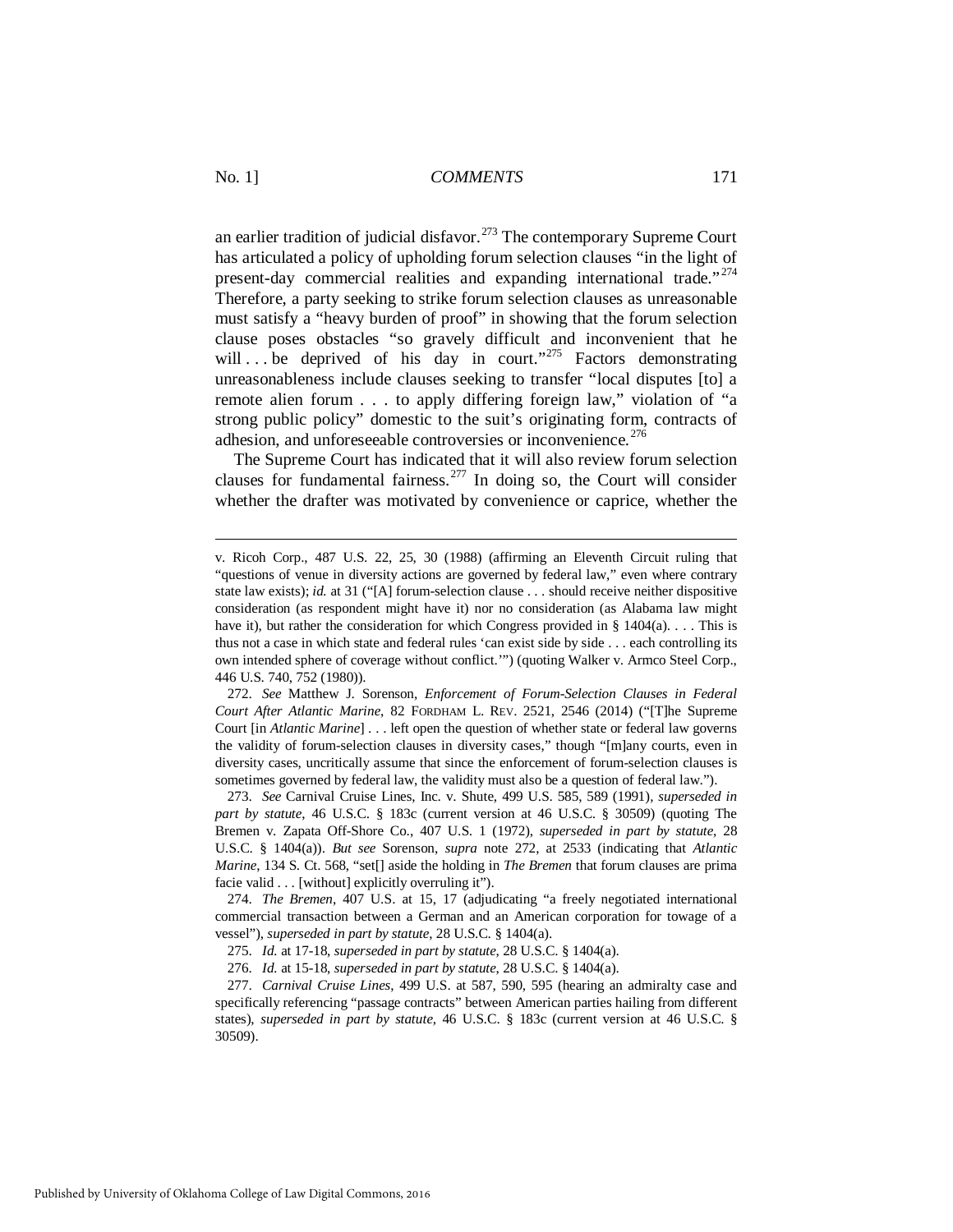an earlier tradition of judicial disfavor.[273] The contemporary Supreme Court has articulated a policy of upholding forum selection clauses "in the light of present-day commercial realities and expanding international trade."[274] Therefore, a party seeking to strike forum selection clauses as unreasonable must satisfy a "heavy burden of proof" in showing that the forum selection clause poses obstacles "so gravely difficult and inconvenient that he will . . . be deprived of his day in court."[275] Factors demonstrating unreasonableness include clauses seeking to transfer "local disputes [to] a remote alien forum . . . to apply differing foreign law," violation of "a strong public policy" domestic to the suit's originating form, contracts of adhesion, and unforeseeable controversies or inconvenience.[276]

The Supreme Court has indicated that it will also review forum selection clauses for fundamental fairness.[277] In doing so, the Court will consider whether the drafter was motivated by convenience or caprice, whether the

---

v. Ricoh Corp., 487 U.S. 22, 25, 30 (1988) (affirming an Eleventh Circuit ruling that "questions of venue in diversity actions are governed by federal law," even where contrary state law exists); *id.* at 31 ("[A] forum-selection clause . . . should receive neither dispositive consideration (as respondent might have it) nor no consideration (as Alabama law might have it), but rather the consideration for which Congress provided in § 1404(a). . . . This is thus not a case in which state and federal rules 'can exist side by side . . . each controlling its own intended sphere of coverage without conflict.'") (quoting Walker v. Armco Steel Corp., 446 U.S. 740, 752 (1980)).

272. *See* Matthew J. Sorenson, *Enforcement of Forum-Selection Clauses in Federal Court After Atlantic Marine*, 82 FORDHAM L. REV. 2521, 2546 (2014) ("[T]he Supreme Court [in *Atlantic Marine*] . . . left open the question of whether state or federal law governs the validity of forum-selection clauses in diversity cases," though "[m]any courts, even in diversity cases, uncritically assume that since the enforcement of forum-selection clauses is sometimes governed by federal law, the validity must also be a question of federal law.").

273. *See* Carnival Cruise Lines, Inc. v. Shute, 499 U.S. 585, 589 (1991), *superseded in part by statute*, 46 U.S.C. § 183c (current version at 46 U.S.C. § 30509) (quoting The Bremen v. Zapata Off-Shore Co., 407 U.S. 1 (1972), *superseded in part by statute*, 28 U.S.C. § 1404(a)). *But see* Sorenson, *supra* note 272, at 2533 (indicating that *Atlantic Marine*, 134 S. Ct. 568, "set[] aside the holding in *The Bremen* that forum clauses are prima facie valid . . . [without] explicitly overruling it").

274. *The Bremen*, 407 U.S. at 15, 17 (adjudicating "a freely negotiated international commercial transaction between a German and an American corporation for towage of a vessel"), *superseded in part by statute*, 28 U.S.C. § 1404(a).

275. *Id.* at 17-18, *superseded in part by statute*, 28 U.S.C. § 1404(a).

276. *Id.* at 15-18, *superseded in part by statute*, 28 U.S.C. § 1404(a).

277. *Carnival Cruise Lines*, 499 U.S. at 587, 590, 595 (hearing an admiralty case and specifically referencing "passage contracts" between American parties hailing from different states), *superseded in part by statute*, 46 U.S.C. § 183c (current version at 46 U.S.C. § 30509).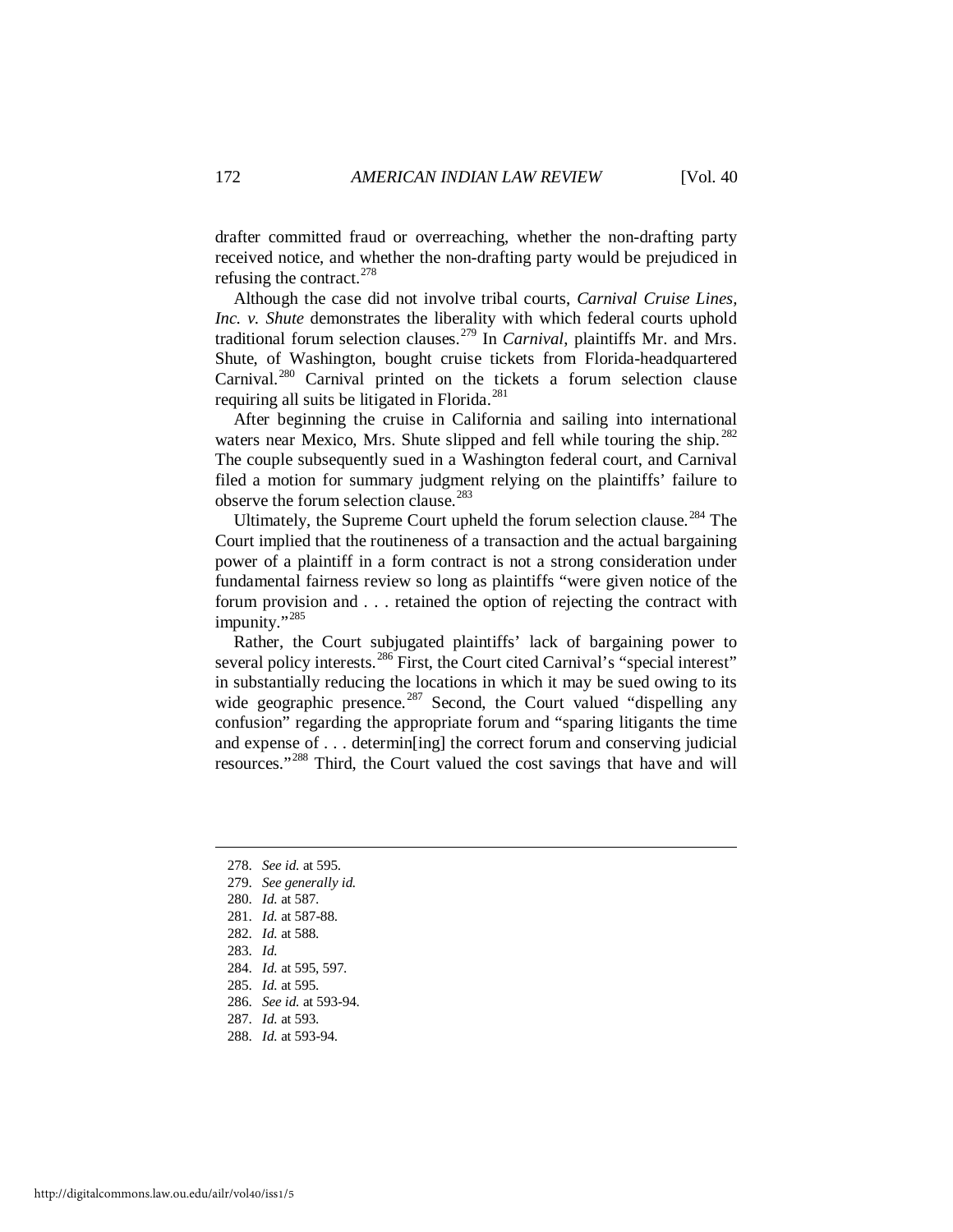drafter committed fraud or overreaching, whether the non-drafting party received notice, and whether the non-drafting party would be prejudiced in refusing the contract.[278]

Although the case did not involve tribal courts, *Carnival Cruise Lines, Inc. v. Shute* demonstrates the liberality with which federal courts uphold traditional forum selection clauses.[279] In *Carnival*, plaintiffs Mr. and Mrs. Shute, of Washington, bought cruise tickets from Florida-headquartered Carnival.[280] Carnival printed on the tickets a forum selection clause requiring all suits be litigated in Florida.[281]

After beginning the cruise in California and sailing into international waters near Mexico, Mrs. Shute slipped and fell while touring the ship.[282] The couple subsequently sued in a Washington federal court, and Carnival filed a motion for summary judgment relying on the plaintiffs' failure to observe the forum selection clause.[283]

Ultimately, the Supreme Court upheld the forum selection clause.[284] The Court implied that the routineness of a transaction and the actual bargaining power of a plaintiff in a form contract is not a strong consideration under fundamental fairness review so long as plaintiffs "were given notice of the forum provision and . . . retained the option of rejecting the contract with impunity."[285]

Rather, the Court subjugated plaintiffs' lack of bargaining power to several policy interests.[286] First, the Court cited Carnival's "special interest" in substantially reducing the locations in which it may be sued owing to its wide geographic presence.[287] Second, the Court valued "dispelling any confusion" regarding the appropriate forum and "sparing litigants the time and expense of . . . determin[ing] the correct forum and conserving judicial resources."[288] Third, the Court valued the cost savings that have and will

---

278. *See id.* at 595.
279. *See generally id.*
280. *Id.* at 587.
281. *Id.* at 587-88.
282. *Id.* at 588.
283. *Id.*
284. *Id.* at 595, 597.
285. *Id.* at 595.
286. *See id.* at 593-94.
287. *Id.* at 593.
288. *Id.* at 593-94.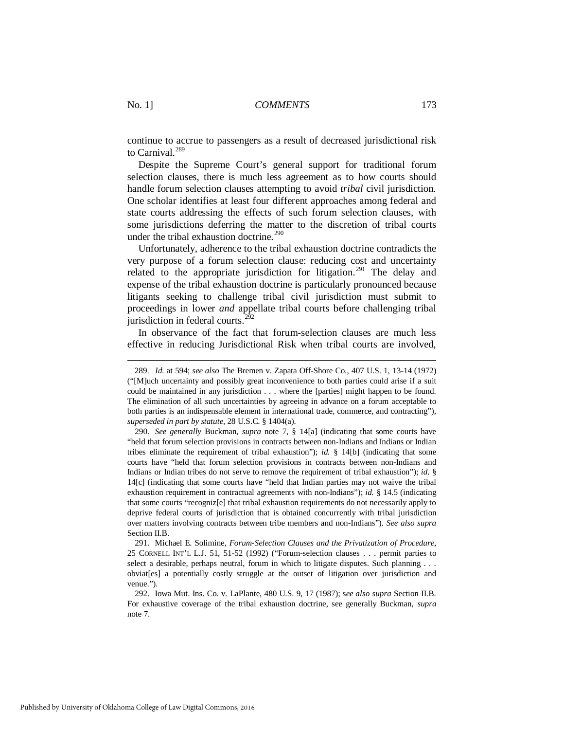continue to accrue to passengers as a result of decreased jurisdictional risk to Carnival.[289]

Despite the Supreme Court's general support for traditional forum selection clauses, there is much less agreement as to how courts should handle forum selection clauses attempting to avoid *tribal* civil jurisdiction. One scholar identifies at least four different approaches among federal and state courts addressing the effects of such forum selection clauses, with some jurisdictions deferring the matter to the discretion of tribal courts under the tribal exhaustion doctrine.[290]

Unfortunately, adherence to the tribal exhaustion doctrine contradicts the very purpose of a forum selection clause: reducing cost and uncertainty related to the appropriate jurisdiction for litigation.[291] The delay and expense of the tribal exhaustion doctrine is particularly pronounced because litigants seeking to challenge tribal civil jurisdiction must submit to proceedings in lower *and* appellate tribal courts before challenging tribal jurisdiction in federal courts.[292]

In observance of the fact that forum-selection clauses are much less effective in reducing Jurisdictional Risk when tribal courts are involved,

---

289. *Id.* at 594; *see also* The Bremen v. Zapata Off-Shore Co., 407 U.S. 1, 13-14 (1972) ("[M]uch uncertainty and possibly great inconvenience to both parties could arise if a suit could be maintained in any jurisdiction . . . where the [parties] might happen to be found. The elimination of all such uncertainties by agreeing in advance on a forum acceptable to both parties is an indispensable element in international trade, commerce, and contracting"), *superseded in part by statute*, 28 U.S.C. § 1404(a).

290. *See generally* Buckman, *supra* note 7, § 14[a] (indicating that some courts have "held that forum selection provisions in contracts between non-Indians and Indians or Indian tribes eliminate the requirement of tribal exhaustion"); *id.* § 14[b] (indicating that some courts have "held that forum selection provisions in contracts between non-Indians and Indians or Indian tribes do not serve to remove the requirement of tribal exhaustion"); *id.* § 14[c] (indicating that some courts have "held that Indian parties may not waive the tribal exhaustion requirement in contractual agreements with non-Indians"); *id.* § 14.5 (indicating that some courts "recogniz[e] that tribal exhaustion requirements do not necessarily apply to deprive federal courts of jurisdiction that is obtained concurrently with tribal jurisdiction over matters involving contracts between tribe members and non-Indians"). *See also supra* Section II.B.

291. Michael E. Solimine, *Forum-Selection Clauses and the Privatization of Procedure*, 25 CORNELL INT'L L.J. 51, 51-52 (1992) ("Forum-selection clauses . . . permit parties to select a desirable, perhaps neutral, forum in which to litigate disputes. Such planning . . . obviat[es] a potentially costly struggle at the outset of litigation over jurisdiction and venue.").

292. Iowa Mut. Ins. Co. v. LaPlante, 480 U.S. 9, 17 (1987); *see also supra* Section II.B. For exhaustive coverage of the tribal exhaustion doctrine, see generally Buckman, *supra* note 7.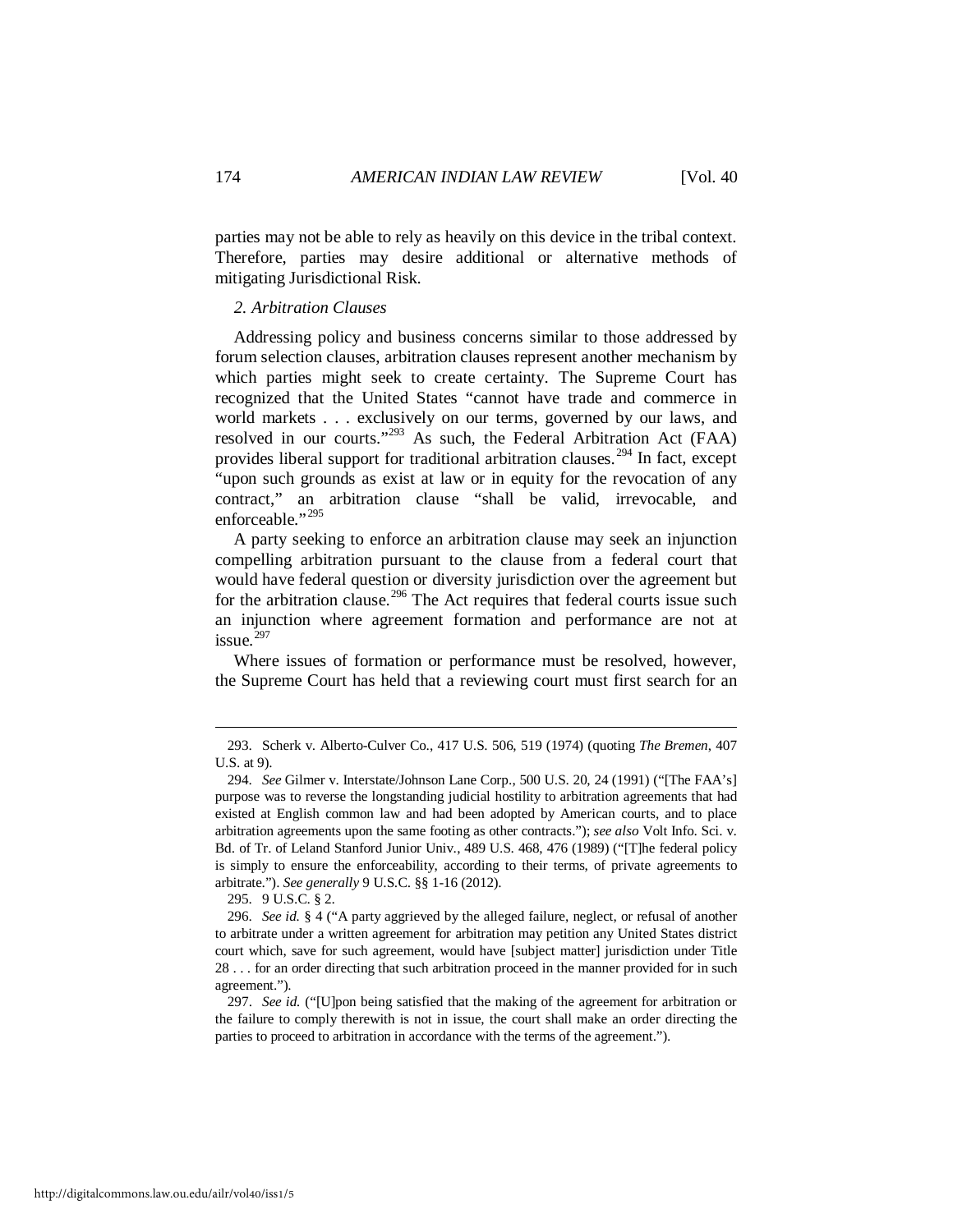parties may not be able to rely as heavily on this device in the tribal context. Therefore, parties may desire additional or alternative methods of mitigating Jurisdictional Risk.

### *2. Arbitration Clauses*

Addressing policy and business concerns similar to those addressed by forum selection clauses, arbitration clauses represent another mechanism by which parties might seek to create certainty. The Supreme Court has recognized that the United States "cannot have trade and commerce in world markets . . . exclusively on our terms, governed by our laws, and resolved in our courts."[293] As such, the Federal Arbitration Act (FAA) provides liberal support for traditional arbitration clauses.[294] In fact, except "upon such grounds as exist at law or in equity for the revocation of any contract," an arbitration clause "shall be valid, irrevocable, and enforceable."[295]

A party seeking to enforce an arbitration clause may seek an injunction compelling arbitration pursuant to the clause from a federal court that would have federal question or diversity jurisdiction over the agreement but for the arbitration clause.[296] The Act requires that federal courts issue such an injunction where agreement formation and performance are not at issue.[297]

Where issues of formation or performance must be resolved, however, the Supreme Court has held that a reviewing court must first search for an

---

293. Scherk v. Alberto-Culver Co., 417 U.S. 506, 519 (1974) (quoting *The Bremen*, 407 U.S. at 9).

294. *See* Gilmer v. Interstate/Johnson Lane Corp., 500 U.S. 20, 24 (1991) ("[The FAA's] purpose was to reverse the longstanding judicial hostility to arbitration agreements that had existed at English common law and had been adopted by American courts, and to place arbitration agreements upon the same footing as other contracts."); *see also* Volt Info. Sci. v. Bd. of Tr. of Leland Stanford Junior Univ., 489 U.S. 468, 476 (1989) ("[T]he federal policy is simply to ensure the enforceability, according to their terms, of private agreements to arbitrate."). *See generally* 9 U.S.C. §§ 1-16 (2012).

295. 9 U.S.C. § 2.

296. *See id.* § 4 ("A party aggrieved by the alleged failure, neglect, or refusal of another to arbitrate under a written agreement for arbitration may petition any United States district court which, save for such agreement, would have [subject matter] jurisdiction under Title 28 . . . for an order directing that such arbitration proceed in the manner provided for in such agreement.").

297. *See id.* ("[U]pon being satisfied that the making of the agreement for arbitration or the failure to comply therewith is not in issue, the court shall make an order directing the parties to proceed to arbitration in accordance with the terms of the agreement.").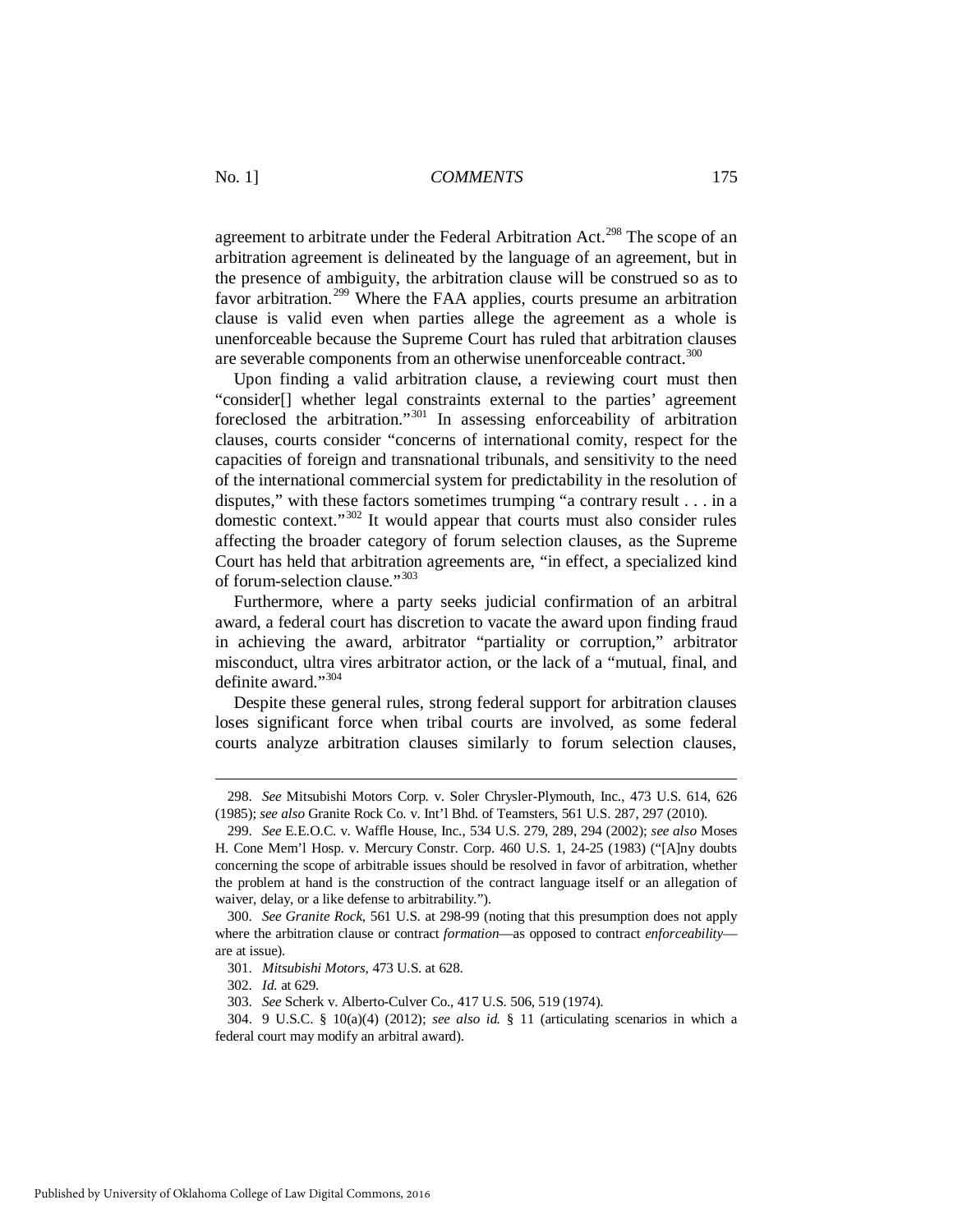agreement to arbitrate under the Federal Arbitration Act.[298] The scope of an arbitration agreement is delineated by the language of an agreement, but in the presence of ambiguity, the arbitration clause will be construed so as to favor arbitration.[299] Where the FAA applies, courts presume an arbitration clause is valid even when parties allege the agreement as a whole is unenforceable because the Supreme Court has ruled that arbitration clauses are severable components from an otherwise unenforceable contract.[300]

Upon finding a valid arbitration clause, a reviewing court must then "consider[] whether legal constraints external to the parties' agreement foreclosed the arbitration."[301] In assessing enforceability of arbitration clauses, courts consider "concerns of international comity, respect for the capacities of foreign and transnational tribunals, and sensitivity to the need of the international commercial system for predictability in the resolution of disputes," with these factors sometimes trumping "a contrary result . . . in a domestic context."[302] It would appear that courts must also consider rules affecting the broader category of forum selection clauses, as the Supreme Court has held that arbitration agreements are, "in effect, a specialized kind of forum-selection clause."[303]

Furthermore, where a party seeks judicial confirmation of an arbitral award, a federal court has discretion to vacate the award upon finding fraud in achieving the award, arbitrator "partiality or corruption," arbitrator misconduct, ultra vires arbitrator action, or the lack of a "mutual, final, and definite award."[304]

Despite these general rules, strong federal support for arbitration clauses loses significant force when tribal courts are involved, as some federal courts analyze arbitration clauses similarly to forum selection clauses,

---

298. *See* Mitsubishi Motors Corp. v. Soler Chrysler-Plymouth, Inc., 473 U.S. 614, 626 (1985); *see also* Granite Rock Co. v. Int'l Bhd. of Teamsters, 561 U.S. 287, 297 (2010).

299. *See* E.E.O.C. v. Waffle House, Inc., 534 U.S. 279, 289, 294 (2002); *see also* Moses H. Cone Mem'l Hosp. v. Mercury Constr. Corp. 460 U.S. 1, 24-25 (1983) ("[A]ny doubts concerning the scope of arbitrable issues should be resolved in favor of arbitration, whether the problem at hand is the construction of the contract language itself or an allegation of waiver, delay, or a like defense to arbitrability.").

300. *See Granite Rock*, 561 U.S. at 298-99 (noting that this presumption does not apply where the arbitration clause or contract *formation*—as opposed to contract *enforceability*—are at issue).

301. *Mitsubishi Motors*, 473 U.S. at 628.

302. *Id.* at 629.

303. *See* Scherk v. Alberto-Culver Co., 417 U.S. 506, 519 (1974).

304. 9 U.S.C. § 10(a)(4) (2012); *see also id.* § 11 (articulating scenarios in which a federal court may modify an arbitral award).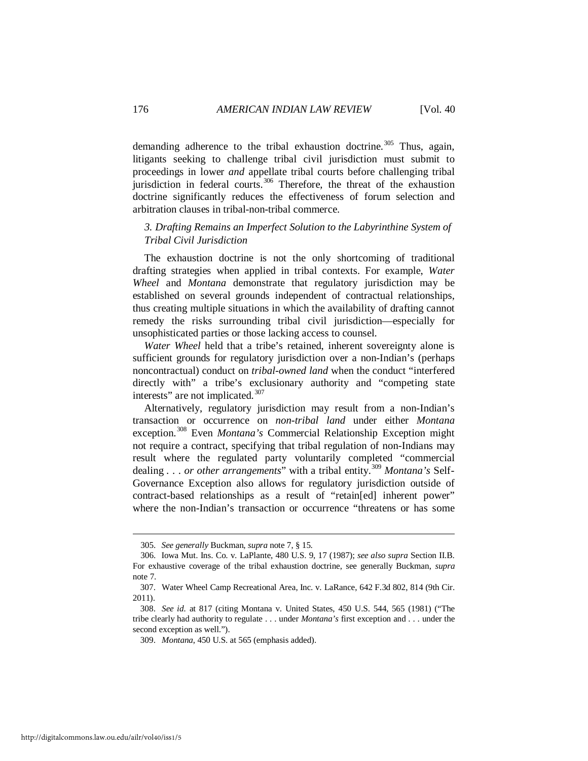demanding adherence to the tribal exhaustion doctrine.[305] Thus, again, litigants seeking to challenge tribal civil jurisdiction must submit to proceedings in lower *and* appellate tribal courts before challenging tribal jurisdiction in federal courts.[306] Therefore, the threat of the exhaustion doctrine significantly reduces the effectiveness of forum selection and arbitration clauses in tribal-non-tribal commerce.

### *3. Drafting Remains an Imperfect Solution to the Labyrinthine System of Tribal Civil Jurisdiction*

The exhaustion doctrine is not the only shortcoming of traditional drafting strategies when applied in tribal contexts. For example, *Water Wheel* and *Montana* demonstrate that regulatory jurisdiction may be established on several grounds independent of contractual relationships, thus creating multiple situations in which the availability of drafting cannot remedy the risks surrounding tribal civil jurisdiction—especially for unsophisticated parties or those lacking access to counsel.

*Water Wheel* held that a tribe's retained, inherent sovereignty alone is sufficient grounds for regulatory jurisdiction over a non-Indian's (perhaps noncontractual) conduct on *tribal-owned land* when the conduct "interfered directly with" a tribe's exclusionary authority and "competing state interests" are not implicated.[307]

Alternatively, regulatory jurisdiction may result from a non-Indian's transaction or occurrence on *non-tribal land* under either *Montana* exception.[308] Even *Montana's* Commercial Relationship Exception might not require a contract, specifying that tribal regulation of non-Indians may result where the regulated party voluntarily completed "commercial dealing . . . *or other arrangements*" with a tribal entity.[309] *Montana's* Self-Governance Exception also allows for regulatory jurisdiction outside of contract-based relationships as a result of "retain[ed] inherent power" where the non-Indian's transaction or occurrence "threatens or has some

---

305. *See generally* Buckman, *supra* note 7, § 15.

306. Iowa Mut. Ins. Co. v. LaPlante, 480 U.S. 9, 17 (1987); *see also supra* Section II.B. For exhaustive coverage of the tribal exhaustion doctrine, see generally Buckman, *supra* note 7.

307. Water Wheel Camp Recreational Area, Inc. v. LaRance, 642 F.3d 802, 814 (9th Cir. 2011).

308. *See id.* at 817 (citing Montana v. United States, 450 U.S. 544, 565 (1981) ("The tribe clearly had authority to regulate . . . under *Montana's* first exception and . . . under the second exception as well.").

309. *Montana*, 450 U.S. at 565 (emphasis added).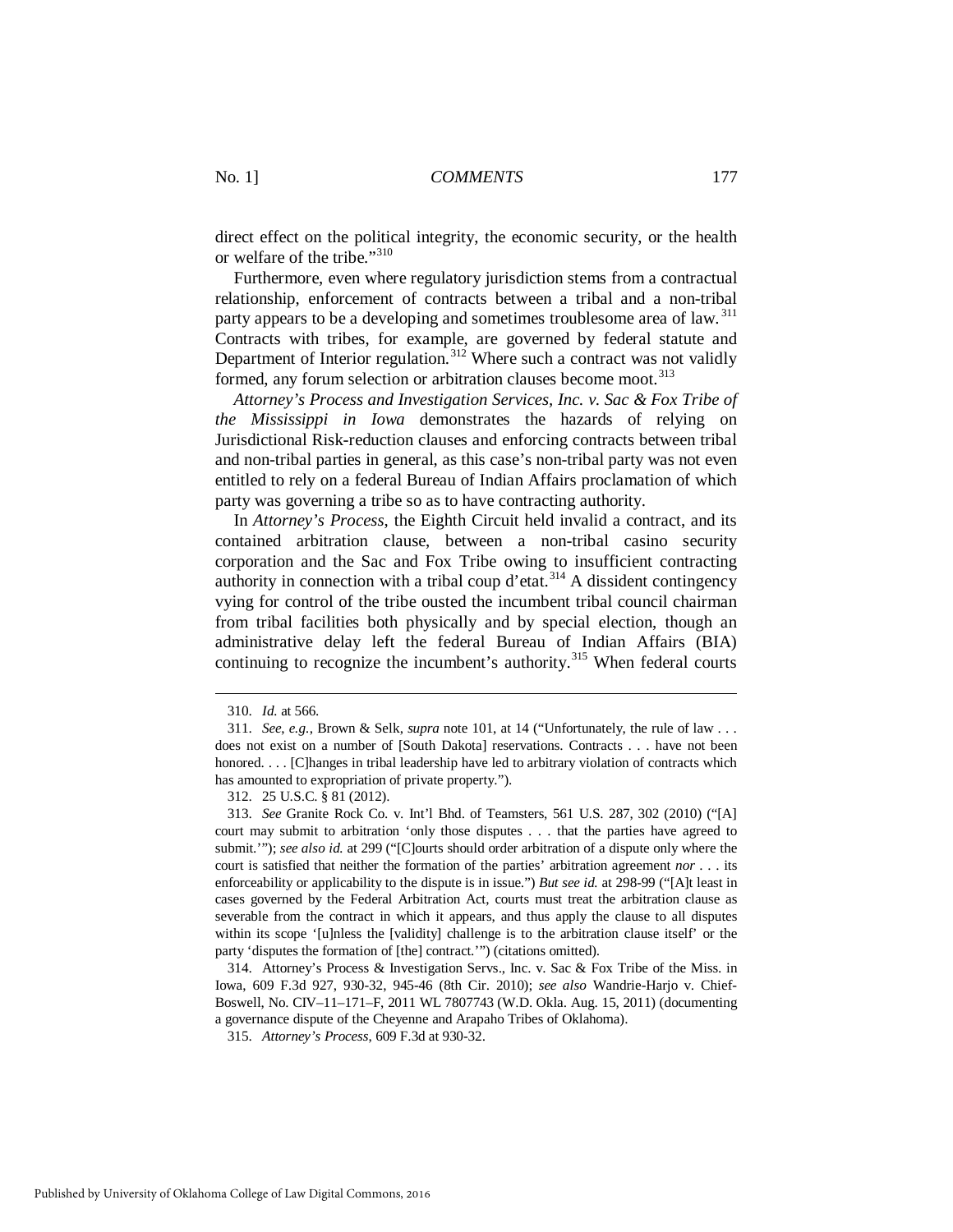direct effect on the political integrity, the economic security, or the health or welfare of the tribe."[310]

Furthermore, even where regulatory jurisdiction stems from a contractual relationship, enforcement of contracts between a tribal and a non-tribal party appears to be a developing and sometimes troublesome area of law.[311] Contracts with tribes, for example, are governed by federal statute and Department of Interior regulation.[312] Where such a contract was not validly formed, any forum selection or arbitration clauses become moot.[313]

*Attorney's Process and Investigation Services, Inc. v. Sac & Fox Tribe of the Mississippi in Iowa* demonstrates the hazards of relying on Jurisdictional Risk-reduction clauses and enforcing contracts between tribal and non-tribal parties in general, as this case's non-tribal party was not even entitled to rely on a federal Bureau of Indian Affairs proclamation of which party was governing a tribe so as to have contracting authority.

In *Attorney's Process*, the Eighth Circuit held invalid a contract, and its contained arbitration clause, between a non-tribal casino security corporation and the Sac and Fox Tribe owing to insufficient contracting authority in connection with a tribal coup d'etat.[314] A dissident contingency vying for control of the tribe ousted the incumbent tribal council chairman from tribal facilities both physically and by special election, though an administrative delay left the federal Bureau of Indian Affairs (BIA) continuing to recognize the incumbent's authority.[315] When federal courts

---

310. *Id.* at 566.

311. *See, e.g.*, Brown & Selk, *supra* note 101, at 14 ("Unfortunately, the rule of law . . . does not exist on a number of [South Dakota] reservations. Contracts . . . have not been honored. . . . [C]hanges in tribal leadership have led to arbitrary violation of contracts which has amounted to expropriation of private property.").

312. 25 U.S.C. § 81 (2012).

313. *See* Granite Rock Co. v. Int'l Bhd. of Teamsters, 561 U.S. 287, 302 (2010) ("[A] court may submit to arbitration 'only those disputes . . . that the parties have agreed to submit.'"); *see also id.* at 299 ("[C]ourts should order arbitration of a dispute only where the court is satisfied that neither the formation of the parties' arbitration agreement *nor* . . . its enforceability or applicability to the dispute is in issue.") *But see id.* at 298-99 ("[A]t least in cases governed by the Federal Arbitration Act, courts must treat the arbitration clause as severable from the contract in which it appears, and thus apply the clause to all disputes within its scope '[u]nless the [validity] challenge is to the arbitration clause itself' or the party 'disputes the formation of [the] contract.'") (citations omitted).

314. Attorney's Process & Investigation Servs., Inc. v. Sac & Fox Tribe of the Miss. in Iowa, 609 F.3d 927, 930-32, 945-46 (8th Cir. 2010); *see also* Wandrie-Harjo v. Chief-Boswell, No. CIV–11–171–F, 2011 WL 7807743 (W.D. Okla. Aug. 15, 2011) (documenting a governance dispute of the Cheyenne and Arapaho Tribes of Oklahoma).

315. *Attorney's Process*, 609 F.3d at 930-32.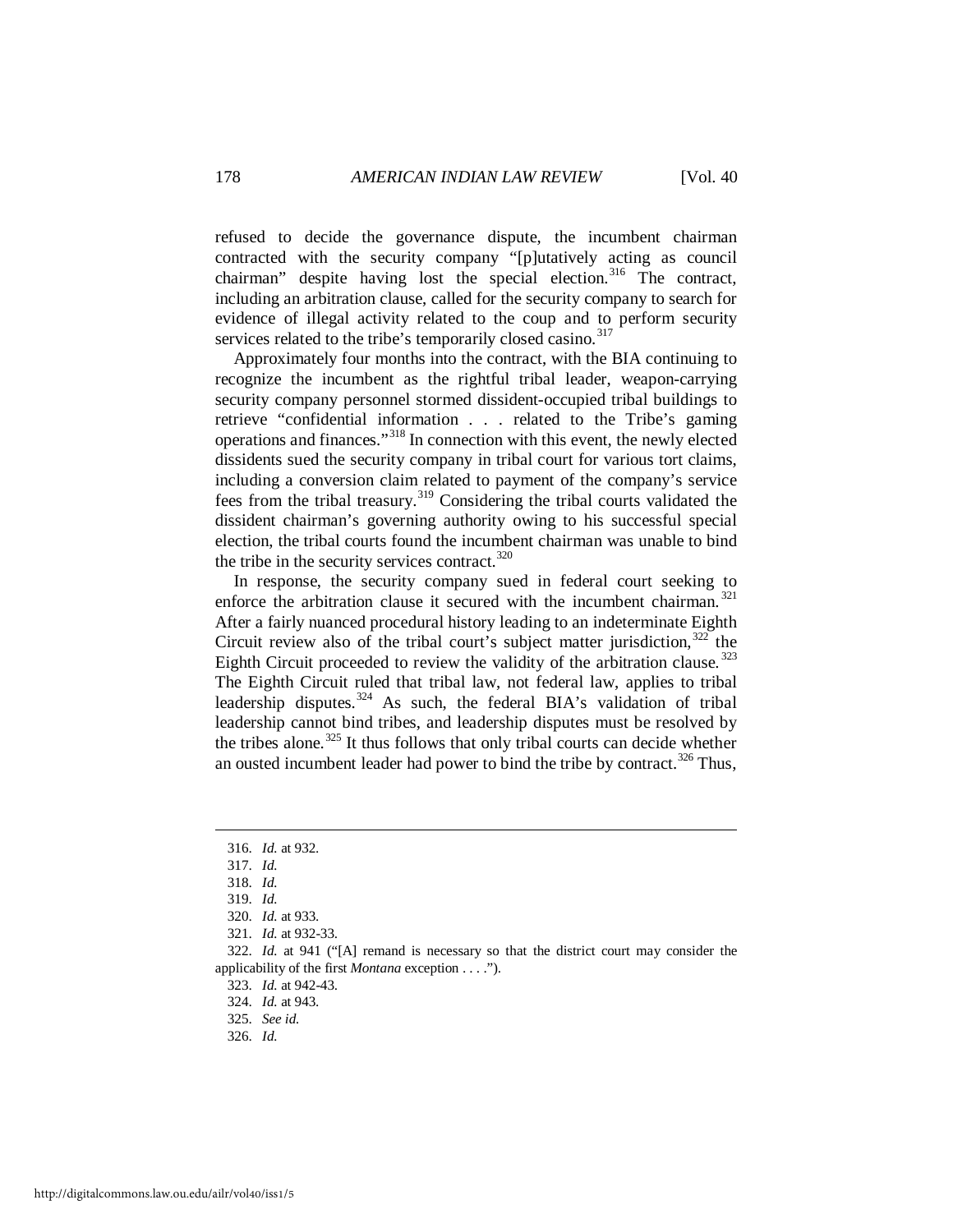refused to decide the governance dispute, the incumbent chairman contracted with the security company "[p]utatively acting as council chairman" despite having lost the special election.[316] The contract, including an arbitration clause, called for the security company to search for evidence of illegal activity related to the coup and to perform security services related to the tribe's temporarily closed casino.[317]

Approximately four months into the contract, with the BIA continuing to recognize the incumbent as the rightful tribal leader, weapon-carrying security company personnel stormed dissident-occupied tribal buildings to retrieve "confidential information . . . related to the Tribe's gaming operations and finances."[318] In connection with this event, the newly elected dissidents sued the security company in tribal court for various tort claims, including a conversion claim related to payment of the company's service fees from the tribal treasury.[319] Considering the tribal courts validated the dissident chairman's governing authority owing to his successful special election, the tribal courts found the incumbent chairman was unable to bind the tribe in the security services contract.[320]

In response, the security company sued in federal court seeking to enforce the arbitration clause it secured with the incumbent chairman.[321] After a fairly nuanced procedural history leading to an indeterminate Eighth Circuit review also of the tribal court's subject matter jurisdiction,[322] the Eighth Circuit proceeded to review the validity of the arbitration clause.[323] The Eighth Circuit ruled that tribal law, not federal law, applies to tribal leadership disputes.[324] As such, the federal BIA's validation of tribal leadership cannot bind tribes, and leadership disputes must be resolved by the tribes alone.[325] It thus follows that only tribal courts can decide whether an ousted incumbent leader had power to bind the tribe by contract.[326] Thus,

---

316. *Id.* at 932.

317. *Id.*

318. *Id.*

319. *Id.*

320. *Id.* at 933.

321. *Id.* at 932-33.

322. *Id.* at 941 ("[A] remand is necessary so that the district court may consider the applicability of the first *Montana* exception . . . .").

323. *Id.* at 942-43.

324. *Id.* at 943.

325. *See id.*

326. *Id.*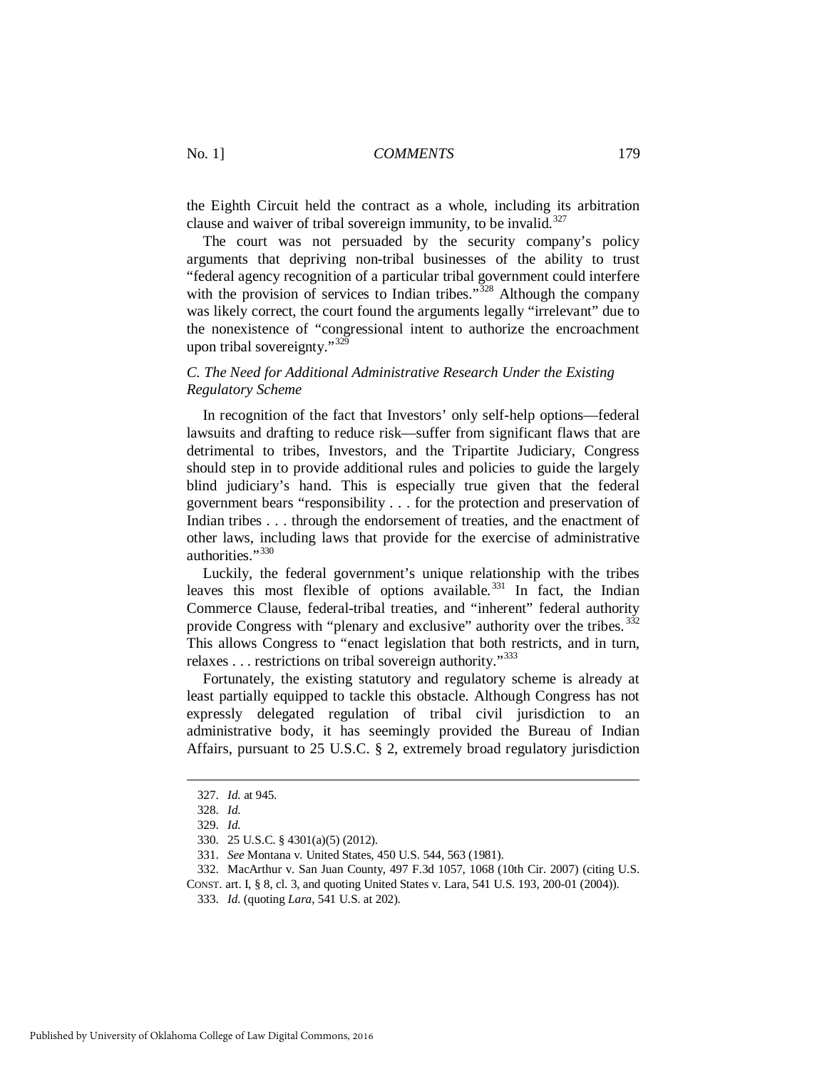the Eighth Circuit held the contract as a whole, including its arbitration clause and waiver of tribal sovereign immunity, to be invalid.[327]

The court was not persuaded by the security company's policy arguments that depriving non-tribal businesses of the ability to trust "federal agency recognition of a particular tribal government could interfere with the provision of services to Indian tribes."[328] Although the company was likely correct, the court found the arguments legally "irrelevant" due to the nonexistence of "congressional intent to authorize the encroachment upon tribal sovereignty."[329]

### *C. The Need for Additional Administrative Research Under the Existing Regulatory Scheme*

In recognition of the fact that Investors' only self-help options—federal lawsuits and drafting to reduce risk—suffer from significant flaws that are detrimental to tribes, Investors, and the Tripartite Judiciary, Congress should step in to provide additional rules and policies to guide the largely blind judiciary's hand. This is especially true given that the federal government bears "responsibility . . . for the protection and preservation of Indian tribes . . . through the endorsement of treaties, and the enactment of other laws, including laws that provide for the exercise of administrative authorities."[330]

Luckily, the federal government's unique relationship with the tribes leaves this most flexible of options available.[331] In fact, the Indian Commerce Clause, federal-tribal treaties, and "inherent" federal authority provide Congress with "plenary and exclusive" authority over the tribes.[332] This allows Congress to "enact legislation that both restricts, and in turn, relaxes . . . restrictions on tribal sovereign authority."[333]

Fortunately, the existing statutory and regulatory scheme is already at least partially equipped to tackle this obstacle. Although Congress has not expressly delegated regulation of tribal civil jurisdiction to an administrative body, it has seemingly provided the Bureau of Indian Affairs, pursuant to 25 U.S.C. § 2, extremely broad regulatory jurisdiction

---

327. *Id.* at 945.

328. *Id.*

329. *Id.*

330. 25 U.S.C. § 4301(a)(5) (2012).

331. *See* Montana v. United States, 450 U.S. 544, 563 (1981).

332. MacArthur v. San Juan County, 497 F.3d 1057, 1068 (10th Cir. 2007) (citing U.S. CONST. art. I, § 8, cl. 3, and quoting United States v. Lara, 541 U.S. 193, 200-01 (2004)).

333. *Id.* (quoting *Lara*, 541 U.S. at 202).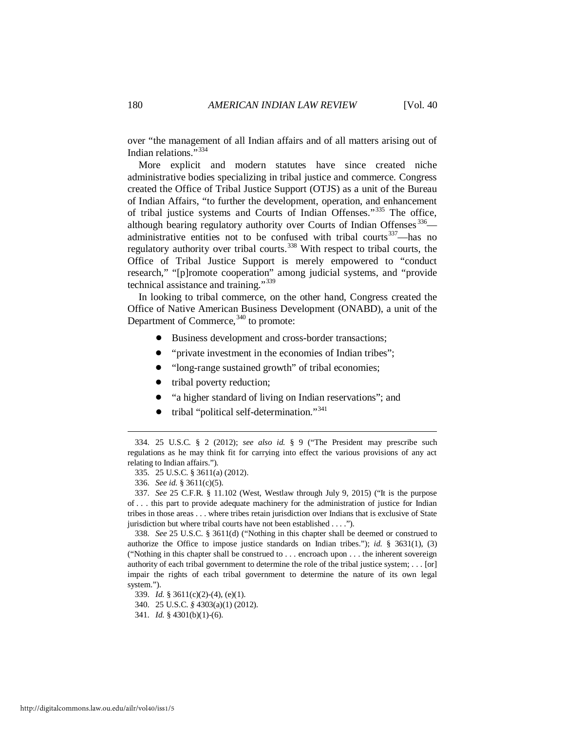over "the management of all Indian affairs and of all matters arising out of Indian relations."[334]

More explicit and modern statutes have since created niche administrative bodies specializing in tribal justice and commerce. Congress created the Office of Tribal Justice Support (OTJS) as a unit of the Bureau of Indian Affairs, "to further the development, operation, and enhancement of tribal justice systems and Courts of Indian Offenses."[335] The office, although bearing regulatory authority over Courts of Indian Offenses[336]—administrative entities not to be confused with tribal courts[337]—has no regulatory authority over tribal courts.[338] With respect to tribal courts, the Office of Tribal Justice Support is merely empowered to "conduct research," "[p]romote cooperation" among judicial systems, and "provide technical assistance and training."[339]

In looking to tribal commerce, on the other hand, Congress created the Office of Native American Business Development (ONABD), a unit of the Department of Commerce,[340] to promote:

- Business development and cross-border transactions;
- "private investment in the economies of Indian tribes";
- "long-range sustained growth" of tribal economies;
- tribal poverty reduction;
- "a higher standard of living on Indian reservations"; and
- tribal "political self-determination."[341]

---

334. 25 U.S.C. § 2 (2012); *see also id.* § 9 ("The President may prescribe such regulations as he may think fit for carrying into effect the various provisions of any act relating to Indian affairs.").

335. 25 U.S.C. § 3611(a) (2012).

336. *See id.* § 3611(c)(5).

337. *See* 25 C.F.R. § 11.102 (West, Westlaw through July 9, 2015) ("It is the purpose of . . . this part to provide adequate machinery for the administration of justice for Indian tribes in those areas . . . where tribes retain jurisdiction over Indians that is exclusive of State jurisdiction but where tribal courts have not been established . . . .").

338. *See* 25 U.S.C. § 3611(d) ("Nothing in this chapter shall be deemed or construed to authorize the Office to impose justice standards on Indian tribes."); *id.* § 3631(1), (3) ("Nothing in this chapter shall be construed to . . . encroach upon . . . the inherent sovereign authority of each tribal government to determine the role of the tribal justice system; . . . [or] impair the rights of each tribal government to determine the nature of its own legal system.").

339. *Id.* § 3611(c)(2)-(4), (e)(1).

340. 25 U.S.C. *§* 4303(a)(1) (2012).

341. *Id.* § 4301(b)(1)-(6).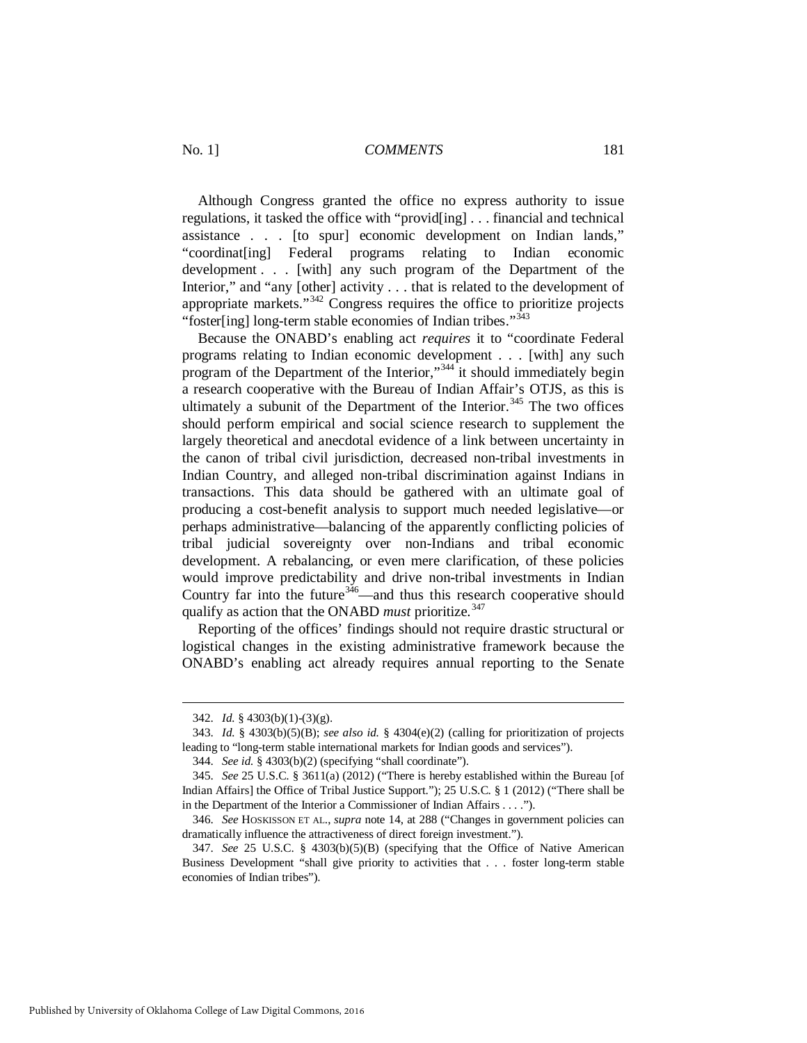Although Congress granted the office no express authority to issue regulations, it tasked the office with "provid[ing] . . . financial and technical assistance . . . [to spur] economic development on Indian lands," "coordinat[ing] Federal programs relating to Indian economic development . . . [with] any such program of the Department of the Interior," and "any [other] activity . . . that is related to the development of appropriate markets."[342] Congress requires the office to prioritize projects "foster[ing] long-term stable economies of Indian tribes."[343]

Because the ONABD's enabling act *requires* it to "coordinate Federal programs relating to Indian economic development . . . [with] any such program of the Department of the Interior,"[344] it should immediately begin a research cooperative with the Bureau of Indian Affair's OTJS, as this is ultimately a subunit of the Department of the Interior.[345] The two offices should perform empirical and social science research to supplement the largely theoretical and anecdotal evidence of a link between uncertainty in the canon of tribal civil jurisdiction, decreased non-tribal investments in Indian Country, and alleged non-tribal discrimination against Indians in transactions. This data should be gathered with an ultimate goal of producing a cost-benefit analysis to support much needed legislative—or perhaps administrative—balancing of the apparently conflicting policies of tribal judicial sovereignty over non-Indians and tribal economic development. A rebalancing, or even mere clarification, of these policies would improve predictability and drive non-tribal investments in Indian Country far into the future[346]—and thus this research cooperative should qualify as action that the ONABD *must* prioritize.[347]

Reporting of the offices' findings should not require drastic structural or logistical changes in the existing administrative framework because the ONABD's enabling act already requires annual reporting to the Senate

---

342. *Id.* § 4303(b)(1)-(3)(g).

343. *Id.* § 4303(b)(5)(B); *see also id.* § 4304(e)(2) (calling for prioritization of projects leading to "long-term stable international markets for Indian goods and services").

344. *See id.* § 4303(b)(2) (specifying "shall coordinate").

345. *See* 25 U.S.C. § 3611(a) (2012) ("There is hereby established within the Bureau [of Indian Affairs] the Office of Tribal Justice Support."); 25 U.S.C. § 1 (2012) ("There shall be in the Department of the Interior a Commissioner of Indian Affairs . . . .").

346. *See* HOSKISSON ET AL., *supra* note 14, at 288 ("Changes in government policies can dramatically influence the attractiveness of direct foreign investment.").

347. *See* 25 U.S.C. § 4303(b)(5)(B) (specifying that the Office of Native American Business Development "shall give priority to activities that . . . foster long-term stable economies of Indian tribes").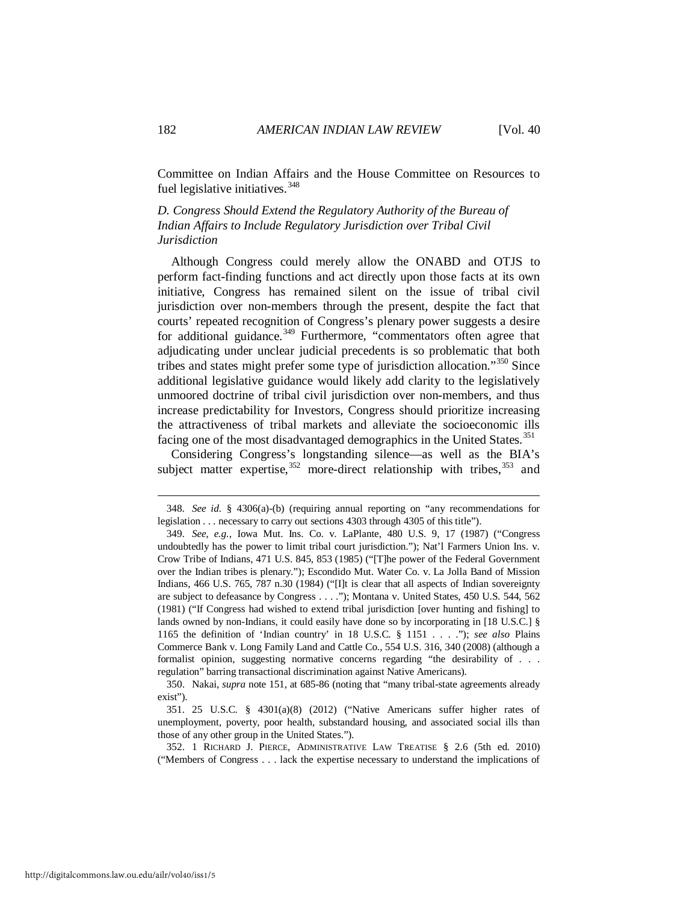Committee on Indian Affairs and the House Committee on Resources to fuel legislative initiatives.[348]

### *D. Congress Should Extend the Regulatory Authority of the Bureau of Indian Affairs to Include Regulatory Jurisdiction over Tribal Civil Jurisdiction*

Although Congress could merely allow the ONABD and OTJS to perform fact-finding functions and act directly upon those facts at its own initiative, Congress has remained silent on the issue of tribal civil jurisdiction over non-members through the present, despite the fact that courts' repeated recognition of Congress's plenary power suggests a desire for additional guidance.[349] Furthermore, "commentators often agree that adjudicating under unclear judicial precedents is so problematic that both tribes and states might prefer some type of jurisdiction allocation."[350] Since additional legislative guidance would likely add clarity to the legislatively unmoored doctrine of tribal civil jurisdiction over non-members, and thus increase predictability for Investors, Congress should prioritize increasing the attractiveness of tribal markets and alleviate the socioeconomic ills facing one of the most disadvantaged demographics in the United States.[351]

Considering Congress's longstanding silence—as well as the BIA's subject matter expertise,[352] more-direct relationship with tribes,[353] and

---

348. *See id.* § 4306(a)-(b) (requiring annual reporting on "any recommendations for legislation . . . necessary to carry out sections 4303 through 4305 of this title").

349. *See, e.g.*, Iowa Mut. Ins. Co. v. LaPlante, 480 U.S. 9, 17 (1987) ("Congress undoubtedly has the power to limit tribal court jurisdiction."); Nat'l Farmers Union Ins. v. Crow Tribe of Indians, 471 U.S. 845, 853 (1985) ("[T]he power of the Federal Government over the Indian tribes is plenary."); Escondido Mut. Water Co. v. La Jolla Band of Mission Indians, 466 U.S. 765, 787 n.30 (1984) ("[I]t is clear that all aspects of Indian sovereignty are subject to defeasance by Congress . . . ."); Montana v. United States, 450 U.S. 544, 562 (1981) ("If Congress had wished to extend tribal jurisdiction [over hunting and fishing] to lands owned by non-Indians, it could easily have done so by incorporating in [18 U.S.C.] § 1165 the definition of 'Indian country' in 18 U.S.C. § 1151 . . . ."); *see also* Plains Commerce Bank v. Long Family Land and Cattle Co., 554 U.S. 316, 340 (2008) (although a formalist opinion, suggesting normative concerns regarding "the desirability of . . . regulation" barring transactional discrimination against Native Americans).

350. Nakai, *supra* note 151, at 685-86 (noting that "many tribal-state agreements already exist").

351. 25 U.S.C. § 4301(a)(8) (2012) ("Native Americans suffer higher rates of unemployment, poverty, poor health, substandard housing, and associated social ills than those of any other group in the United States.").

352. 1 RICHARD J. PIERCE, ADMINISTRATIVE LAW TREATISE § 2.6 (5th ed. 2010) ("Members of Congress . . . lack the expertise necessary to understand the implications of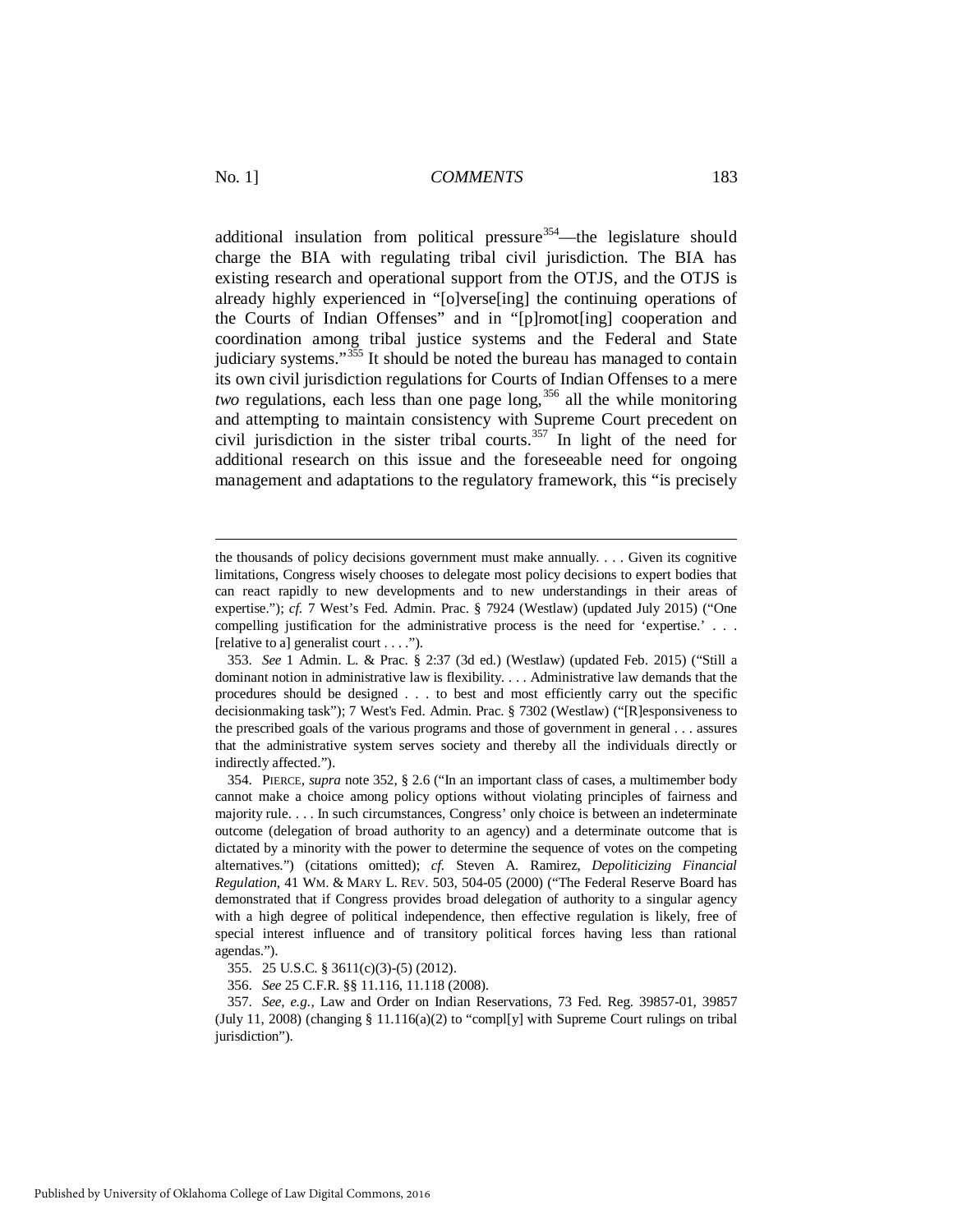additional insulation from political pressure[354]—the legislature should charge the BIA with regulating tribal civil jurisdiction. The BIA has existing research and operational support from the OTJS, and the OTJS is already highly experienced in "[o]verse[ing] the continuing operations of the Courts of Indian Offenses" and in "[p]romot[ing] cooperation and coordination among tribal justice systems and the Federal and State judiciary systems."[355] It should be noted the bureau has managed to contain its own civil jurisdiction regulations for Courts of Indian Offenses to a mere *two* regulations, each less than one page long,[356] all the while monitoring and attempting to maintain consistency with Supreme Court precedent on civil jurisdiction in the sister tribal courts.[357] In light of the need for additional research on this issue and the foreseeable need for ongoing management and adaptations to the regulatory framework, this "is precisely

---

the thousands of policy decisions government must make annually. . . . Given its cognitive limitations, Congress wisely chooses to delegate most policy decisions to expert bodies that can react rapidly to new developments and to new understandings in their areas of expertise."); *cf.* 7 West's Fed. Admin. Prac. § 7924 (Westlaw) (updated July 2015) ("One compelling justification for the administrative process is the need for 'expertise.' . . . [relative to a] generalist court . . . .").

353. *See* 1 Admin. L. & Prac. § 2:37 (3d ed.) (Westlaw) (updated Feb. 2015) ("Still a dominant notion in administrative law is flexibility. . . . Administrative law demands that the procedures should be designed . . . to best and most efficiently carry out the specific decisionmaking task"); 7 West's Fed. Admin. Prac. § 7302 (Westlaw) ("[R]esponsiveness to the prescribed goals of the various programs and those of government in general . . . assures that the administrative system serves society and thereby all the individuals directly or indirectly affected.").

354. PIERCE, *supra* note 352, § 2.6 ("In an important class of cases, a multimember body cannot make a choice among policy options without violating principles of fairness and majority rule. . . . In such circumstances, Congress' only choice is between an indeterminate outcome (delegation of broad authority to an agency) and a determinate outcome that is dictated by a minority with the power to determine the sequence of votes on the competing alternatives.") (citations omitted); *cf.* Steven A. Ramirez, *Depoliticizing Financial Regulation*, 41 WM. & MARY L. REV. 503, 504-05 (2000) ("The Federal Reserve Board has demonstrated that if Congress provides broad delegation of authority to a singular agency with a high degree of political independence, then effective regulation is likely, free of special interest influence and of transitory political forces having less than rational agendas.").

355. 25 U.S.C. § 3611(c)(3)-(5) (2012).

356. *See* 25 C.F.R. §§ 11.116, 11.118 (2008).

357. *See, e.g.*, Law and Order on Indian Reservations, 73 Fed. Reg. 39857-01, 39857 (July 11, 2008) (changing § 11.116(a)(2) to "compl[y] with Supreme Court rulings on tribal jurisdiction").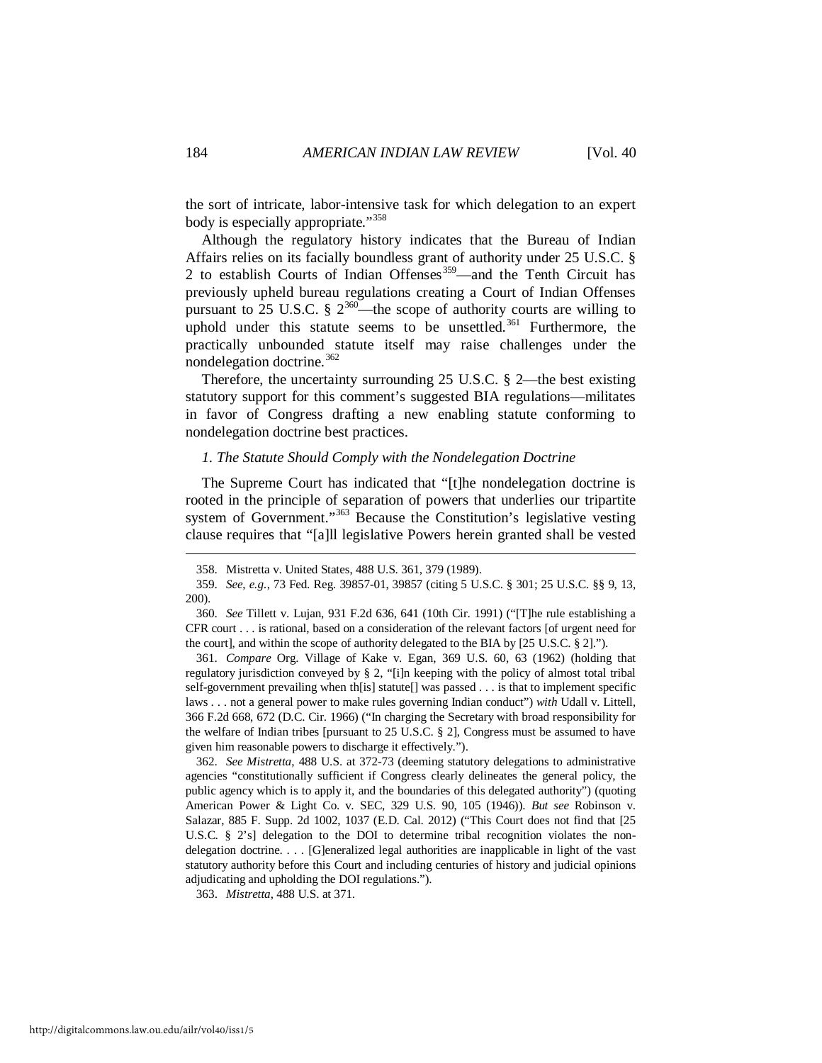the sort of intricate, labor-intensive task for which delegation to an expert body is especially appropriate."[358]

Although the regulatory history indicates that the Bureau of Indian Affairs relies on its facially boundless grant of authority under 25 U.S.C. § 2 to establish Courts of Indian Offenses[359]—and the Tenth Circuit has previously upheld bureau regulations creating a Court of Indian Offenses pursuant to 25 U.S.C. § 2[360]—the scope of authority courts are willing to uphold under this statute seems to be unsettled.[361] Furthermore, the practically unbounded statute itself may raise challenges under the nondelegation doctrine.[362]

Therefore, the uncertainty surrounding 25 U.S.C. § 2—the best existing statutory support for this comment's suggested BIA regulations—militates in favor of Congress drafting a new enabling statute conforming to nondelegation doctrine best practices.

*1. The Statute Should Comply with the Nondelegation Doctrine*

The Supreme Court has indicated that "[t]he nondelegation doctrine is rooted in the principle of separation of powers that underlies our tripartite system of Government."[363] Because the Constitution's legislative vesting clause requires that "[a]ll legislative Powers herein granted shall be vested

---

358. Mistretta v. United States, 488 U.S. 361, 379 (1989).

359. *See, e.g.*, 73 Fed. Reg. 39857-01, 39857 (citing 5 U.S.C. § 301; 25 U.S.C. §§ 9, 13, 200).

360. *See* Tillett v. Lujan, 931 F.2d 636, 641 (10th Cir. 1991) ("[T]he rule establishing a CFR court . . . is rational, based on a consideration of the relevant factors [of urgent need for the court], and within the scope of authority delegated to the BIA by [25 U.S.C. § 2].").

361. *Compare* Org. Village of Kake v. Egan, 369 U.S. 60, 63 (1962) (holding that regulatory jurisdiction conveyed by § 2, "[i]n keeping with the policy of almost total tribal self-government prevailing when th[is] statute[] was passed . . . is that to implement specific laws . . . not a general power to make rules governing Indian conduct") *with* Udall v. Littell, 366 F.2d 668, 672 (D.C. Cir. 1966) ("In charging the Secretary with broad responsibility for the welfare of Indian tribes [pursuant to 25 U.S.C. § 2], Congress must be assumed to have given him reasonable powers to discharge it effectively.").

362. *See Mistretta*, 488 U.S. at 372-73 (deeming statutory delegations to administrative agencies "constitutionally sufficient if Congress clearly delineates the general policy, the public agency which is to apply it, and the boundaries of this delegated authority") (quoting American Power & Light Co. v. SEC, 329 U.S. 90, 105 (1946)). *But see* Robinson v. Salazar, 885 F. Supp. 2d 1002, 1037 (E.D. Cal. 2012) ("This Court does not find that [25 U.S.C. § 2's] delegation to the DOI to determine tribal recognition violates the non-delegation doctrine. . . . [G]eneralized legal authorities are inapplicable in light of the vast statutory authority before this Court and including centuries of history and judicial opinions adjudicating and upholding the DOI regulations.").

363. *Mistretta*, 488 U.S. at 371.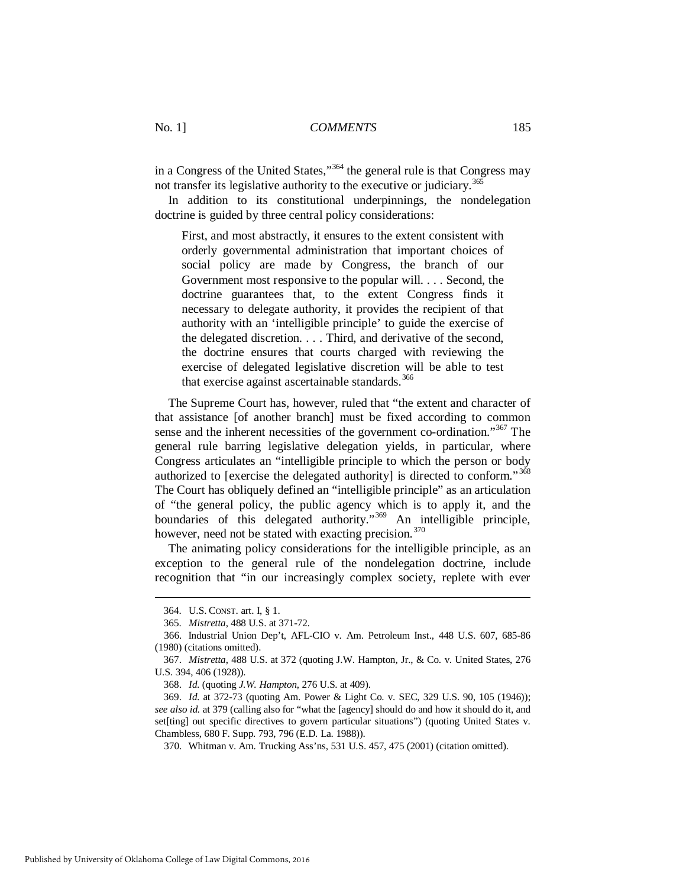in a Congress of the United States,"[364] the general rule is that Congress may not transfer its legislative authority to the executive or judiciary.[365]

In addition to its constitutional underpinnings, the nondelegation doctrine is guided by three central policy considerations:

> First, and most abstractly, it ensures to the extent consistent with orderly governmental administration that important choices of social policy are made by Congress, the branch of our Government most responsive to the popular will. . . . Second, the doctrine guarantees that, to the extent Congress finds it necessary to delegate authority, it provides the recipient of that authority with an 'intelligible principle' to guide the exercise of the delegated discretion. . . . Third, and derivative of the second, the doctrine ensures that courts charged with reviewing the exercise of delegated legislative discretion will be able to test that exercise against ascertainable standards.[366]

The Supreme Court has, however, ruled that "the extent and character of that assistance [of another branch] must be fixed according to common sense and the inherent necessities of the government co-ordination."[367] The general rule barring legislative delegation yields, in particular, where Congress articulates an "intelligible principle to which the person or body authorized to [exercise the delegated authority] is directed to conform."[368] The Court has obliquely defined an "intelligible principle" as an articulation of "the general policy, the public agency which is to apply it, and the boundaries of this delegated authority."[369] An intelligible principle, however, need not be stated with exacting precision.[370]

The animating policy considerations for the intelligible principle, as an exception to the general rule of the nondelegation doctrine, include recognition that "in our increasingly complex society, replete with ever

---

364. U.S. CONST. art. I, § 1.

365. *Mistretta*, 488 U.S. at 371-72.

366. Industrial Union Dep't, AFL-CIO v. Am. Petroleum Inst., 448 U.S. 607, 685-86 (1980) (citations omitted).

367. *Mistretta*, 488 U.S. at 372 (quoting J.W. Hampton, Jr., & Co. v. United States, 276 U.S. 394, 406 (1928)).

368. *Id.* (quoting *J.W. Hampton*, 276 U.S. at 409).

369. *Id.* at 372-73 (quoting Am. Power & Light Co. v. SEC, 329 U.S. 90, 105 (1946)); *see also id.* at 379 (calling also for "what the [agency] should do and how it should do it, and set[ting] out specific directives to govern particular situations") (quoting United States v. Chambless, 680 F. Supp. 793, 796 (E.D. La. 1988)).

370. Whitman v. Am. Trucking Ass'ns, 531 U.S. 457, 475 (2001) (citation omitted).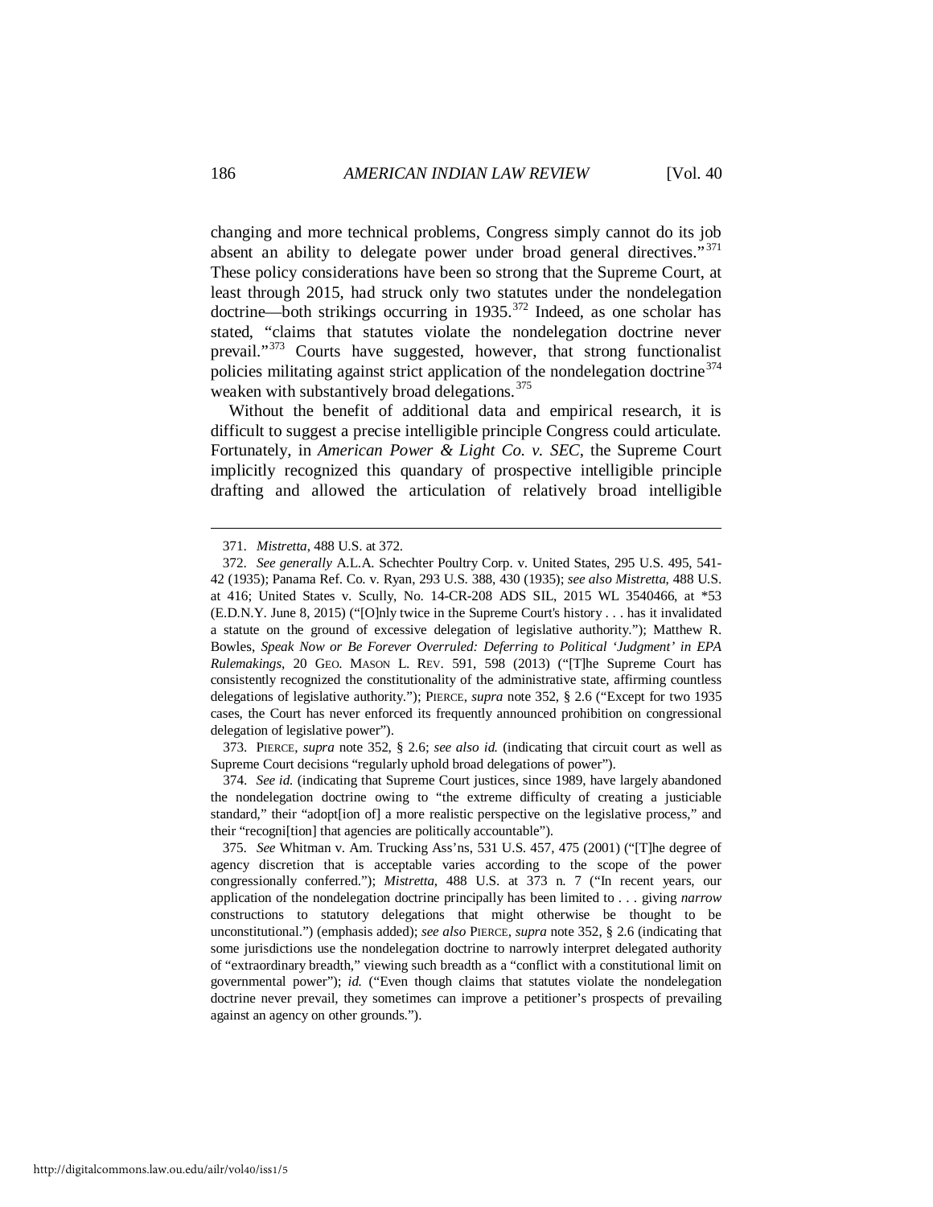changing and more technical problems, Congress simply cannot do its job absent an ability to delegate power under broad general directives."[371] These policy considerations have been so strong that the Supreme Court, at least through 2015, had struck only two statutes under the nondelegation doctrine—both strikings occurring in 1935.[372] Indeed, as one scholar has stated, "claims that statutes violate the nondelegation doctrine never prevail."[373] Courts have suggested, however, that strong functionalist policies militating against strict application of the nondelegation doctrine[374] weaken with substantively broad delegations.[375]

Without the benefit of additional data and empirical research, it is difficult to suggest a precise intelligible principle Congress could articulate. Fortunately, in *American Power & Light Co. v. SEC*, the Supreme Court implicitly recognized this quandary of prospective intelligible principle drafting and allowed the articulation of relatively broad intelligible

---

371. *Mistretta*, 488 U.S. at 372.

372. *See generally* A.L.A. Schechter Poultry Corp. v. United States, 295 U.S. 495, 541-42 (1935); Panama Ref. Co. v. Ryan, 293 U.S. 388, 430 (1935); *see also Mistretta*, 488 U.S. at 416; United States v. Scully, No. 14-CR-208 ADS SIL, 2015 WL 3540466, at *53 (E.D.N.Y. June 8, 2015) ("[O]nly twice in the Supreme Court's history . . . has it invalidated a statute on the ground of excessive delegation of legislative authority."); Matthew R. Bowles, *Speak Now or Be Forever Overruled: Deferring to Political 'Judgment' in EPA Rulemakings*, 20 GEO. MASON L. REV. 591, 598 (2013) ("[T]he Supreme Court has consistently recognized the constitutionality of the administrative state, affirming countless delegations of legislative authority."); PIERCE, *supra* note 352, § 2.6 ("Except for two 1935 cases, the Court has never enforced its frequently announced prohibition on congressional delegation of legislative power").

373. PIERCE, *supra* note 352, § 2.6; *see also id.* (indicating that circuit court as well as Supreme Court decisions "regularly uphold broad delegations of power").

374. *See id.* (indicating that Supreme Court justices, since 1989, have largely abandoned the nondelegation doctrine owing to "the extreme difficulty of creating a justiciable standard," their "adopt[ion of] a more realistic perspective on the legislative process," and their "recogni[tion] that agencies are politically accountable").

375. *See* Whitman v. Am. Trucking Ass'ns, 531 U.S. 457, 475 (2001) ("[T]he degree of agency discretion that is acceptable varies according to the scope of the power congressionally conferred."); *Mistretta*, 488 U.S. at 373 n. 7 ("In recent years, our application of the nondelegation doctrine principally has been limited to . . . giving *narrow* constructions to statutory delegations that might otherwise be thought to be unconstitutional.") (emphasis added); *see also* PIERCE, *supra* note 352, § 2.6 (indicating that some jurisdictions use the nondelegation doctrine to narrowly interpret delegated authority of "extraordinary breadth," viewing such breadth as a "conflict with a constitutional limit on governmental power"); *id.* ("Even though claims that statutes violate the nondelegation doctrine never prevail, they sometimes can improve a petitioner's prospects of prevailing against an agency on other grounds.").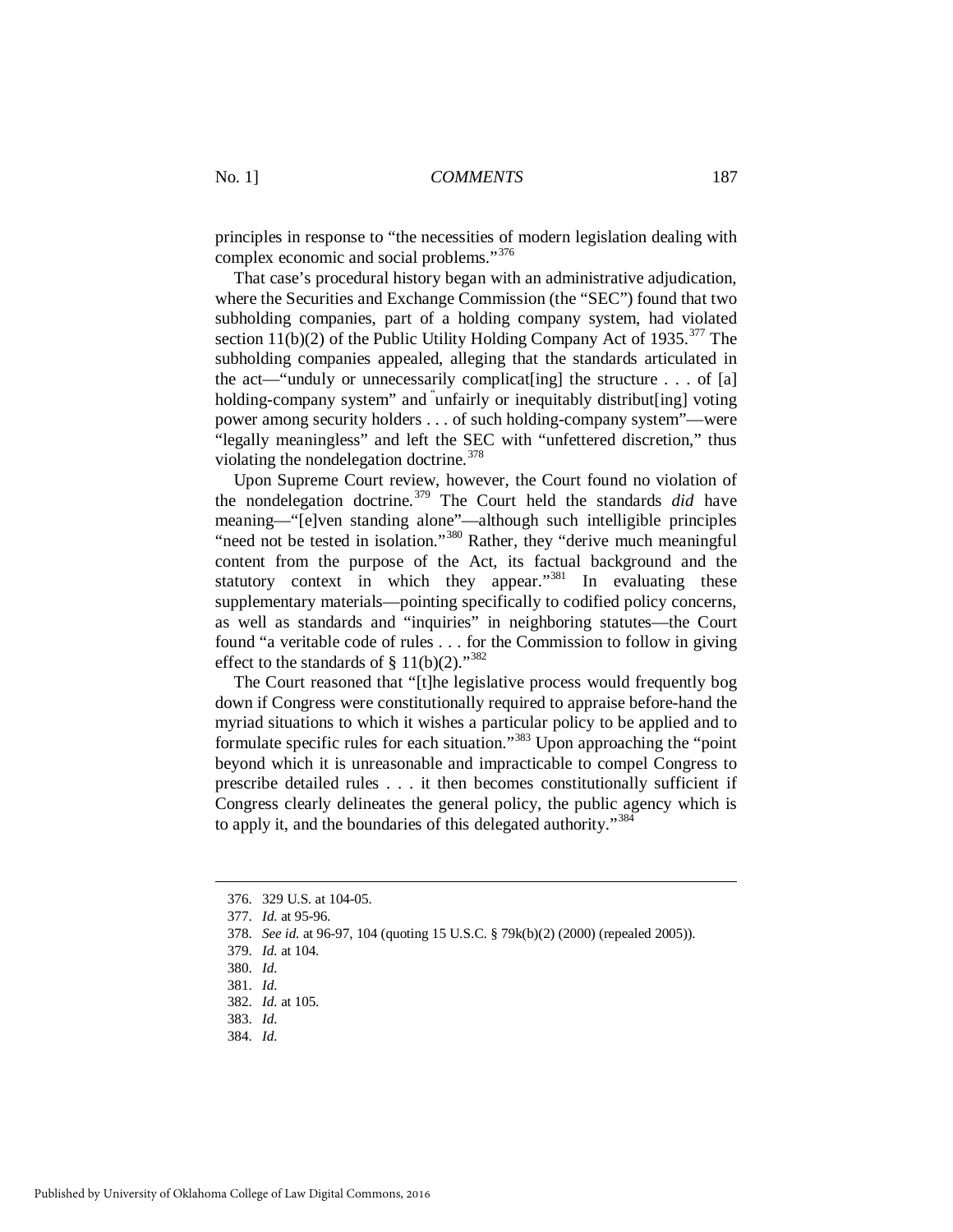principles in response to "the necessities of modern legislation dealing with complex economic and social problems."[376]

That case's procedural history began with an administrative adjudication, where the Securities and Exchange Commission (the "SEC") found that two subholding companies, part of a holding company system, had violated section 11(b)(2) of the Public Utility Holding Company Act of 1935.[377] The subholding companies appealed, alleging that the standards articulated in the act—"unduly or unnecessarily complicat[ing] the structure . . . of [a] holding-company system" and "unfairly or inequitably distribut[ing] voting power among security holders . . . of such holding-company system"—were "legally meaningless" and left the SEC with "unfettered discretion," thus violating the nondelegation doctrine.[378]

Upon Supreme Court review, however, the Court found no violation of the nondelegation doctrine.[379] The Court held the standards *did* have meaning—"[e]ven standing alone"—although such intelligible principles "need not be tested in isolation."[380] Rather, they "derive much meaningful content from the purpose of the Act, its factual background and the statutory context in which they appear."[381] In evaluating these supplementary materials—pointing specifically to codified policy concerns, as well as standards and "inquiries" in neighboring statutes—the Court found "a veritable code of rules . . . for the Commission to follow in giving effect to the standards of § 11(b)(2)."[382]

The Court reasoned that "[t]he legislative process would frequently bog down if Congress were constitutionally required to appraise before-hand the myriad situations to which it wishes a particular policy to be applied and to formulate specific rules for each situation."[383] Upon approaching the "point beyond which it is unreasonable and impracticable to compel Congress to prescribe detailed rules . . . it then becomes constitutionally sufficient if Congress clearly delineates the general policy, the public agency which is to apply it, and the boundaries of this delegated authority."[384]

---

376. 329 U.S. at 104-05.

377. *Id.* at 95-96.

378. *See id.* at 96-97, 104 (quoting 15 U.S.C. § 79k(b)(2) (2000) (repealed 2005)).

379. *Id.* at 104.

380. *Id.*

381. *Id.*

382. *Id.* at 105.

383. *Id.*

384. *Id.*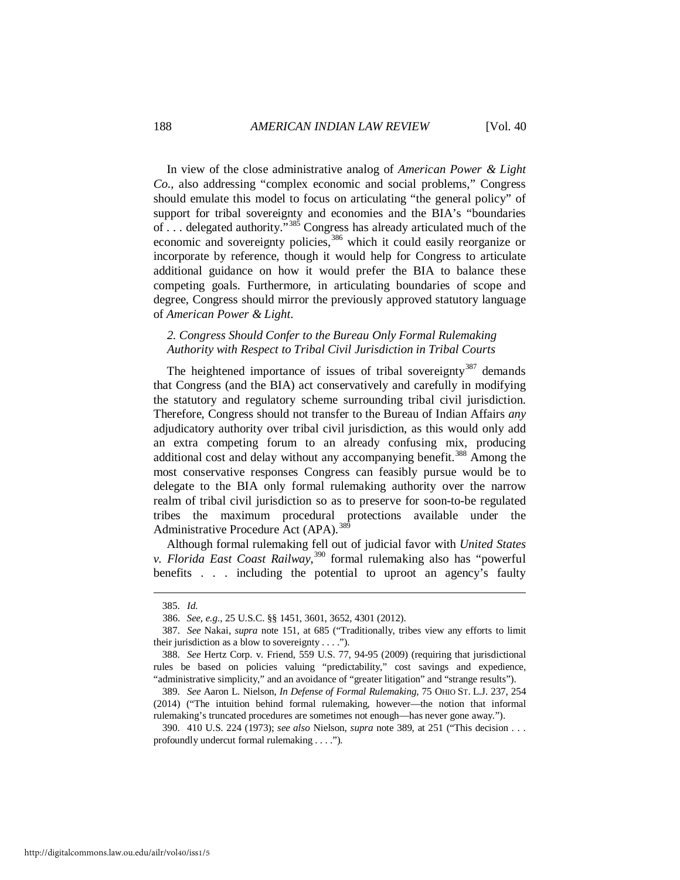In view of the close administrative analog of *American Power & Light Co.*, also addressing "complex economic and social problems," Congress should emulate this model to focus on articulating "the general policy" of support for tribal sovereignty and economies and the BIA's "boundaries of . . . delegated authority."[385] Congress has already articulated much of the economic and sovereignty policies,[386] which it could easily reorganize or incorporate by reference, though it would help for Congress to articulate additional guidance on how it would prefer the BIA to balance these competing goals. Furthermore, in articulating boundaries of scope and degree, Congress should mirror the previously approved statutory language of *American Power & Light*.

### *2. Congress Should Confer to the Bureau Only Formal Rulemaking Authority with Respect to Tribal Civil Jurisdiction in Tribal Courts*

The heightened importance of issues of tribal sovereignty[387] demands that Congress (and the BIA) act conservatively and carefully in modifying the statutory and regulatory scheme surrounding tribal civil jurisdiction. Therefore, Congress should not transfer to the Bureau of Indian Affairs *any* adjudicatory authority over tribal civil jurisdiction, as this would only add an extra competing forum to an already confusing mix, producing additional cost and delay without any accompanying benefit.[388] Among the most conservative responses Congress can feasibly pursue would be to delegate to the BIA only formal rulemaking authority over the narrow realm of tribal civil jurisdiction so as to preserve for soon-to-be regulated tribes the maximum procedural protections available under the Administrative Procedure Act (APA).[389]

Although formal rulemaking fell out of judicial favor with *United States v. Florida East Coast Railway*,[390] formal rulemaking also has "powerful benefits . . . including the potential to uproot an agency's faulty

---

385. *Id.*

386. *See, e.g.*, 25 U.S.C. §§ 1451, 3601, 3652, 4301 (2012).

387. *See* Nakai, *supra* note 151, at 685 ("Traditionally, tribes view any efforts to limit their jurisdiction as a blow to sovereignty . . . .").

388. *See* Hertz Corp. v. Friend, 559 U.S. 77, 94-95 (2009) (requiring that jurisdictional rules be based on policies valuing "predictability," cost savings and expedience, "administrative simplicity," and an avoidance of "greater litigation" and "strange results").

389. *See* Aaron L. Nielson, *In Defense of Formal Rulemaking*, 75 OHIO ST. L.J. 237, 254 (2014) ("The intuition behind formal rulemaking, however—the notion that informal rulemaking's truncated procedures are sometimes not enough—has never gone away.").

390. 410 U.S. 224 (1973); *see also* Nielson, *supra* note 389, at 251 ("This decision . . . profoundly undercut formal rulemaking . . . .").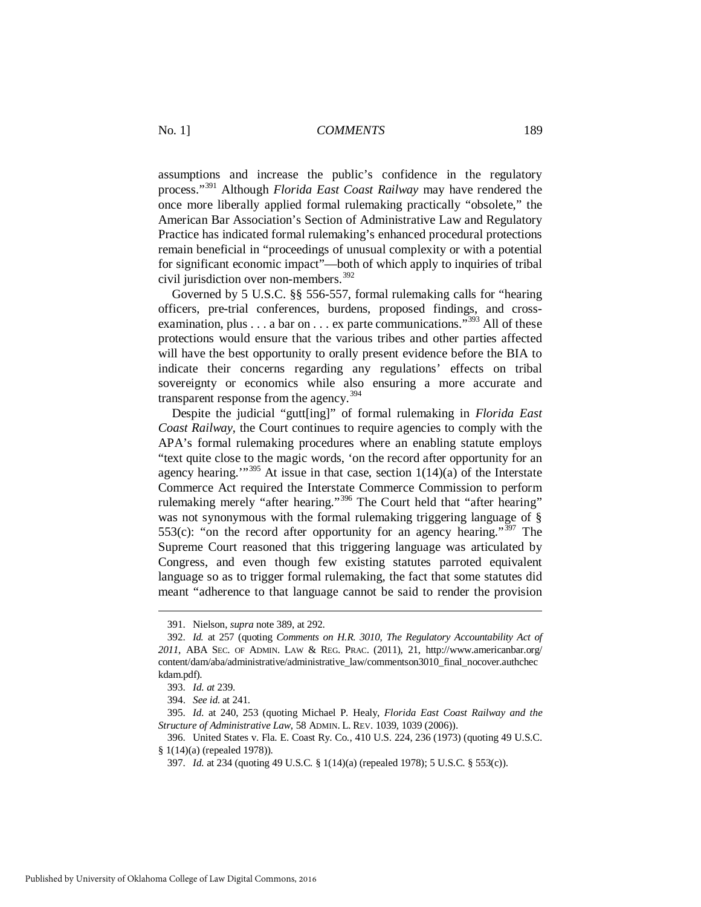assumptions and increase the public's confidence in the regulatory process."[391] Although *Florida East Coast Railway* may have rendered the once more liberally applied formal rulemaking practically "obsolete," the American Bar Association's Section of Administrative Law and Regulatory Practice has indicated formal rulemaking's enhanced procedural protections remain beneficial in "proceedings of unusual complexity or with a potential for significant economic impact"—both of which apply to inquiries of tribal civil jurisdiction over non-members.[392]

Governed by 5 U.S.C. §§ 556-557, formal rulemaking calls for "hearing officers, pre-trial conferences, burdens, proposed findings, and cross-examination, plus . . . a bar on . . . ex parte communications."[393] All of these protections would ensure that the various tribes and other parties affected will have the best opportunity to orally present evidence before the BIA to indicate their concerns regarding any regulations' effects on tribal sovereignty or economics while also ensuring a more accurate and transparent response from the agency.[394]

Despite the judicial "gutt[ing]" of formal rulemaking in *Florida East Coast Railway*, the Court continues to require agencies to comply with the APA's formal rulemaking procedures where an enabling statute employs "text quite close to the magic words, 'on the record after opportunity for an agency hearing.'"[395] At issue in that case, section 1(14)(a) of the Interstate Commerce Act required the Interstate Commerce Commission to perform rulemaking merely "after hearing."[396] The Court held that "after hearing" was not synonymous with the formal rulemaking triggering language of § 553(c): "on the record after opportunity for an agency hearing."[397] The Supreme Court reasoned that this triggering language was articulated by Congress, and even though few existing statutes parroted equivalent language so as to trigger formal rulemaking, the fact that some statutes did meant "adherence to that language cannot be said to render the provision

---

391. Nielson, *supra* note 389, at 292.

392. *Id.* at 257 (quoting *Comments on H.R. 3010, The Regulatory Accountability Act of 2011*, ABA SEC. OF ADMIN. LAW & REG. PRAC. (2011), 21, http://www.americanbar.org/content/dam/aba/administrative/administrative_law/commentson3010_final_nocover.authcheckdam.pdf).

393. *Id. at* 239.

394. *See id.* at 241.

395. *Id.* at 240, 253 (quoting Michael P. Healy, *Florida East Coast Railway and the Structure of Administrative Law*, 58 ADMIN. L. REV. 1039, 1039 (2006)).

396. United States v. Fla. E. Coast Ry. Co., 410 U.S. 224, 236 (1973) (quoting 49 U.S.C. § 1(14)(a) (repealed 1978)).

397. *Id.* at 234 (quoting 49 U.S.C. § 1(14)(a) (repealed 1978); 5 U.S.C. § 553(c)).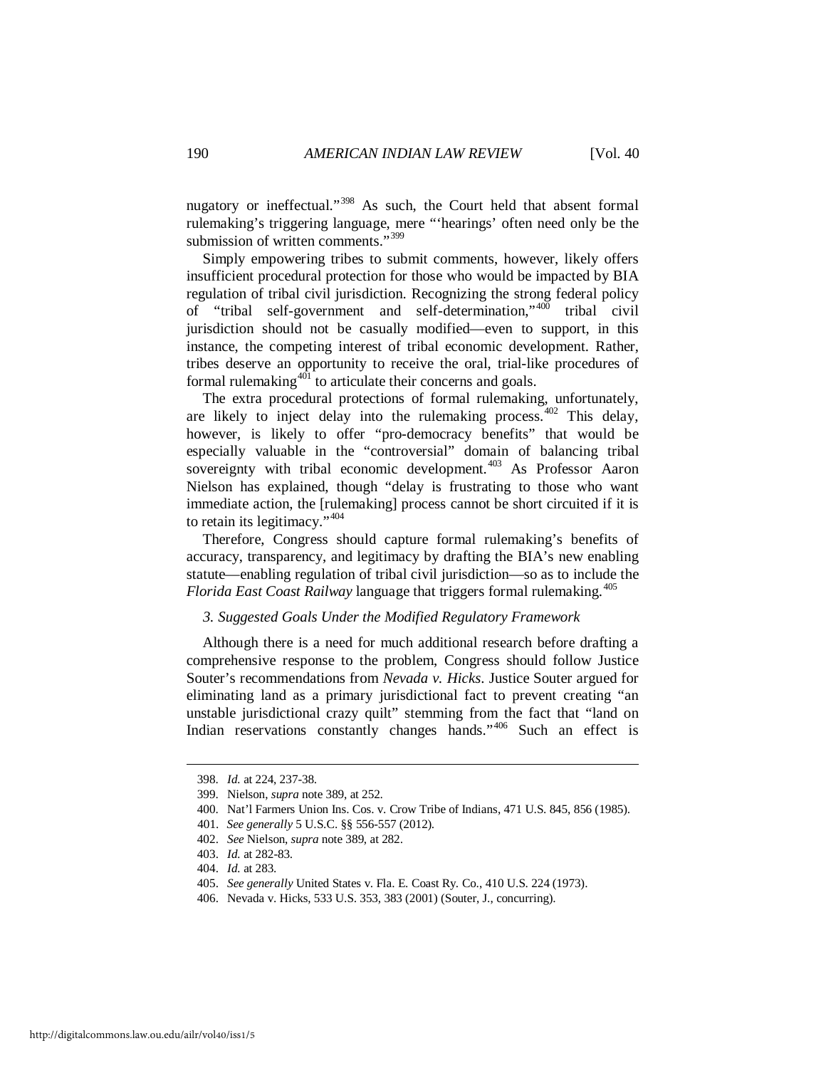nugatory or ineffectual."[398] As such, the Court held that absent formal rulemaking's triggering language, mere "'hearings' often need only be the submission of written comments."[399]

Simply empowering tribes to submit comments, however, likely offers insufficient procedural protection for those who would be impacted by BIA regulation of tribal civil jurisdiction. Recognizing the strong federal policy of "tribal self-government and self-determination,"[400] tribal civil jurisdiction should not be casually modified—even to support, in this instance, the competing interest of tribal economic development. Rather, tribes deserve an opportunity to receive the oral, trial-like procedures of formal rulemaking[401] to articulate their concerns and goals.

The extra procedural protections of formal rulemaking, unfortunately, are likely to inject delay into the rulemaking process.[402] This delay, however, is likely to offer "pro-democracy benefits" that would be especially valuable in the "controversial" domain of balancing tribal sovereignty with tribal economic development.[403] As Professor Aaron Nielson has explained, though "delay is frustrating to those who want immediate action, the [rulemaking] process cannot be short circuited if it is to retain its legitimacy."[404]

Therefore, Congress should capture formal rulemaking's benefits of accuracy, transparency, and legitimacy by drafting the BIA's new enabling statute—enabling regulation of tribal civil jurisdiction—so as to include the *Florida East Coast Railway* language that triggers formal rulemaking.[405]

### *3. Suggested Goals Under the Modified Regulatory Framework*

Although there is a need for much additional research before drafting a comprehensive response to the problem, Congress should follow Justice Souter's recommendations from *Nevada v. Hicks*. Justice Souter argued for eliminating land as a primary jurisdictional fact to prevent creating "an unstable jurisdictional crazy quilt" stemming from the fact that "land on Indian reservations constantly changes hands."[406] Such an effect is

---

398. *Id.* at 224, 237-38.

399. Nielson, *supra* note 389, at 252.

400. Nat'l Farmers Union Ins. Cos. v. Crow Tribe of Indians, 471 U.S. 845, 856 (1985).

401. *See generally* 5 U.S.C. §§ 556-557 (2012).

402. *See* Nielson, *supra* note 389, at 282.

403. *Id.* at 282-83.

404. *Id.* at 283.

405. *See generally* United States v. Fla. E. Coast Ry. Co., 410 U.S. 224 (1973).

406. Nevada v. Hicks, 533 U.S. 353, 383 (2001) (Souter, J., concurring).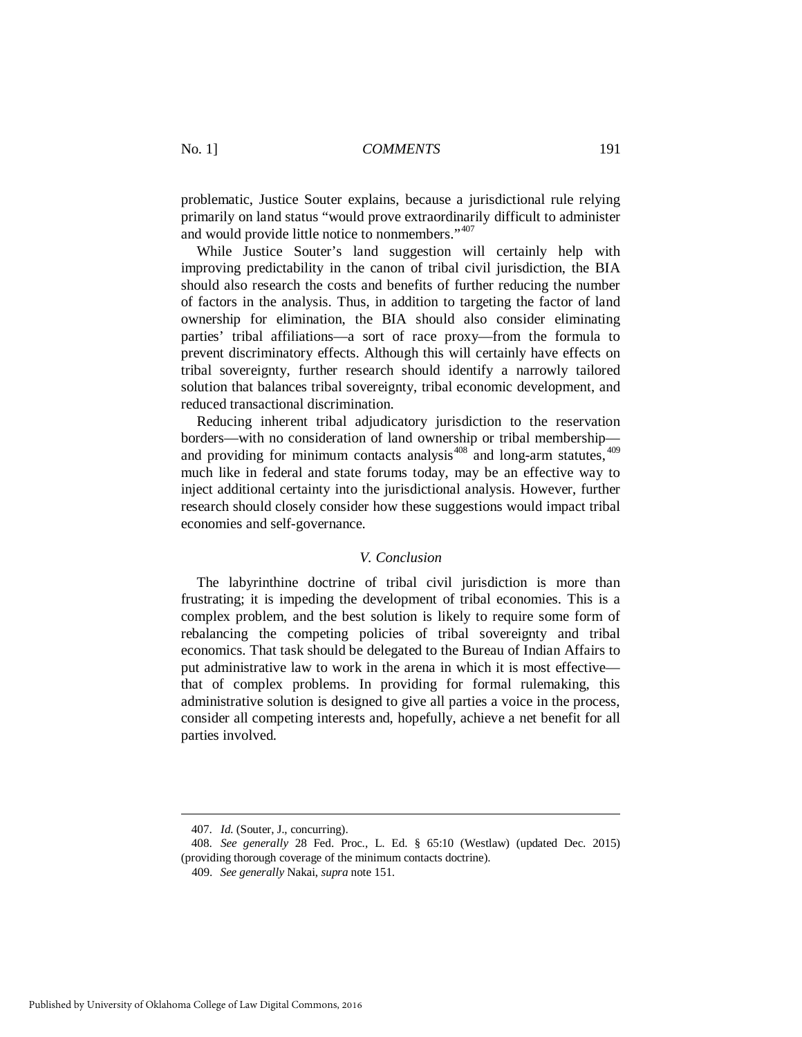problematic, Justice Souter explains, because a jurisdictional rule relying primarily on land status "would prove extraordinarily difficult to administer and would provide little notice to nonmembers."[407]

While Justice Souter's land suggestion will certainly help with improving predictability in the canon of tribal civil jurisdiction, the BIA should also research the costs and benefits of further reducing the number of factors in the analysis. Thus, in addition to targeting the factor of land ownership for elimination, the BIA should also consider eliminating parties' tribal affiliations—a sort of race proxy—from the formula to prevent discriminatory effects. Although this will certainly have effects on tribal sovereignty, further research should identify a narrowly tailored solution that balances tribal sovereignty, tribal economic development, and reduced transactional discrimination.

Reducing inherent tribal adjudicatory jurisdiction to the reservation borders—with no consideration of land ownership or tribal membership—and providing for minimum contacts analysis[408] and long-arm statutes,[409] much like in federal and state forums today, may be an effective way to inject additional certainty into the jurisdictional analysis. However, further research should closely consider how these suggestions would impact tribal economies and self-governance.

### *V. Conclusion*

The labyrinthine doctrine of tribal civil jurisdiction is more than frustrating; it is impeding the development of tribal economies. This is a complex problem, and the best solution is likely to require some form of rebalancing the competing policies of tribal sovereignty and tribal economics. That task should be delegated to the Bureau of Indian Affairs to put administrative law to work in the arena in which it is most effective—that of complex problems. In providing for formal rulemaking, this administrative solution is designed to give all parties a voice in the process, consider all competing interests and, hopefully, achieve a net benefit for all parties involved.

---

407. *Id.* (Souter, J., concurring).

408. *See generally* 28 Fed. Proc., L. Ed. § 65:10 (Westlaw) (updated Dec. 2015) (providing thorough coverage of the minimum contacts doctrine).

409. *See generally* Nakai, *supra* note 151.